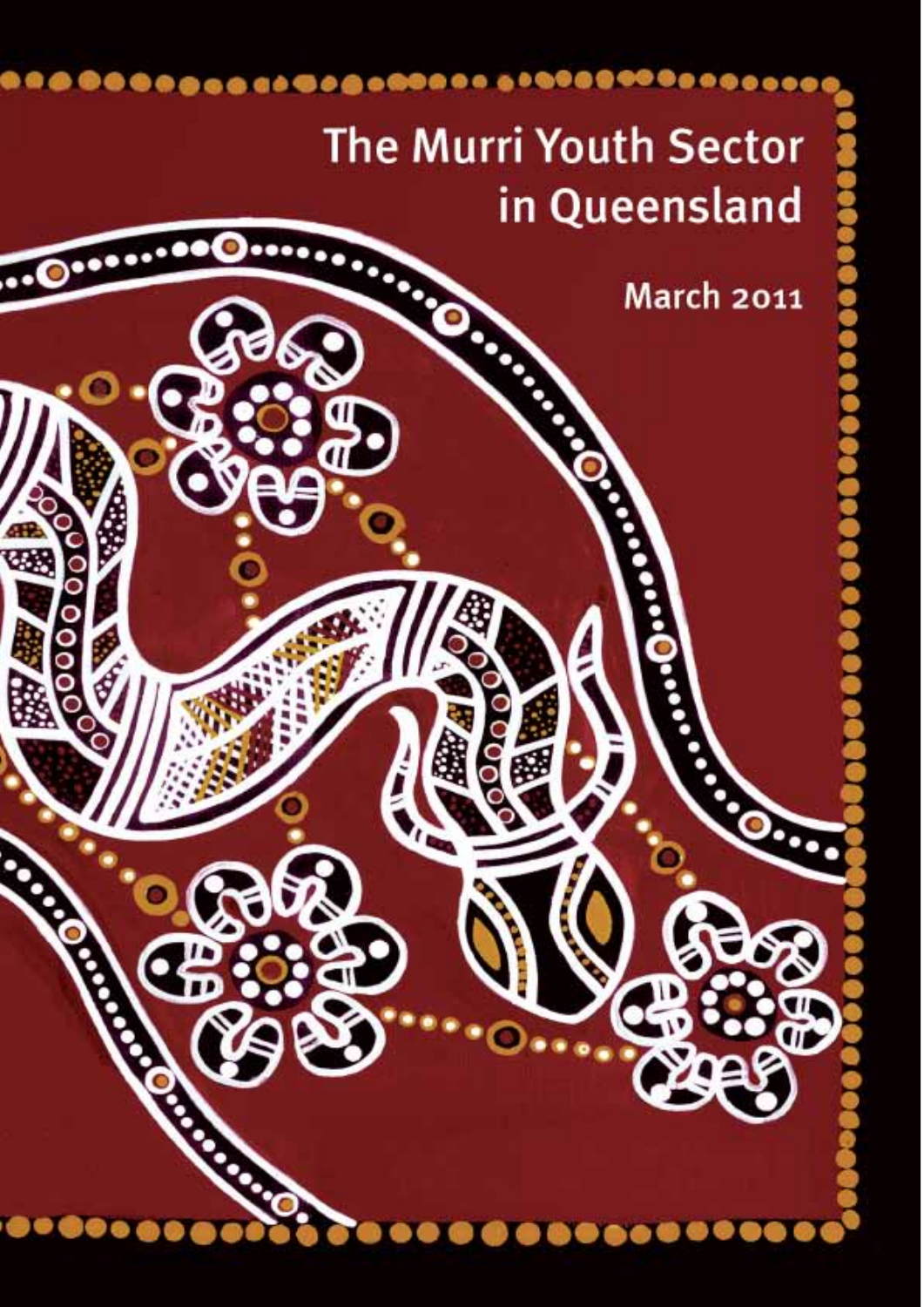# The Murri Youth Sector in Queensland

March 2011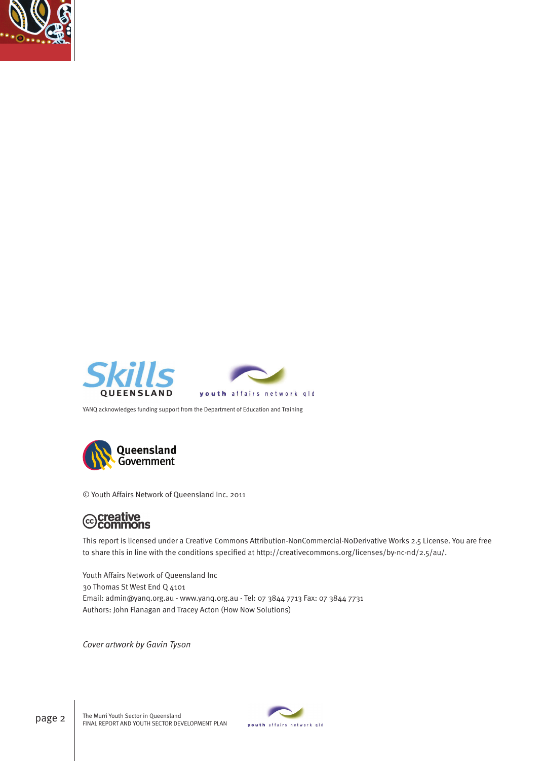YANQ acknowledges funding support from the Department of Education and Training

© Youth Affairs Network of Queensland Inc. 2011

This report is licensed under a Creative Commons Attribution-NonCommercial-NoDerivative Works 2.5 License. You are free to share this in line with the conditions specified at http://creativecommons.org/licenses/by-nc-nd/2.5/au/.

Youth Affairs Network of Queensland Inc
30 Thomas St West End Q 4101
Email: admin@yanq.org.au - www.yanq.org.au - Tel: 07 3844 7713 Fax: 07 3844 7731
Authors: John Flanagan and Tracey Acton (How Now Solutions)

*Cover artwork by Gavin Tyson*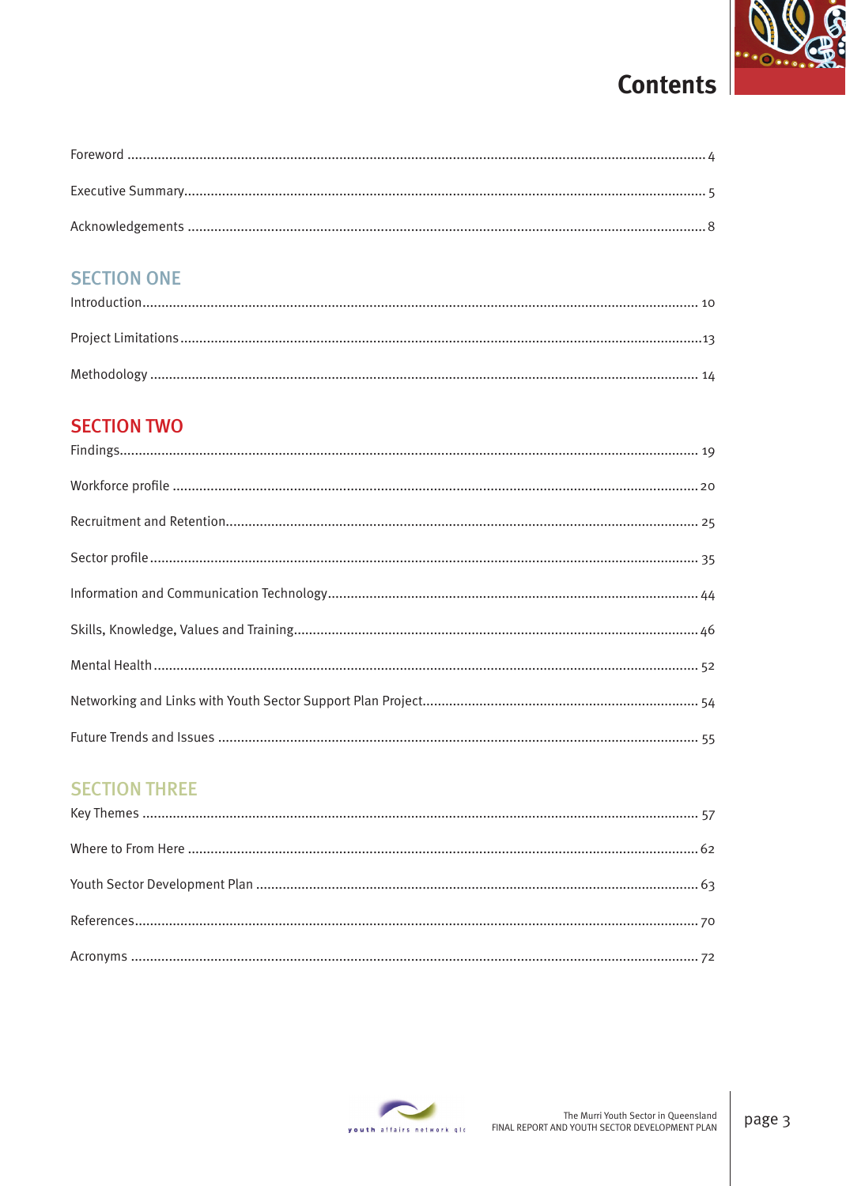# Contents

Foreword ..... 4

Executive Summary ..... 5

Acknowledgements ..... 8

## SECTION ONE

Introduction ..... 10

Project Limitations ..... 13

Methodology ..... 14

## SECTION TWO

Findings ..... 19

Workforce profile ..... 20

Recruitment and Retention ..... 25

Sector profile ..... 35

Information and Communication Technology ..... 44

Skills, Knowledge, Values and Training ..... 46

Mental Health ..... 52

Networking and Links with Youth Sector Support Plan Project ..... 54

Future Trends and Issues ..... 55

## SECTION THREE

Key Themes ..... 57

Where to From Here ..... 62

Youth Sector Development Plan ..... 63

References ..... 70

Acronyms ..... 72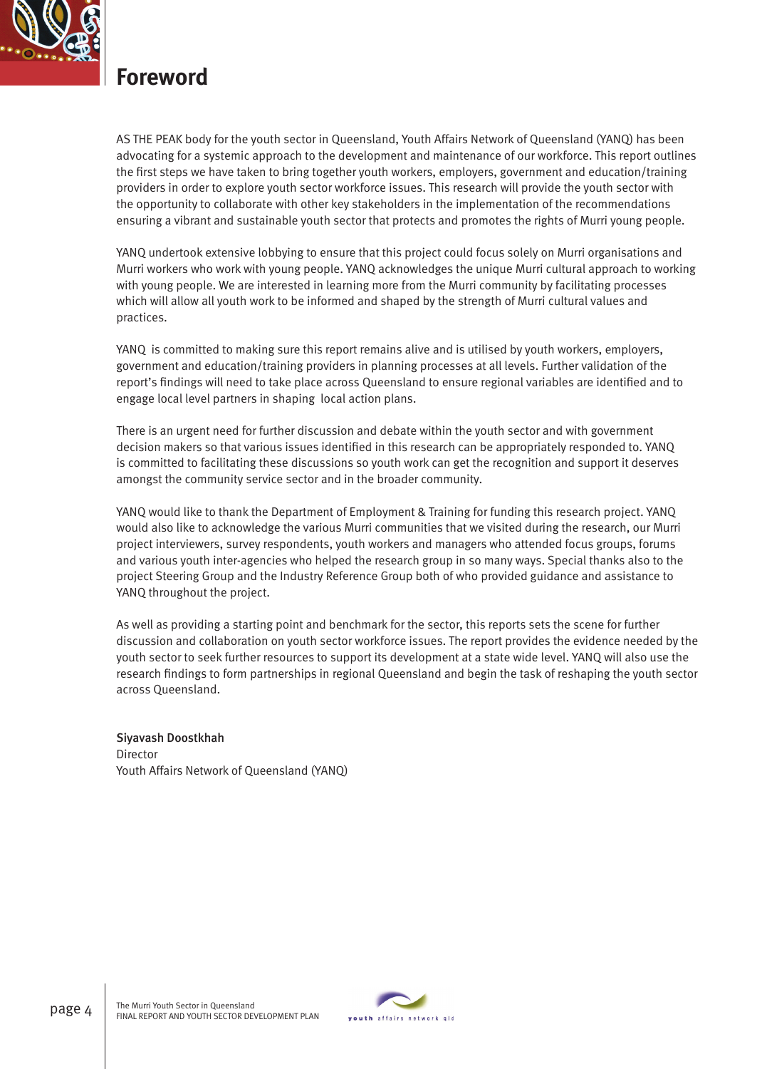# Foreword

AS THE PEAK body for the youth sector in Queensland, Youth Affairs Network of Queensland (YANQ) has been advocating for a systemic approach to the development and maintenance of our workforce. This report outlines the first steps we have taken to bring together youth workers, employers, government and education/training providers in order to explore youth sector workforce issues. This research will provide the youth sector with the opportunity to collaborate with other key stakeholders in the implementation of the recommendations ensuring a vibrant and sustainable youth sector that protects and promotes the rights of Murri young people.

YANQ undertook extensive lobbying to ensure that this project could focus solely on Murri organisations and Murri workers who work with young people. YANQ acknowledges the unique Murri cultural approach to working with young people. We are interested in learning more from the Murri community by facilitating processes which will allow all youth work to be informed and shaped by the strength of Murri cultural values and practices.

YANQ is committed to making sure this report remains alive and is utilised by youth workers, employers, government and education/training providers in planning processes at all levels. Further validation of the report's findings will need to take place across Queensland to ensure regional variables are identified and to engage local level partners in shaping local action plans.

There is an urgent need for further discussion and debate within the youth sector and with government decision makers so that various issues identified in this research can be appropriately responded to. YANQ is committed to facilitating these discussions so youth work can get the recognition and support it deserves amongst the community service sector and in the broader community.

YANQ would like to thank the Department of Employment & Training for funding this research project. YANQ would also like to acknowledge the various Murri communities that we visited during the research, our Murri project interviewers, survey respondents, youth workers and managers who attended focus groups, forums and various youth inter-agencies who helped the research group in so many ways. Special thanks also to the project Steering Group and the Industry Reference Group both of who provided guidance and assistance to YANQ throughout the project.

As well as providing a starting point and benchmark for the sector, this reports sets the scene for further discussion and collaboration on youth sector workforce issues. The report provides the evidence needed by the youth sector to seek further resources to support its development at a state wide level. YANQ will also use the research findings to form partnerships in regional Queensland and begin the task of reshaping the youth sector across Queensland.

**Siyavash Doostkhah**
Director
Youth Affairs Network of Queensland (YANQ)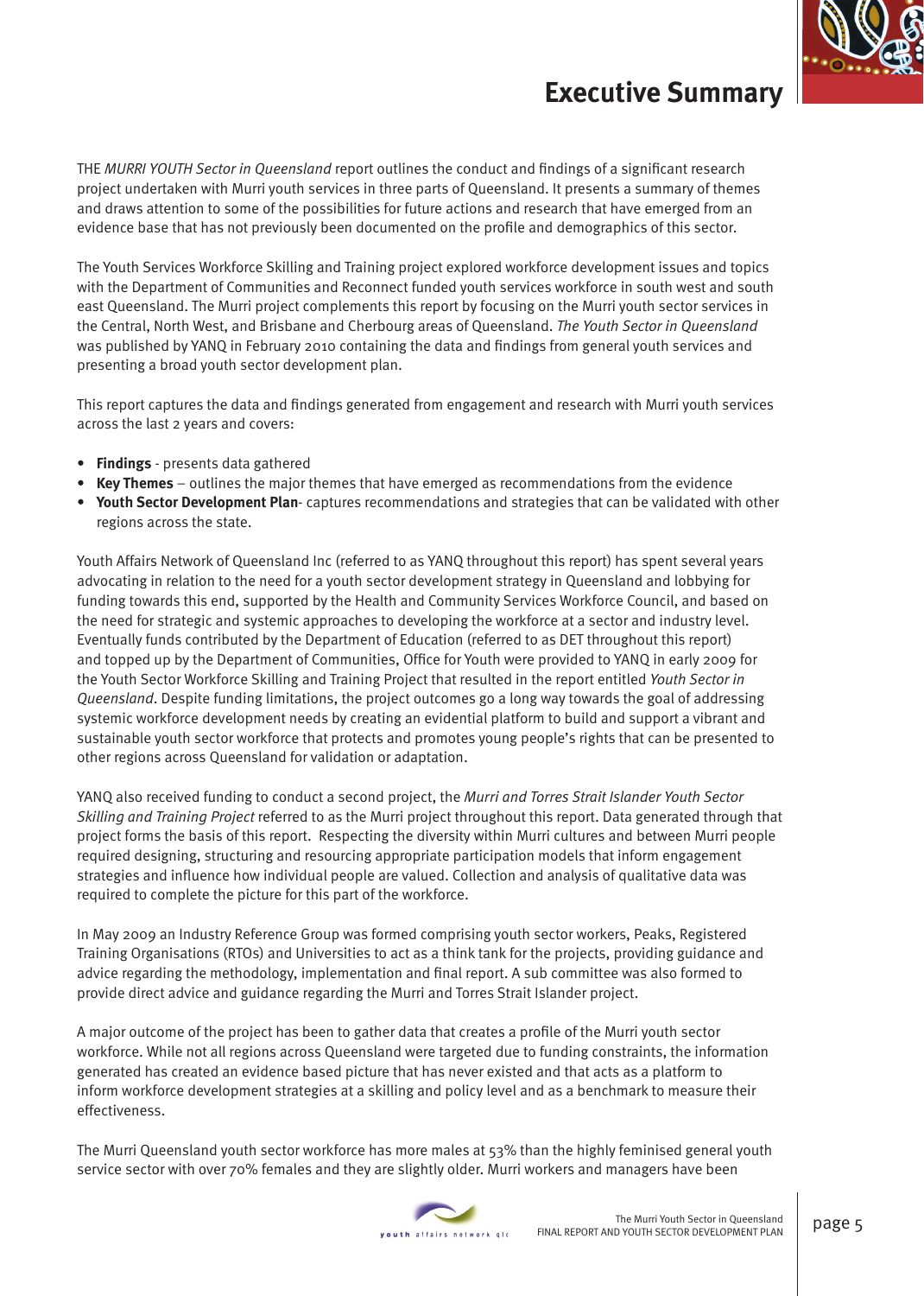# Executive Summary

THE *MURRI YOUTH Sector in Queensland* report outlines the conduct and findings of a significant research project undertaken with Murri youth services in three parts of Queensland. It presents a summary of themes and draws attention to some of the possibilities for future actions and research that have emerged from an evidence base that has not previously been documented on the profile and demographics of this sector.

The Youth Services Workforce Skilling and Training project explored workforce development issues and topics with the Department of Communities and Reconnect funded youth services workforce in south west and south east Queensland. The Murri project complements this report by focusing on the Murri youth sector services in the Central, North West, and Brisbane and Cherbourg areas of Queensland. *The Youth Sector in Queensland* was published by YANQ in February 2010 containing the data and findings from general youth services and presenting a broad youth sector development plan.

This report captures the data and findings generated from engagement and research with Murri youth services across the last 2 years and covers:

- **Findings** - presents data gathered
- **Key Themes** – outlines the major themes that have emerged as recommendations from the evidence
- **Youth Sector Development Plan**- captures recommendations and strategies that can be validated with other regions across the state.

Youth Affairs Network of Queensland Inc (referred to as YANQ throughout this report) has spent several years advocating in relation to the need for a youth sector development strategy in Queensland and lobbying for funding towards this end, supported by the Health and Community Services Workforce Council, and based on the need for strategic and systemic approaches to developing the workforce at a sector and industry level. Eventually funds contributed by the Department of Education (referred to as DET throughout this report) and topped up by the Department of Communities, Office for Youth were provided to YANQ in early 2009 for the Youth Sector Workforce Skilling and Training Project that resulted in the report entitled *Youth Sector in Queensland*. Despite funding limitations, the project outcomes go a long way towards the goal of addressing systemic workforce development needs by creating an evidential platform to build and support a vibrant and sustainable youth sector workforce that protects and promotes young people's rights that can be presented to other regions across Queensland for validation or adaptation.

YANQ also received funding to conduct a second project, the *Murri and Torres Strait Islander Youth Sector Skilling and Training Project* referred to as the Murri project throughout this report. Data generated through that project forms the basis of this report. Respecting the diversity within Murri cultures and between Murri people required designing, structuring and resourcing appropriate participation models that inform engagement strategies and influence how individual people are valued. Collection and analysis of qualitative data was required to complete the picture for this part of the workforce.

In May 2009 an Industry Reference Group was formed comprising youth sector workers, Peaks, Registered Training Organisations (RTOs) and Universities to act as a think tank for the projects, providing guidance and advice regarding the methodology, implementation and final report. A sub committee was also formed to provide direct advice and guidance regarding the Murri and Torres Strait Islander project.

A major outcome of the project has been to gather data that creates a profile of the Murri youth sector workforce. While not all regions across Queensland were targeted due to funding constraints, the information generated has created an evidence based picture that has never existed and that acts as a platform to inform workforce development strategies at a skilling and policy level and as a benchmark to measure their effectiveness.

The Murri Queensland youth sector workforce has more males at 53% than the highly feminised general youth service sector with over 70% females and they are slightly older. Murri workers and managers have been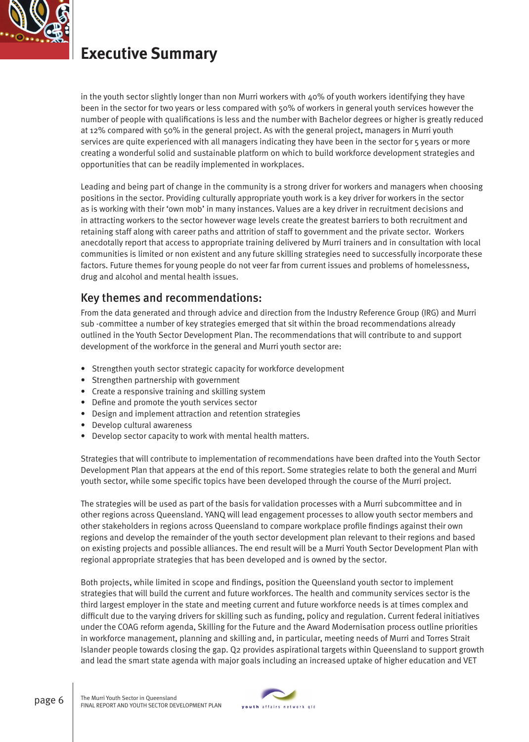# Executive Summary

in the youth sector slightly longer than non Murri workers with 40% of youth workers identifying they have been in the sector for two years or less compared with 50% of workers in general youth services however the number of people with qualifications is less and the number with Bachelor degrees or higher is greatly reduced at 12% compared with 50% in the general project. As with the general project, managers in Murri youth services are quite experienced with all managers indicating they have been in the sector for 5 years or more creating a wonderful solid and sustainable platform on which to build workforce development strategies and opportunities that can be readily implemented in workplaces.

Leading and being part of change in the community is a strong driver for workers and managers when choosing positions in the sector. Providing culturally appropriate youth work is a key driver for workers in the sector as is working with their 'own mob' in many instances. Values are a key driver in recruitment decisions and in attracting workers to the sector however wage levels create the greatest barriers to both recruitment and retaining staff along with career paths and attrition of staff to government and the private sector. Workers anecdotally report that access to appropriate training delivered by Murri trainers and in consultation with local communities is limited or non existent and any future skilling strategies need to successfully incorporate these factors. Future themes for young people do not veer far from current issues and problems of homelessness, drug and alcohol and mental health issues.

## Key themes and recommendations:

From the data generated and through advice and direction from the Industry Reference Group (IRG) and Murri sub -committee a number of key strategies emerged that sit within the broad recommendations already outlined in the Youth Sector Development Plan. The recommendations that will contribute to and support development of the workforce in the general and Murri youth sector are:

- Strengthen youth sector strategic capacity for workforce development
- Strengthen partnership with government
- Create a responsive training and skilling system
- Define and promote the youth services sector
- Design and implement attraction and retention strategies
- Develop cultural awareness
- Develop sector capacity to work with mental health matters.

Strategies that will contribute to implementation of recommendations have been drafted into the Youth Sector Development Plan that appears at the end of this report. Some strategies relate to both the general and Murri youth sector, while some specific topics have been developed through the course of the Murri project.

The strategies will be used as part of the basis for validation processes with a Murri subcommittee and in other regions across Queensland. YANQ will lead engagement processes to allow youth sector members and other stakeholders in regions across Queensland to compare workplace profile findings against their own regions and develop the remainder of the youth sector development plan relevant to their regions and based on existing projects and possible alliances. The end result will be a Murri Youth Sector Development Plan with regional appropriate strategies that has been developed and is owned by the sector.

Both projects, while limited in scope and findings, position the Queensland youth sector to implement strategies that will build the current and future workforces. The health and community services sector is the third largest employer in the state and meeting current and future workforce needs is at times complex and difficult due to the varying drivers for skilling such as funding, policy and regulation. Current federal initiatives under the COAG reform agenda, Skilling for the Future and the Award Modernisation process outline priorities in workforce management, planning and skilling and, in particular, meeting needs of Murri and Torres Strait Islander people towards closing the gap. Q2 provides aspirational targets within Queensland to support growth and lead the smart state agenda with major goals including an increased uptake of higher education and VET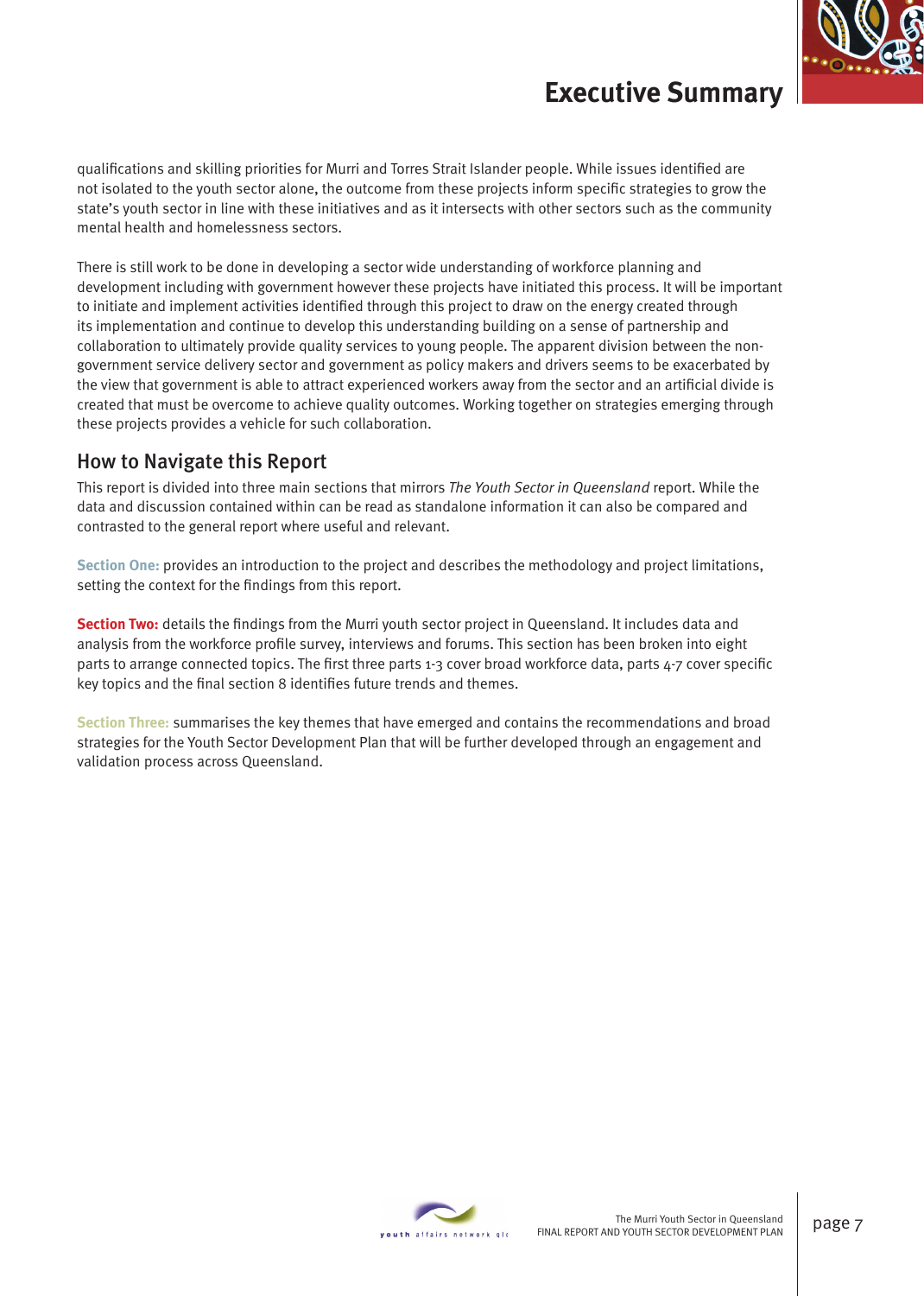qualifications and skilling priorities for Murri and Torres Strait Islander people. While issues identified are not isolated to the youth sector alone, the outcome from these projects inform specific strategies to grow the state's youth sector in line with these initiatives and as it intersects with other sectors such as the community mental health and homelessness sectors.

There is still work to be done in developing a sector wide understanding of workforce planning and development including with government however these projects have initiated this process. It will be important to initiate and implement activities identified through this project to draw on the energy created through its implementation and continue to develop this understanding building on a sense of partnership and collaboration to ultimately provide quality services to young people. The apparent division between the non-government service delivery sector and government as policy makers and drivers seems to be exacerbated by the view that government is able to attract experienced workers away from the sector and an artificial divide is created that must be overcome to achieve quality outcomes. Working together on strategies emerging through these projects provides a vehicle for such collaboration.

## How to Navigate this Report

This report is divided into three main sections that mirrors *The Youth Sector in Queensland* report. While the data and discussion contained within can be read as standalone information it can also be compared and contrasted to the general report where useful and relevant.

**Section One:** provides an introduction to the project and describes the methodology and project limitations, setting the context for the findings from this report.

**Section Two:** details the findings from the Murri youth sector project in Queensland. It includes data and analysis from the workforce profile survey, interviews and forums. This section has been broken into eight parts to arrange connected topics. The first three parts 1-3 cover broad workforce data, parts 4-7 cover specific key topics and the final section 8 identifies future trends and themes.

**Section Three:** summarises the key themes that have emerged and contains the recommendations and broad strategies for the Youth Sector Development Plan that will be further developed through an engagement and validation process across Queensland.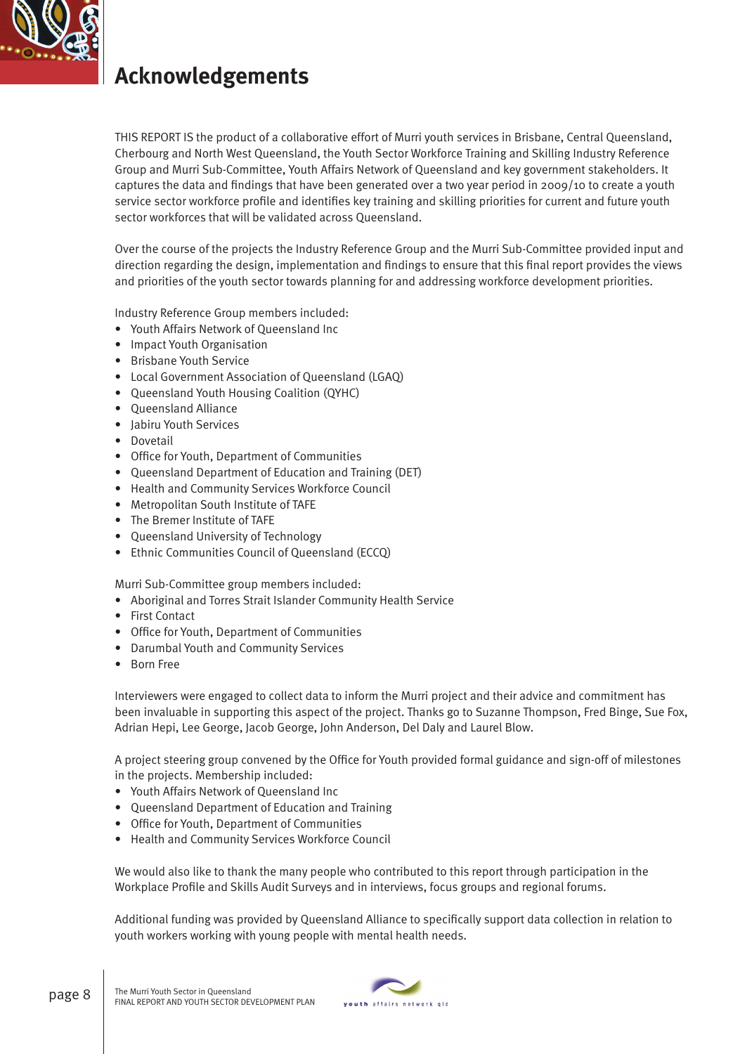# Acknowledgements

THIS REPORT IS the product of a collaborative effort of Murri youth services in Brisbane, Central Queensland, Cherbourg and North West Queensland, the Youth Sector Workforce Training and Skilling Industry Reference Group and Murri Sub-Committee, Youth Affairs Network of Queensland and key government stakeholders. It captures the data and findings that have been generated over a two year period in 2009/10 to create a youth service sector workforce profile and identifies key training and skilling priorities for current and future youth sector workforces that will be validated across Queensland.

Over the course of the projects the Industry Reference Group and the Murri Sub-Committee provided input and direction regarding the design, implementation and findings to ensure that this final report provides the views and priorities of the youth sector towards planning for and addressing workforce development priorities.

Industry Reference Group members included:

- Youth Affairs Network of Queensland Inc
- Impact Youth Organisation
- Brisbane Youth Service
- Local Government Association of Queensland (LGAQ)
- Queensland Youth Housing Coalition (QYHC)
- Queensland Alliance
- Jabiru Youth Services
- Dovetail
- Office for Youth, Department of Communities
- Queensland Department of Education and Training (DET)
- Health and Community Services Workforce Council
- Metropolitan South Institute of TAFE
- The Bremer Institute of TAFE
- Queensland University of Technology
- Ethnic Communities Council of Queensland (ECCQ)

Murri Sub-Committee group members included:

- Aboriginal and Torres Strait Islander Community Health Service
- First Contact
- Office for Youth, Department of Communities
- Darumbal Youth and Community Services
- Born Free

Interviewers were engaged to collect data to inform the Murri project and their advice and commitment has been invaluable in supporting this aspect of the project. Thanks go to Suzanne Thompson, Fred Binge, Sue Fox, Adrian Hepi, Lee George, Jacob George, John Anderson, Del Daly and Laurel Blow.

A project steering group convened by the Office for Youth provided formal guidance and sign-off of milestones in the projects. Membership included:

- Youth Affairs Network of Queensland Inc
- Queensland Department of Education and Training
- Office for Youth, Department of Communities
- Health and Community Services Workforce Council

We would also like to thank the many people who contributed to this report through participation in the Workplace Profile and Skills Audit Surveys and in interviews, focus groups and regional forums.

Additional funding was provided by Queensland Alliance to specifically support data collection in relation to youth workers working with young people with mental health needs.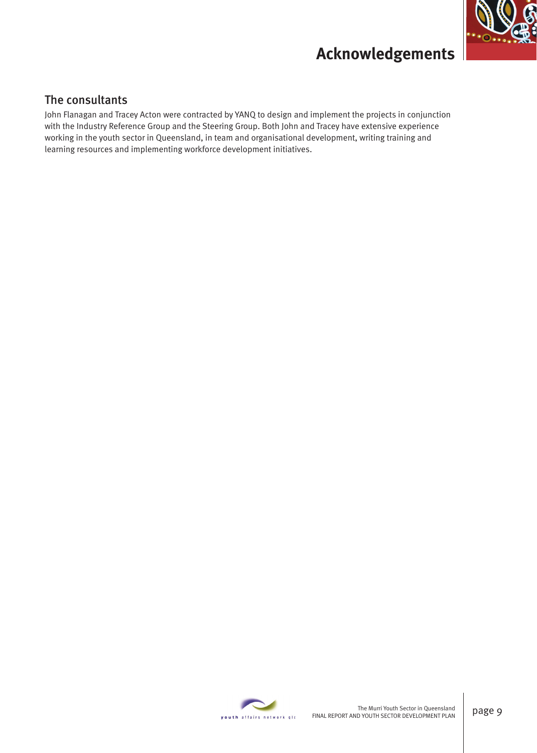# Acknowledgements

## The consultants

John Flanagan and Tracey Acton were contracted by YANQ to design and implement the projects in conjunction with the Industry Reference Group and the Steering Group. Both John and Tracey have extensive experience working in the youth sector in Queensland, in team and organisational development, writing training and learning resources and implementing workforce development initiatives.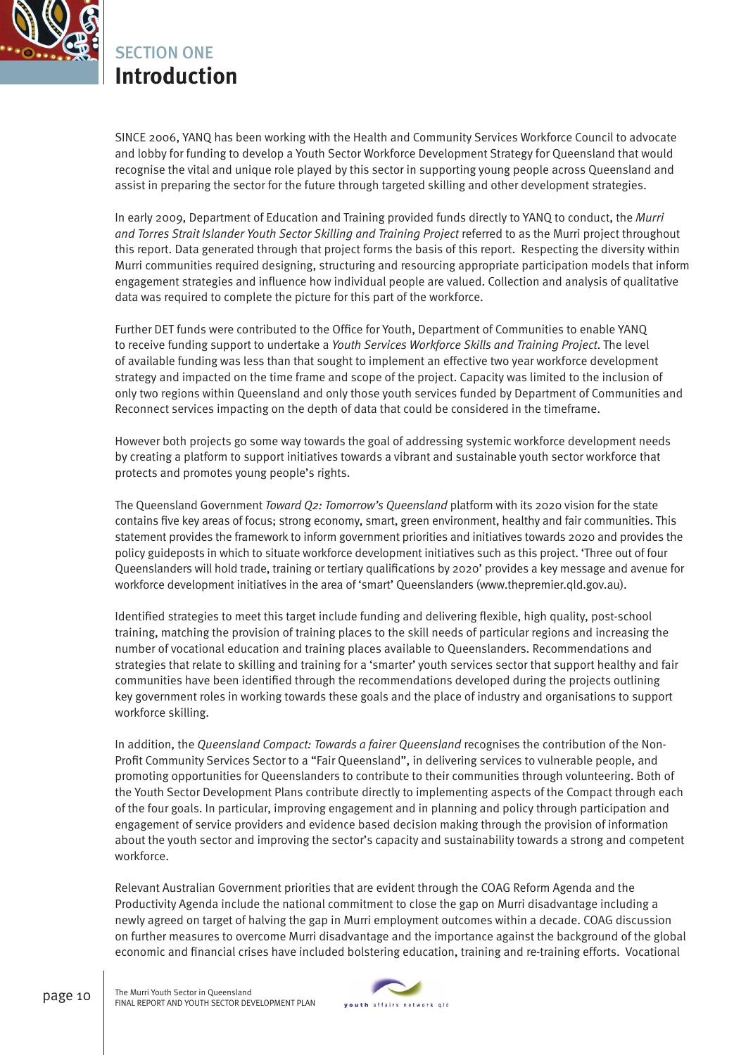## SECTION ONE
# Introduction

SINCE 2006, YANQ has been working with the Health and Community Services Workforce Council to advocate and lobby for funding to develop a Youth Sector Workforce Development Strategy for Queensland that would recognise the vital and unique role played by this sector in supporting young people across Queensland and assist in preparing the sector for the future through targeted skilling and other development strategies.

In early 2009, Department of Education and Training provided funds directly to YANQ to conduct, the *Murri and Torres Strait Islander Youth Sector Skilling and Training Project* referred to as the Murri project throughout this report. Data generated through that project forms the basis of this report. Respecting the diversity within Murri communities required designing, structuring and resourcing appropriate participation models that inform engagement strategies and influence how individual people are valued. Collection and analysis of qualitative data was required to complete the picture for this part of the workforce.

Further DET funds were contributed to the Office for Youth, Department of Communities to enable YANQ to receive funding support to undertake a *Youth Services Workforce Skills and Training Project*. The level of available funding was less than that sought to implement an effective two year workforce development strategy and impacted on the time frame and scope of the project. Capacity was limited to the inclusion of only two regions within Queensland and only those youth services funded by Department of Communities and Reconnect services impacting on the depth of data that could be considered in the timeframe.

However both projects go some way towards the goal of addressing systemic workforce development needs by creating a platform to support initiatives towards a vibrant and sustainable youth sector workforce that protects and promotes young people's rights.

The Queensland Government *Toward Q2: Tomorrow's Queensland* platform with its 2020 vision for the state contains five key areas of focus; strong economy, smart, green environment, healthy and fair communities. This statement provides the framework to inform government priorities and initiatives towards 2020 and provides the policy guideposts in which to situate workforce development initiatives such as this project. 'Three out of four Queenslanders will hold trade, training or tertiary qualifications by 2020' provides a key message and avenue for workforce development initiatives in the area of 'smart' Queenslanders (www.thepremier.qld.gov.au).

Identified strategies to meet this target include funding and delivering flexible, high quality, post-school training, matching the provision of training places to the skill needs of particular regions and increasing the number of vocational education and training places available to Queenslanders. Recommendations and strategies that relate to skilling and training for a 'smarter' youth services sector that support healthy and fair communities have been identified through the recommendations developed during the projects outlining key government roles in working towards these goals and the place of industry and organisations to support workforce skilling.

In addition, the *Queensland Compact: Towards a fairer Queensland* recognises the contribution of the Non-Profit Community Services Sector to a "Fair Queensland", in delivering services to vulnerable people, and promoting opportunities for Queenslanders to contribute to their communities through volunteering. Both of the Youth Sector Development Plans contribute directly to implementing aspects of the Compact through each of the four goals. In particular, improving engagement and in planning and policy through participation and engagement of service providers and evidence based decision making through the provision of information about the youth sector and improving the sector's capacity and sustainability towards a strong and competent workforce.

Relevant Australian Government priorities that are evident through the COAG Reform Agenda and the Productivity Agenda include the national commitment to close the gap on Murri disadvantage including a newly agreed on target of halving the gap in Murri employment outcomes within a decade. COAG discussion on further measures to overcome Murri disadvantage and the importance against the background of the global economic and financial crises have included bolstering education, training and re-training efforts. Vocational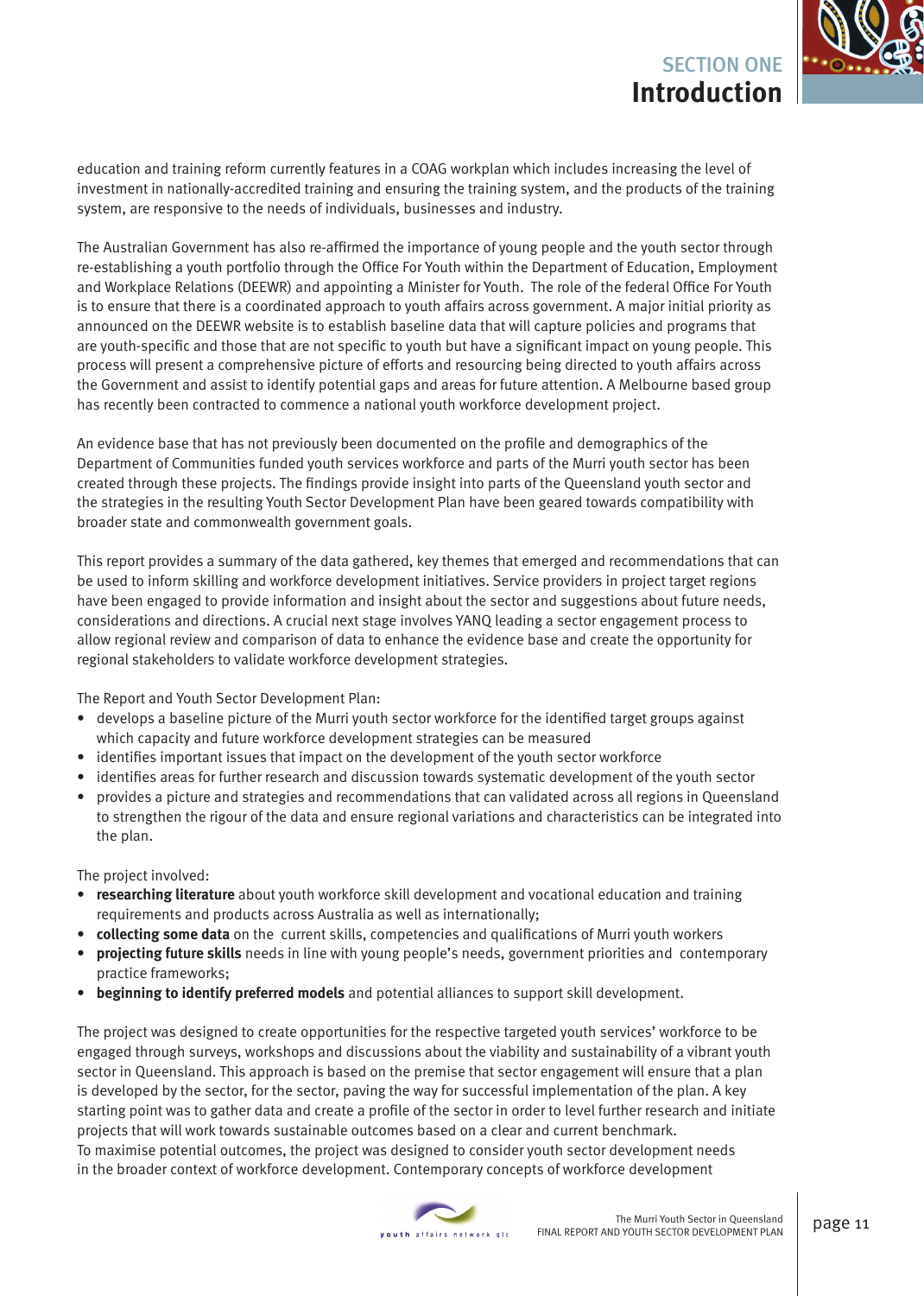education and training reform currently features in a COAG workplan which includes increasing the level of investment in nationally-accredited training and ensuring the training system, and the products of the training system, are responsive to the needs of individuals, businesses and industry.

The Australian Government has also re-affirmed the importance of young people and the youth sector through re-establishing a youth portfolio through the Office For Youth within the Department of Education, Employment and Workplace Relations (DEEWR) and appointing a Minister for Youth. The role of the federal Office For Youth is to ensure that there is a coordinated approach to youth affairs across government. A major initial priority as announced on the DEEWR website is to establish baseline data that will capture policies and programs that are youth-specific and those that are not specific to youth but have a significant impact on young people. This process will present a comprehensive picture of efforts and resourcing being directed to youth affairs across the Government and assist to identify potential gaps and areas for future attention. A Melbourne based group has recently been contracted to commence a national youth workforce development project.

An evidence base that has not previously been documented on the profile and demographics of the Department of Communities funded youth services workforce and parts of the Murri youth sector has been created through these projects. The findings provide insight into parts of the Queensland youth sector and the strategies in the resulting Youth Sector Development Plan have been geared towards compatibility with broader state and commonwealth government goals.

This report provides a summary of the data gathered, key themes that emerged and recommendations that can be used to inform skilling and workforce development initiatives. Service providers in project target regions have been engaged to provide information and insight about the sector and suggestions about future needs, considerations and directions. A crucial next stage involves YANQ leading a sector engagement process to allow regional review and comparison of data to enhance the evidence base and create the opportunity for regional stakeholders to validate workforce development strategies.

The Report and Youth Sector Development Plan:

- develops a baseline picture of the Murri youth sector workforce for the identified target groups against which capacity and future workforce development strategies can be measured
- identifies important issues that impact on the development of the youth sector workforce
- identifies areas for further research and discussion towards systematic development of the youth sector
- provides a picture and strategies and recommendations that can validated across all regions in Queensland to strengthen the rigour of the data and ensure regional variations and characteristics can be integrated into the plan.

The project involved:

- **researching literature** about youth workforce skill development and vocational education and training requirements and products across Australia as well as internationally;
- **collecting some data** on the current skills, competencies and qualifications of Murri youth workers
- **projecting future skills** needs in line with young people's needs, government priorities and contemporary practice frameworks;
- **beginning to identify preferred models** and potential alliances to support skill development.

The project was designed to create opportunities for the respective targeted youth services' workforce to be engaged through surveys, workshops and discussions about the viability and sustainability of a vibrant youth sector in Queensland. This approach is based on the premise that sector engagement will ensure that a plan is developed by the sector, for the sector, paving the way for successful implementation of the plan. A key starting point was to gather data and create a profile of the sector in order to level further research and initiate projects that will work towards sustainable outcomes based on a clear and current benchmark.
To maximise potential outcomes, the project was designed to consider youth sector development needs in the broader context of workforce development. Contemporary concepts of workforce development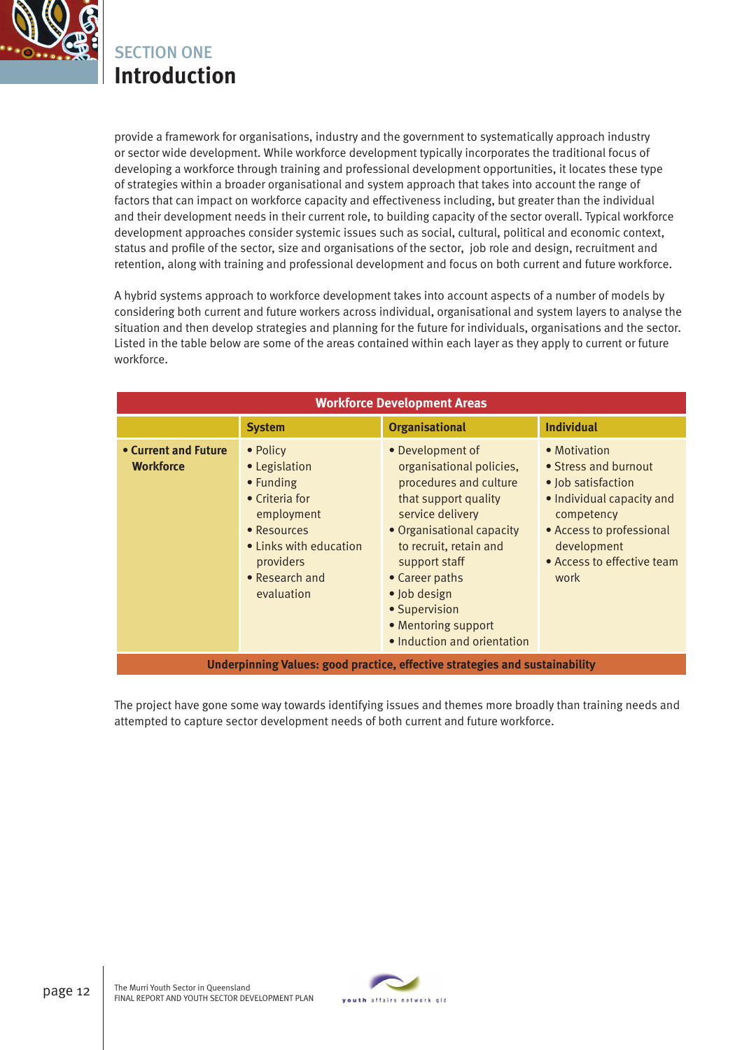provide a framework for organisations, industry and the government to systematically approach industry or sector wide development. While workforce development typically incorporates the traditional focus of developing a workforce through training and professional development opportunities, it locates these type of strategies within a broader organisational and system approach that takes into account the range of factors that can impact on workforce capacity and effectiveness including, but greater than the individual and their development needs in their current role, to building capacity of the sector overall. Typical workforce development approaches consider systemic issues such as social, cultural, political and economic context, status and profile of the sector, size and organisations of the sector, job role and design, recruitment and retention, along with training and professional development and focus on both current and future workforce.

A hybrid systems approach to workforce development takes into account aspects of a number of models by considering both current and future workers across individual, organisational and system layers to analyse the situation and then develop strategies and planning for the future for individuals, organisations and the sector. Listed in the table below are some of the areas contained within each layer as they apply to current or future workforce.

| Workforce Development Areas | | | |
|---|---|---|---|
| | **System** | **Organisational** | **Individual** |
| • **Current and Future Workforce** | • Policy<br>• Legislation<br>• Funding<br>• Criteria for employment<br>• Resources<br>• Links with education providers<br>• Research and evaluation | • Development of organisational policies, procedures and culture that support quality service delivery<br>• Organisational capacity to recruit, retain and support staff<br>• Career paths<br>• Job design<br>• Supervision<br>• Mentoring support<br>• Induction and orientation | • Motivation<br>• Stress and burnout<br>• Job satisfaction<br>• Individual capacity and competency<br>• Access to professional development<br>• Access to effective team work |
| **Underpinning Values: good practice, effective strategies and sustainability** | | | |

The project have gone some way towards identifying issues and themes more broadly than training needs and attempted to capture sector development needs of both current and future workforce.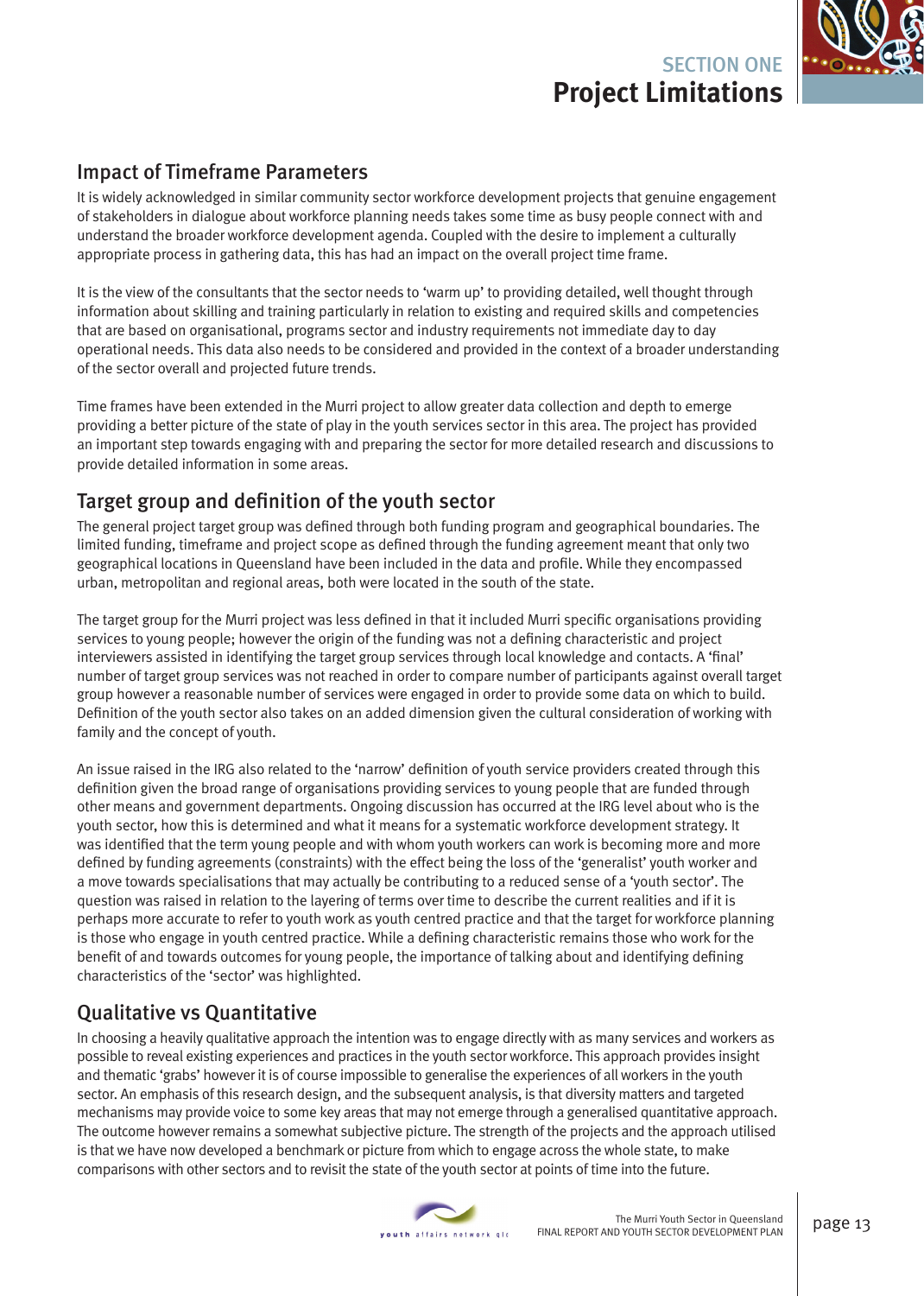# SECTION ONE
# Project Limitations

## Impact of Timeframe Parameters

It is widely acknowledged in similar community sector workforce development projects that genuine engagement of stakeholders in dialogue about workforce planning needs takes some time as busy people connect with and understand the broader workforce development agenda. Coupled with the desire to implement a culturally appropriate process in gathering data, this has had an impact on the overall project time frame.

It is the view of the consultants that the sector needs to 'warm up' to providing detailed, well thought through information about skilling and training particularly in relation to existing and required skills and competencies that are based on organisational, programs sector and industry requirements not immediate day to day operational needs. This data also needs to be considered and provided in the context of a broader understanding of the sector overall and projected future trends.

Time frames have been extended in the Murri project to allow greater data collection and depth to emerge providing a better picture of the state of play in the youth services sector in this area. The project has provided an important step towards engaging with and preparing the sector for more detailed research and discussions to provide detailed information in some areas.

## Target group and definition of the youth sector

The general project target group was defined through both funding program and geographical boundaries. The limited funding, timeframe and project scope as defined through the funding agreement meant that only two geographical locations in Queensland have been included in the data and profile. While they encompassed urban, metropolitan and regional areas, both were located in the south of the state.

The target group for the Murri project was less defined in that it included Murri specific organisations providing services to young people; however the origin of the funding was not a defining characteristic and project interviewers assisted in identifying the target group services through local knowledge and contacts. A 'final' number of target group services was not reached in order to compare number of participants against overall target group however a reasonable number of services were engaged in order to provide some data on which to build. Definition of the youth sector also takes on an added dimension given the cultural consideration of working with family and the concept of youth.

An issue raised in the IRG also related to the 'narrow' definition of youth service providers created through this definition given the broad range of organisations providing services to young people that are funded through other means and government departments. Ongoing discussion has occurred at the IRG level about who is the youth sector, how this is determined and what it means for a systematic workforce development strategy. It was identified that the term young people and with whom youth workers can work is becoming more and more defined by funding agreements (constraints) with the effect being the loss of the 'generalist' youth worker and a move towards specialisations that may actually be contributing to a reduced sense of a 'youth sector'. The question was raised in relation to the layering of terms over time to describe the current realities and if it is perhaps more accurate to refer to youth work as youth centred practice and that the target for workforce planning is those who engage in youth centred practice. While a defining characteristic remains those who work for the benefit of and towards outcomes for young people, the importance of talking about and identifying defining characteristics of the 'sector' was highlighted.

## Qualitative vs Quantitative

In choosing a heavily qualitative approach the intention was to engage directly with as many services and workers as possible to reveal existing experiences and practices in the youth sector workforce. This approach provides insight and thematic 'grabs' however it is of course impossible to generalise the experiences of all workers in the youth sector. An emphasis of this research design, and the subsequent analysis, is that diversity matters and targeted mechanisms may provide voice to some key areas that may not emerge through a generalised quantitative approach. The outcome however remains a somewhat subjective picture. The strength of the projects and the approach utilised is that we have now developed a benchmark or picture from which to engage across the whole state, to make comparisons with other sectors and to revisit the state of the youth sector at points of time into the future.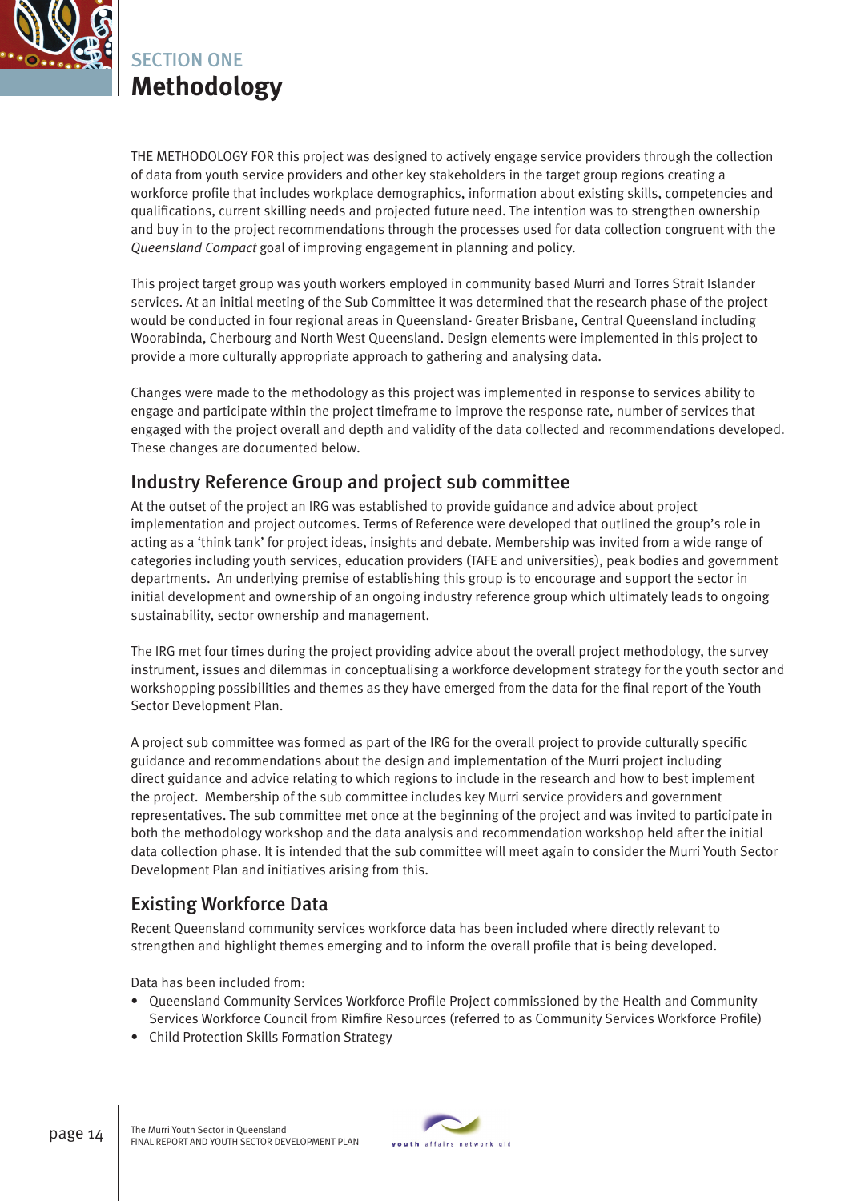## SECTION ONE
# Methodology

THE METHODOLOGY FOR this project was designed to actively engage service providers through the collection of data from youth service providers and other key stakeholders in the target group regions creating a workforce profile that includes workplace demographics, information about existing skills, competencies and qualifications, current skilling needs and projected future need. The intention was to strengthen ownership and buy in to the project recommendations through the processes used for data collection congruent with the *Queensland Compact* goal of improving engagement in planning and policy.

This project target group was youth workers employed in community based Murri and Torres Strait Islander services. At an initial meeting of the Sub Committee it was determined that the research phase of the project would be conducted in four regional areas in Queensland- Greater Brisbane, Central Queensland including Woorabinda, Cherbourg and North West Queensland. Design elements were implemented in this project to provide a more culturally appropriate approach to gathering and analysing data.

Changes were made to the methodology as this project was implemented in response to services ability to engage and participate within the project timeframe to improve the response rate, number of services that engaged with the project overall and depth and validity of the data collected and recommendations developed. These changes are documented below.

## Industry Reference Group and project sub committee

At the outset of the project an IRG was established to provide guidance and advice about project implementation and project outcomes. Terms of Reference were developed that outlined the group's role in acting as a 'think tank' for project ideas, insights and debate. Membership was invited from a wide range of categories including youth services, education providers (TAFE and universities), peak bodies and government departments. An underlying premise of establishing this group is to encourage and support the sector in initial development and ownership of an ongoing industry reference group which ultimately leads to ongoing sustainability, sector ownership and management.

The IRG met four times during the project providing advice about the overall project methodology, the survey instrument, issues and dilemmas in conceptualising a workforce development strategy for the youth sector and workshopping possibilities and themes as they have emerged from the data for the final report of the Youth Sector Development Plan.

A project sub committee was formed as part of the IRG for the overall project to provide culturally specific guidance and recommendations about the design and implementation of the Murri project including direct guidance and advice relating to which regions to include in the research and how to best implement the project. Membership of the sub committee includes key Murri service providers and government representatives. The sub committee met once at the beginning of the project and was invited to participate in both the methodology workshop and the data analysis and recommendation workshop held after the initial data collection phase. It is intended that the sub committee will meet again to consider the Murri Youth Sector Development Plan and initiatives arising from this.

## Existing Workforce Data

Recent Queensland community services workforce data has been included where directly relevant to strengthen and highlight themes emerging and to inform the overall profile that is being developed.

Data has been included from:

- Queensland Community Services Workforce Profile Project commissioned by the Health and Community Services Workforce Council from Rimfire Resources (referred to as Community Services Workforce Profile)
- Child Protection Skills Formation Strategy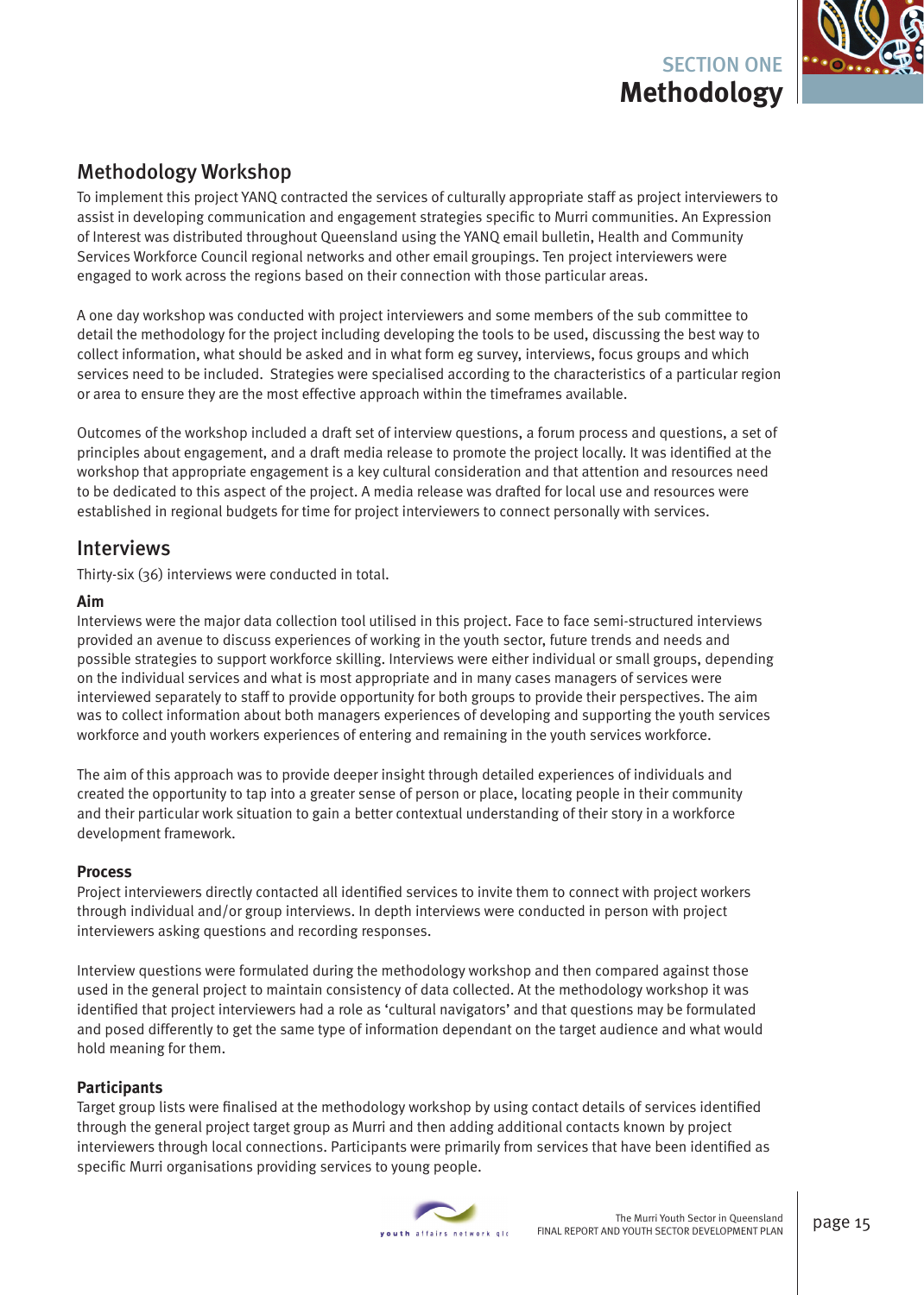## Methodology Workshop

To implement this project YANQ contracted the services of culturally appropriate staff as project interviewers to assist in developing communication and engagement strategies specific to Murri communities. An Expression of Interest was distributed throughout Queensland using the YANQ email bulletin, Health and Community Services Workforce Council regional networks and other email groupings. Ten project interviewers were engaged to work across the regions based on their connection with those particular areas.

A one day workshop was conducted with project interviewers and some members of the sub committee to detail the methodology for the project including developing the tools to be used, discussing the best way to collect information, what should be asked and in what form eg survey, interviews, focus groups and which services need to be included. Strategies were specialised according to the characteristics of a particular region or area to ensure they are the most effective approach within the timeframes available.

Outcomes of the workshop included a draft set of interview questions, a forum process and questions, a set of principles about engagement, and a draft media release to promote the project locally. It was identified at the workshop that appropriate engagement is a key cultural consideration and that attention and resources need to be dedicated to this aspect of the project. A media release was drafted for local use and resources were established in regional budgets for time for project interviewers to connect personally with services.

## Interviews

Thirty-six (36) interviews were conducted in total.

**Aim**

Interviews were the major data collection tool utilised in this project. Face to face semi-structured interviews provided an avenue to discuss experiences of working in the youth sector, future trends and needs and possible strategies to support workforce skilling. Interviews were either individual or small groups, depending on the individual services and what is most appropriate and in many cases managers of services were interviewed separately to staff to provide opportunity for both groups to provide their perspectives. The aim was to collect information about both managers experiences of developing and supporting the youth services workforce and youth workers experiences of entering and remaining in the youth services workforce.

The aim of this approach was to provide deeper insight through detailed experiences of individuals and created the opportunity to tap into a greater sense of person or place, locating people in their community and their particular work situation to gain a better contextual understanding of their story in a workforce development framework.

**Process**

Project interviewers directly contacted all identified services to invite them to connect with project workers through individual and/or group interviews. In depth interviews were conducted in person with project interviewers asking questions and recording responses.

Interview questions were formulated during the methodology workshop and then compared against those used in the general project to maintain consistency of data collected. At the methodology workshop it was identified that project interviewers had a role as 'cultural navigators' and that questions may be formulated and posed differently to get the same type of information dependant on the target audience and what would hold meaning for them.

**Participants**

Target group lists were finalised at the methodology workshop by using contact details of services identified through the general project target group as Murri and then adding additional contacts known by project interviewers through local connections. Participants were primarily from services that have been identified as specific Murri organisations providing services to young people.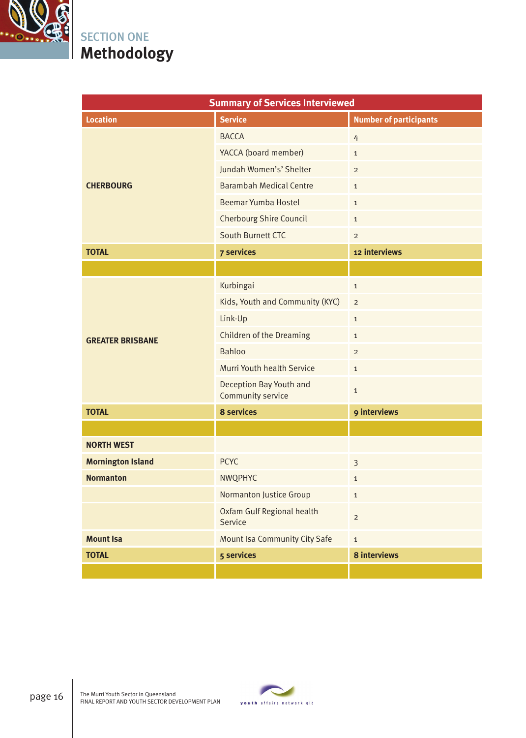## SECTION ONE

# Methodology

| Summary of Services Interviewed | | |
|---|---|---|
| **Location** | **Service** | **Number of participants** |
| **CHERBOURG** | BACCA | 4 |
| | YACCA (board member) | 1 |
| | Jundah Women's' Shelter | 2 |
| | Barambah Medical Centre | 1 |
| | Beemar Yumba Hostel | 1 |
| | Cherbourg Shire Council | 1 |
| | South Burnett CTC | 2 |
| **TOTAL** | **7 services** | **12 interviews** |
| | | |
| **GREATER BRISBANE** | Kurbingai | 1 |
| | Kids, Youth and Community (KYC) | 2 |
| | Link-Up | 1 |
| | Children of the Dreaming | 1 |
| | Bahloo | 2 |
| | Murri Youth health Service | 1 |
| | Deception Bay Youth and Community service | 1 |
| **TOTAL** | **8 services** | **9 interviews** |
| | | |
| **NORTH WEST** | | |
| **Mornington Island** | PCYC | 3 |
| **Normanton** | NWQPHYC | 1 |
| | Normanton Justice Group | 1 |
| | Oxfam Gulf Regional health Service | 2 |
| **Mount Isa** | Mount Isa Community City Safe | 1 |
| **TOTAL** | **5 services** | **8 interviews** |
| | | |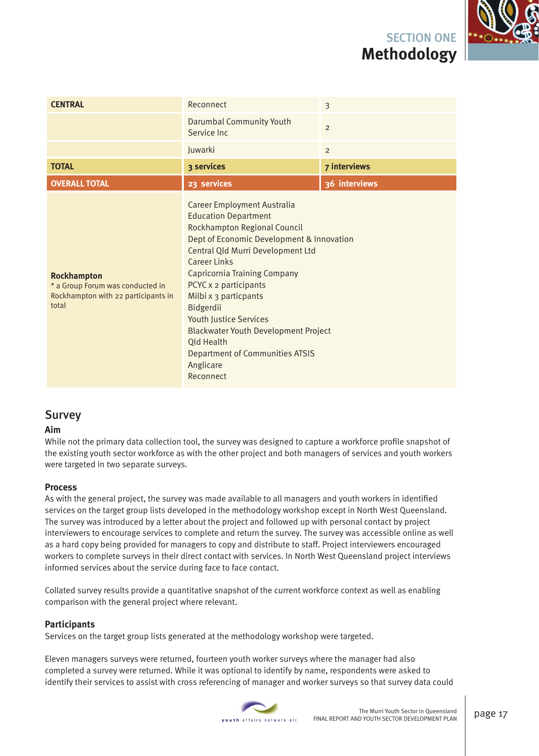| CENTRAL | Reconnect | 3 |
|---|---|---|
| | Darumbal Community Youth Service Inc | 2 |
| | Juwarki | 2 |
| **TOTAL** | **3 services** | **7 interviews** |
| **OVERALL TOTAL** | **23 services** | **36 interviews** |
| **Rockhampton**<br>* a Group Forum was conducted in Rockhampton with 22 participants in total | Career Employment Australia<br>Education Department<br>Rockhampton Regional Council<br>Dept of Economic Development & Innovation<br>Central Qld Murri Development Ltd<br>Career Links<br>Capricornia Training Company<br>PCYC x 2 participants<br>Milbi x 3 particpants<br>Bidgerdii<br>Youth Justice Services<br>Blackwater Youth Development Project<br>Qld Health<br>Department of Communities ATSIS<br>Anglicare<br>Reconnect | |

## Survey

### Aim

While not the primary data collection tool, the survey was designed to capture a workforce profile snapshot of the existing youth sector workforce as with the other project and both managers of services and youth workers were targeted in two separate surveys.

### Process

As with the general project, the survey was made available to all managers and youth workers in identified services on the target group lists developed in the methodology workshop except in North West Queensland. The survey was introduced by a letter about the project and followed up with personal contact by project interviewers to encourage services to complete and return the survey. The survey was accessible online as well as a hard copy being provided for managers to copy and distribute to staff. Project interviewers encouraged workers to complete surveys in their direct contact with services. In North West Queensland project interviews informed services about the service during face to face contact.

Collated survey results provide a quantitative snapshot of the current workforce context as well as enabling comparison with the general project where relevant.

### Participants

Services on the target group lists generated at the methodology workshop were targeted.

Eleven managers surveys were returned, fourteen youth worker surveys where the manager had also completed a survey were returned. While it was optional to identify by name, respondents were asked to identify their services to assist with cross referencing of manager and worker surveys so that survey data could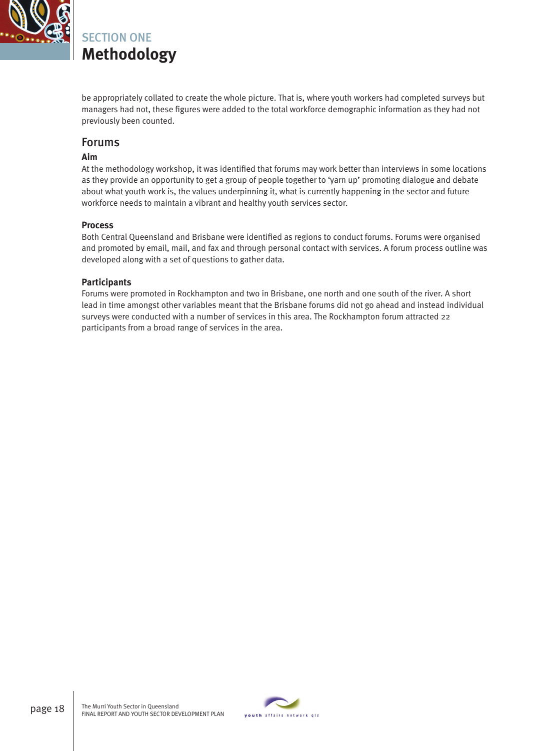be appropriately collated to create the whole picture. That is, where youth workers had completed surveys but managers had not, these figures were added to the total workforce demographic information as they had not previously been counted.

## Forums

### Aim

At the methodology workshop, it was identified that forums may work better than interviews in some locations as they provide an opportunity to get a group of people together to 'yarn up' promoting dialogue and debate about what youth work is, the values underpinning it, what is currently happening in the sector and future workforce needs to maintain a vibrant and healthy youth services sector.

### Process

Both Central Queensland and Brisbane were identified as regions to conduct forums. Forums were organised and promoted by email, mail, and fax and through personal contact with services. A forum process outline was developed along with a set of questions to gather data.

### Participants

Forums were promoted in Rockhampton and two in Brisbane, one north and one south of the river. A short lead in time amongst other variables meant that the Brisbane forums did not go ahead and instead individual surveys were conducted with a number of services in this area. The Rockhampton forum attracted 22 participants from a broad range of services in the area.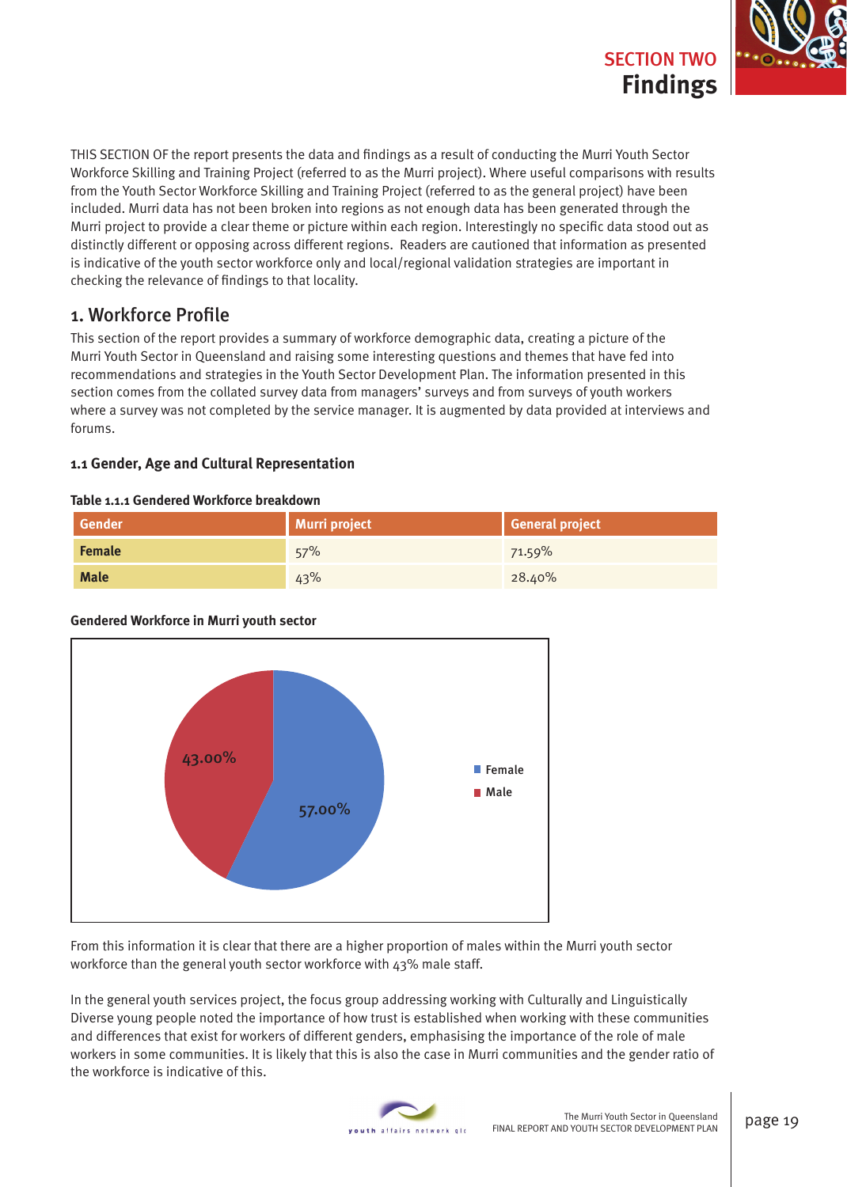## SECTION TWO
# Findings

THIS SECTION OF the report presents the data and findings as a result of conducting the Murri Youth Sector Workforce Skilling and Training Project (referred to as the Murri project). Where useful comparisons with results from the Youth Sector Workforce Skilling and Training Project (referred to as the general project) have been included. Murri data has not been broken into regions as not enough data has been generated through the Murri project to provide a clear theme or picture within each region. Interestingly no specific data stood out as distinctly different or opposing across different regions. Readers are cautioned that information as presented is indicative of the youth sector workforce only and local/regional validation strategies are important in checking the relevance of findings to that locality.

## 1. Workforce Profile

This section of the report provides a summary of workforce demographic data, creating a picture of the Murri Youth Sector in Queensland and raising some interesting questions and themes that have fed into recommendations and strategies in the Youth Sector Development Plan. The information presented in this section comes from the collated survey data from managers' surveys and from surveys of youth workers where a survey was not completed by the service manager. It is augmented by data provided at interviews and forums.

### 1.1 Gender, Age and Cultural Representation

**Table 1.1.1 Gendered Workforce breakdown**

| Gender | Murri project | General project |
|---|---|---|
| **Female** | 57% | 71.59% |
| **Male** | 43% | 28.40% |

**Gendered Workforce in Murri youth sector**

| Gender | Percentage |
|---|---|
| Female | 57.00% |
| Male | 43.00% |

From this information it is clear that there are a higher proportion of males within the Murri youth sector workforce than the general youth sector workforce with 43% male staff.

In the general youth services project, the focus group addressing working with Culturally and Linguistically Diverse young people noted the importance of how trust is established when working with these communities and differences that exist for workers of different genders, emphasising the importance of the role of male workers in some communities. It is likely that this is also the case in Murri communities and the gender ratio of the workforce is indicative of this.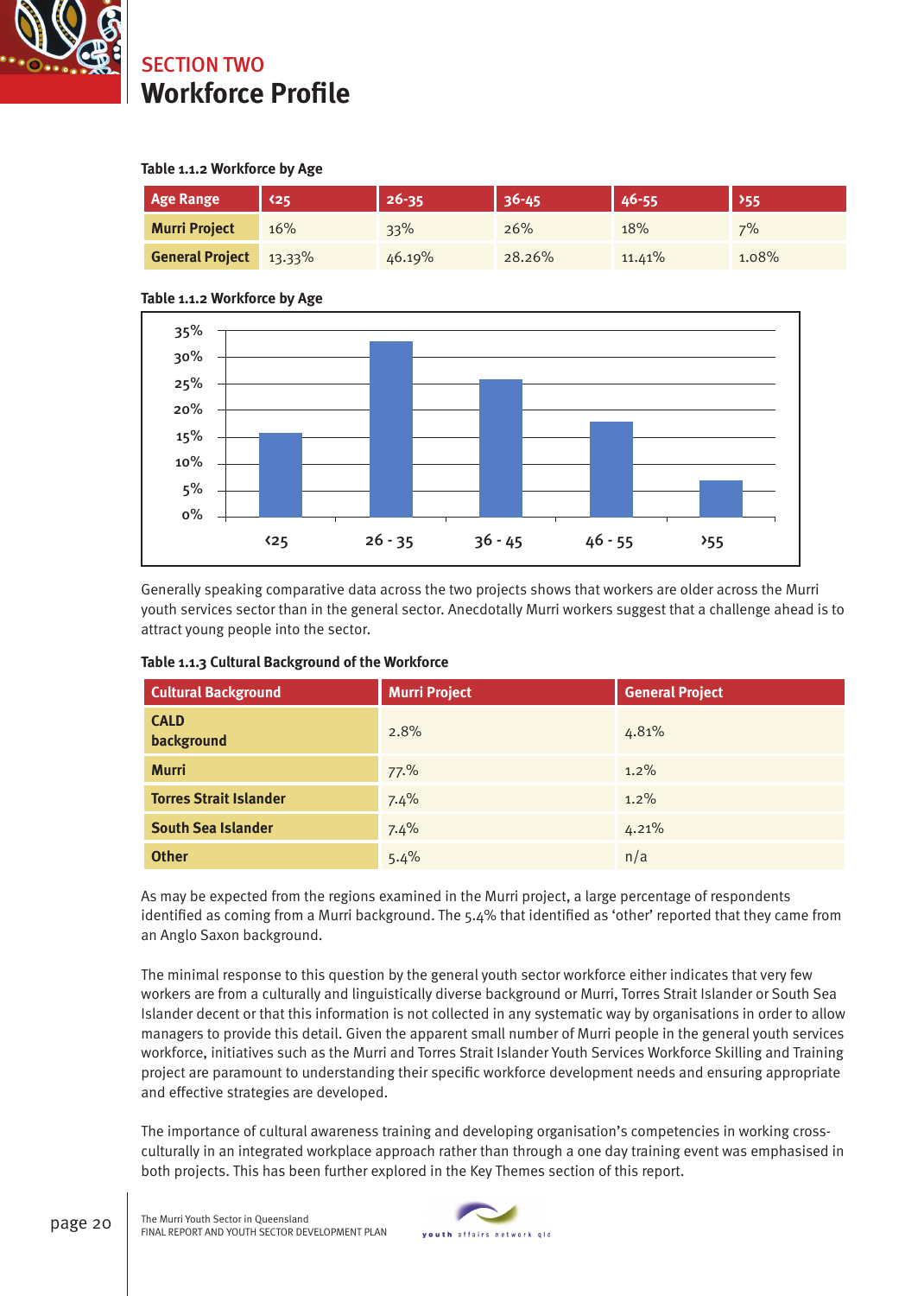## SECTION TWO
# Workforce Profile

**Table 1.1.2 Workforce by Age**

| Age Range | ‹25 | 26-35 | 36-45 | 46-55 | ›55 |
|---|---|---|---|---|---|
| Murri Project | 16% | 33% | 26% | 18% | 7% |
| General Project | 13.33% | 46.19% | 28.26% | 11.41% | 1.08% |

**Table 1.1.2 Workforce by Age**

Generally speaking comparative data across the two projects shows that workers are older across the Murri youth services sector than in the general sector. Anecdotally Murri workers suggest that a challenge ahead is to attract young people into the sector.

**Table 1.1.3 Cultural Background of the Workforce**

| Cultural Background | Murri Project | General Project |
|---|---|---|
| CALD background | 2.8% | 4.81% |
| Murri | 77.% | 1.2% |
| Torres Strait Islander | 7.4% | 1.2% |
| South Sea Islander | 7.4% | 4.21% |
| Other | 5.4% | n/a |

As may be expected from the regions examined in the Murri project, a large percentage of respondents identified as coming from a Murri background. The 5.4% that identified as 'other' reported that they came from an Anglo Saxon background.

The minimal response to this question by the general youth sector workforce either indicates that very few workers are from a culturally and linguistically diverse background or Murri, Torres Strait Islander or South Sea Islander decent or that this information is not collected in any systematic way by organisations in order to allow managers to provide this detail. Given the apparent small number of Murri people in the general youth services workforce, initiatives such as the Murri and Torres Strait Islander Youth Services Workforce Skilling and Training project are paramount to understanding their specific workforce development needs and ensuring appropriate and effective strategies are developed.

The importance of cultural awareness training and developing organisation's competencies in working cross-culturally in an integrated workplace approach rather than through a one day training event was emphasised in both projects. This has been further explored in the Key Themes section of this report.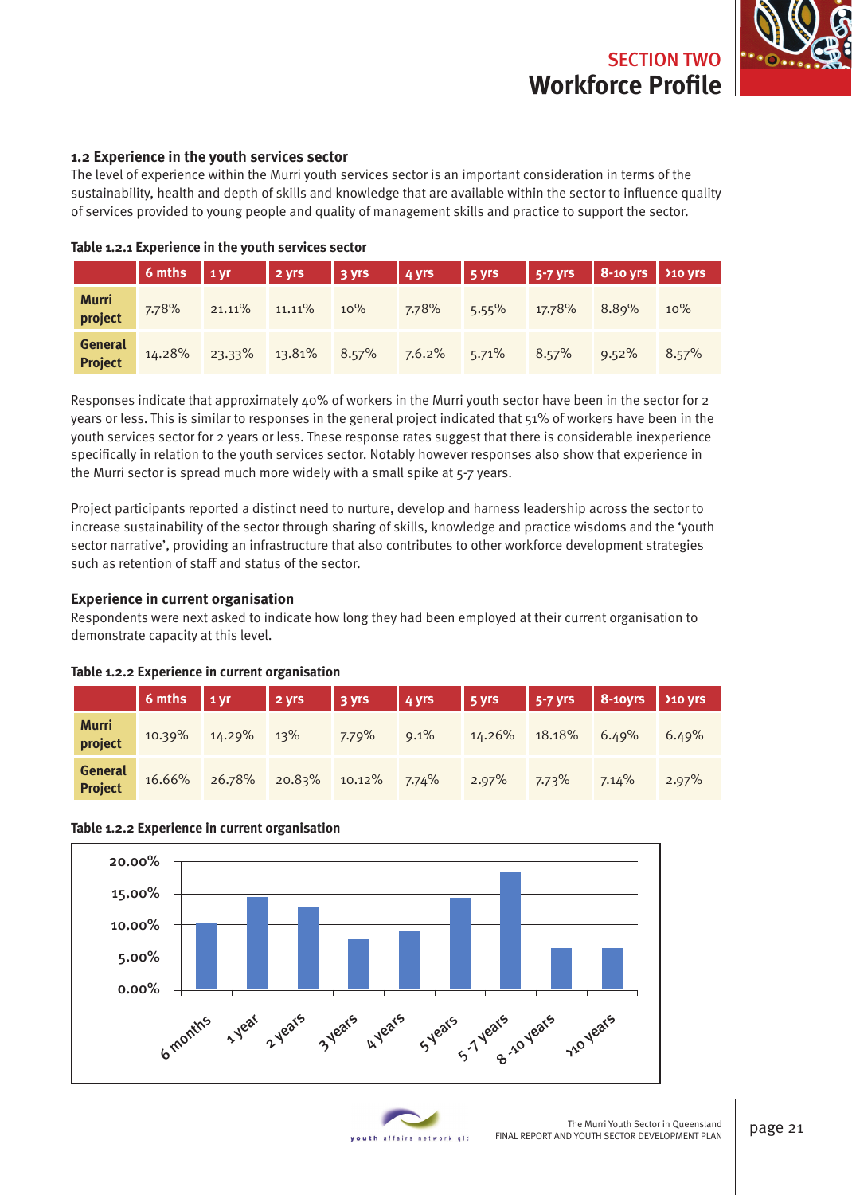## 1.2 Experience in the youth services sector

The level of experience within the Murri youth services sector is an important consideration in terms of the sustainability, health and depth of skills and knowledge that are available within the sector to influence quality of services provided to young people and quality of management skills and practice to support the sector.

**Table 1.2.1 Experience in the youth services sector**

| | 6 mths | 1 yr | 2 yrs | 3 yrs | 4 yrs | 5 yrs | 5-7 yrs | 8-10 yrs | >10 yrs |
|---|---|---|---|---|---|---|---|---|---|
| **Murri project** | 7.78% | 21.11% | 11.11% | 10% | 7.78% | 5.55% | 17.78% | 8.89% | 10% |
| **General Project** | 14.28% | 23.33% | 13.81% | 8.57% | 7.6.2% | 5.71% | 8.57% | 9.52% | 8.57% |

Responses indicate that approximately 40% of workers in the Murri youth sector have been in the sector for 2 years or less. This is similar to responses in the general project indicated that 51% of workers have been in the youth services sector for 2 years or less. These response rates suggest that there is considerable inexperience specifically in relation to the youth services sector. Notably however responses also show that experience in the Murri sector is spread much more widely with a small spike at 5-7 years.

Project participants reported a distinct need to nurture, develop and harness leadership across the sector to increase sustainability of the sector through sharing of skills, knowledge and practice wisdoms and the 'youth sector narrative', providing an infrastructure that also contributes to other workforce development strategies such as retention of staff and status of the sector.

### Experience in current organisation

Respondents were next asked to indicate how long they had been employed at their current organisation to demonstrate capacity at this level.

**Table 1.2.2 Experience in current organisation**

| | 6 mths | 1 yr | 2 yrs | 3 yrs | 4 yrs | 5 yrs | 5-7 yrs | 8-10yrs | >10 yrs |
|---|---|---|---|---|---|---|---|---|---|
| **Murri project** | 10.39% | 14.29% | 13% | 7.79% | 9.1% | 14.26% | 18.18% | 6.49% | 6.49% |
| **General Project** | 16.66% | 26.78% | 20.83% | 10.12% | 7.74% | 2.97% | 7.73% | 7.14% | 2.97% |

**Table 1.2.2 Experience in current organisation**

| | 6 months | 1 year | 2 years | 3 years | 4 years | 5 years | 5-7 years | 8-10 years | >10 years |
|---|---|---|---|---|---|---|---|---|---|
| Murri project | 10.39% | 14.29% | 13% | 7.79% | 9.1% | 14.26% | 18.18% | 6.49% | 6.49% |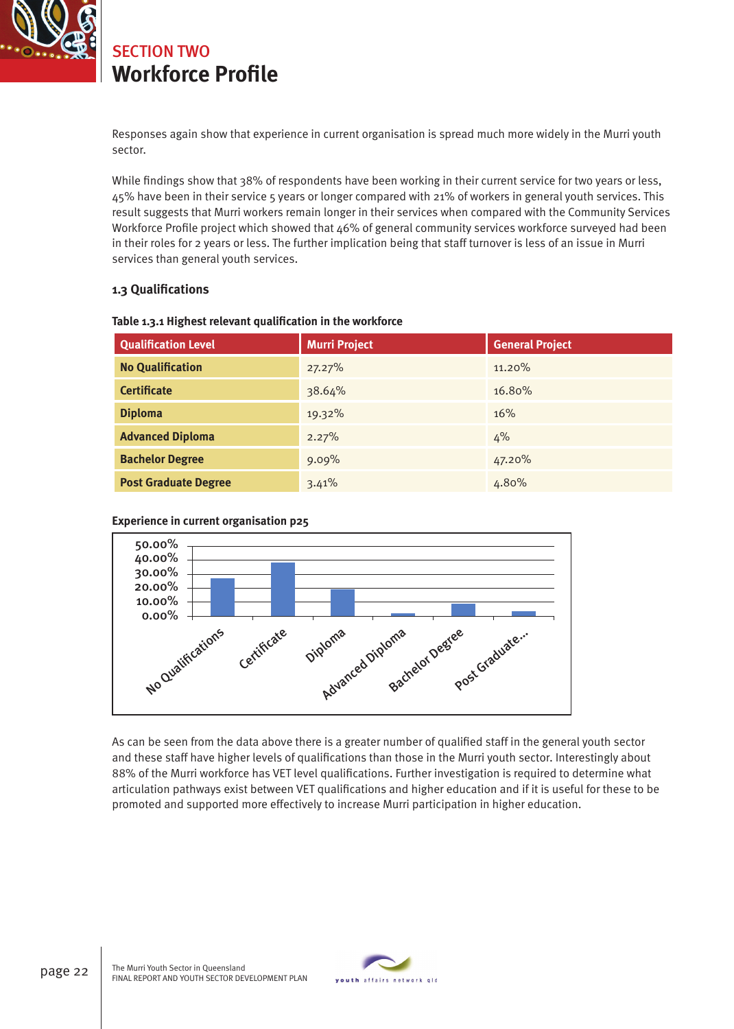## SECTION TWO
# Workforce Profile

Responses again show that experience in current organisation is spread much more widely in the Murri youth sector.

While findings show that 38% of respondents have been working in their current service for two years or less, 45% have been in their service 5 years or longer compared with 21% of workers in general youth services. This result suggests that Murri workers remain longer in their services when compared with the Community Services Workforce Profile project which showed that 46% of general community services workforce surveyed had been in their roles for 2 years or less. The further implication being that staff turnover is less of an issue in Murri services than general youth services.

### 1.3 Qualifications

**Table 1.3.1 Highest relevant qualification in the workforce**

| Qualification Level | Murri Project | General Project |
|---|---|---|
| **No Qualification** | 27.27% | 11.20% |
| **Certificate** | 38.64% | 16.80% |
| **Diploma** | 19.32% | 16% |
| **Advanced Diploma** | 2.27% | 4% |
| **Bachelor Degree** | 9.09% | 47.20% |
| **Post Graduate Degree** | 3.41% | 4.80% |

**Experience in current organisation p25**

As can be seen from the data above there is a greater number of qualified staff in the general youth sector and these staff have higher levels of qualifications than those in the Murri youth sector. Interestingly about 88% of the Murri workforce has VET level qualifications. Further investigation is required to determine what articulation pathways exist between VET qualifications and higher education and if it is useful for these to be promoted and supported more effectively to increase Murri participation in higher education.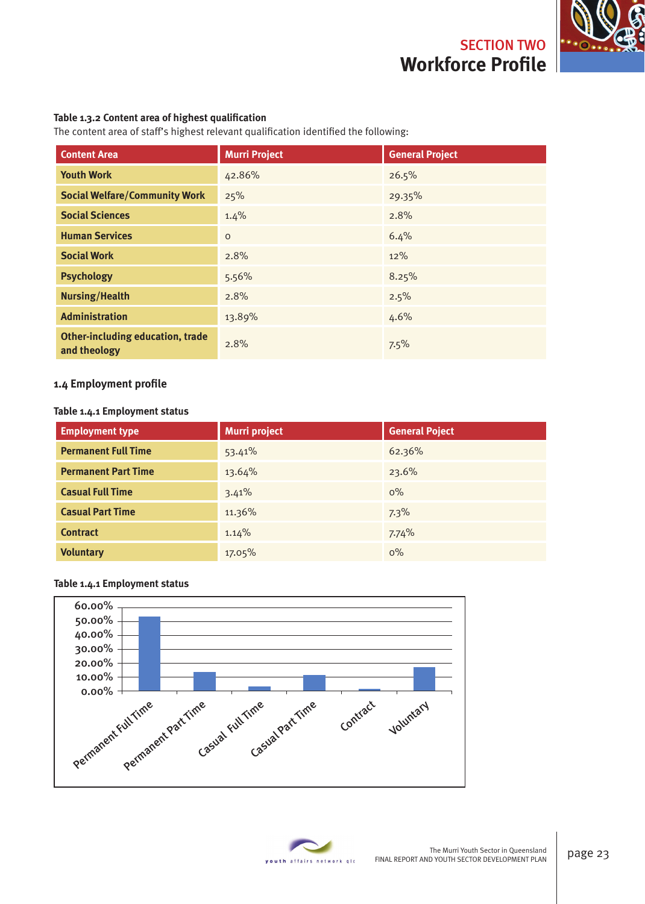**Table 1.3.2 Content area of highest qualification**

The content area of staff's highest relevant qualification identified the following:

| Content Area | Murri Project | General Project |
|---|---|---|
| Youth Work | 42.86% | 26.5% |
| Social Welfare/Community Work | 25% | 29.35% |
| Social Sciences | 1.4% | 2.8% |
| Human Services | 0 | 6.4% |
| Social Work | 2.8% | 12% |
| Psychology | 5.56% | 8.25% |
| Nursing/Health | 2.8% | 2.5% |
| Administration | 13.89% | 4.6% |
| Other-including education, trade and theology | 2.8% | 7.5% |

## 1.4 Employment profile

**Table 1.4.1 Employment status**

| Employment type | Murri project | General Poject |
|---|---|---|
| Permanent Full Time | 53.41% | 62.36% |
| Permanent Part Time | 13.64% | 23.6% |
| Casual Full Time | 3.41% | 0% |
| Casual Part Time | 11.36% | 7.3% |
| Contract | 1.14% | 7.74% |
| Voluntary | 17.05% | 0% |

**Table 1.4.1 Employment status**

| Employment type | Murri project |
|---|---|
| Permanent Full Time | 53.41% |
| Permanent Part Time | 13.64% |
| Casual Full Time | 3.41% |
| Casual Part Time | 11.36% |
| Contract | 1.14% |
| Voluntary | 17.05% |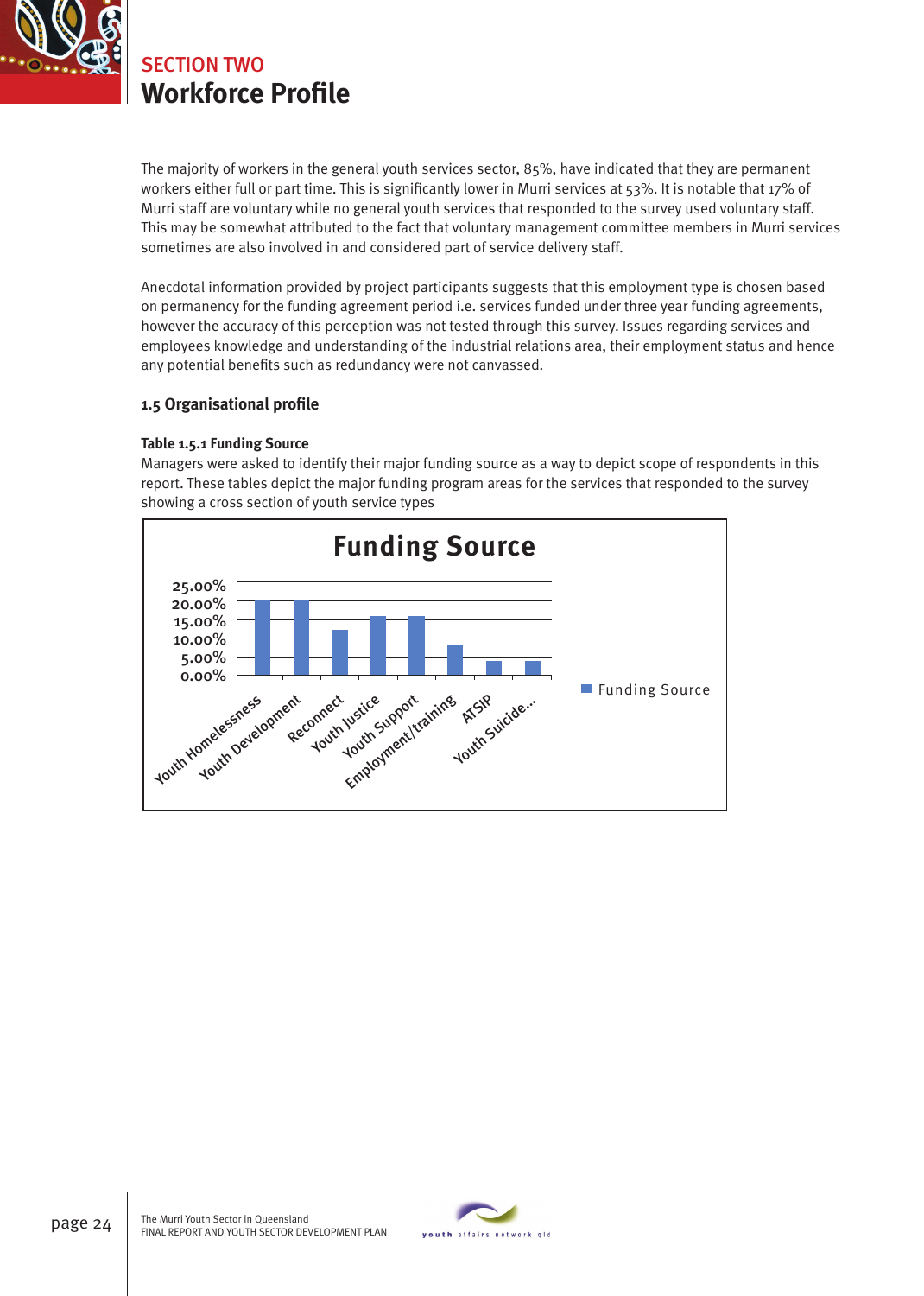## SECTION TWO

# Workforce Profile

The majority of workers in the general youth services sector, 85%, have indicated that they are permanent workers either full or part time. This is significantly lower in Murri services at 53%. It is notable that 17% of Murri staff are voluntary while no general youth services that responded to the survey used voluntary staff. This may be somewhat attributed to the fact that voluntary management committee members in Murri services sometimes are also involved in and considered part of service delivery staff.

Anecdotal information provided by project participants suggests that this employment type is chosen based on permanency for the funding agreement period i.e. services funded under three year funding agreements, however the accuracy of this perception was not tested through this survey. Issues regarding services and employees knowledge and understanding of the industrial relations area, their employment status and hence any potential benefits such as redundancy were not canvassed.

### 1.5 Organisational profile

**Table 1.5.1 Funding Source**

Managers were asked to identify their major funding source as a way to depict scope of respondents in this report. These tables depict the major funding program areas for the services that responded to the survey showing a cross section of youth service types

**Funding Source**

| Funding Source | Approx. % |
|---|---|
| Youth Homelessness | 20.00% |
| Youth Development | 20.00% |
| Reconnect | 12.5% |
| Youth Justice | 16% |
| Youth Support | 16% |
| Employment/training | 8% |
| ATSIP | 4% |
| Youth Suicide... | 4% |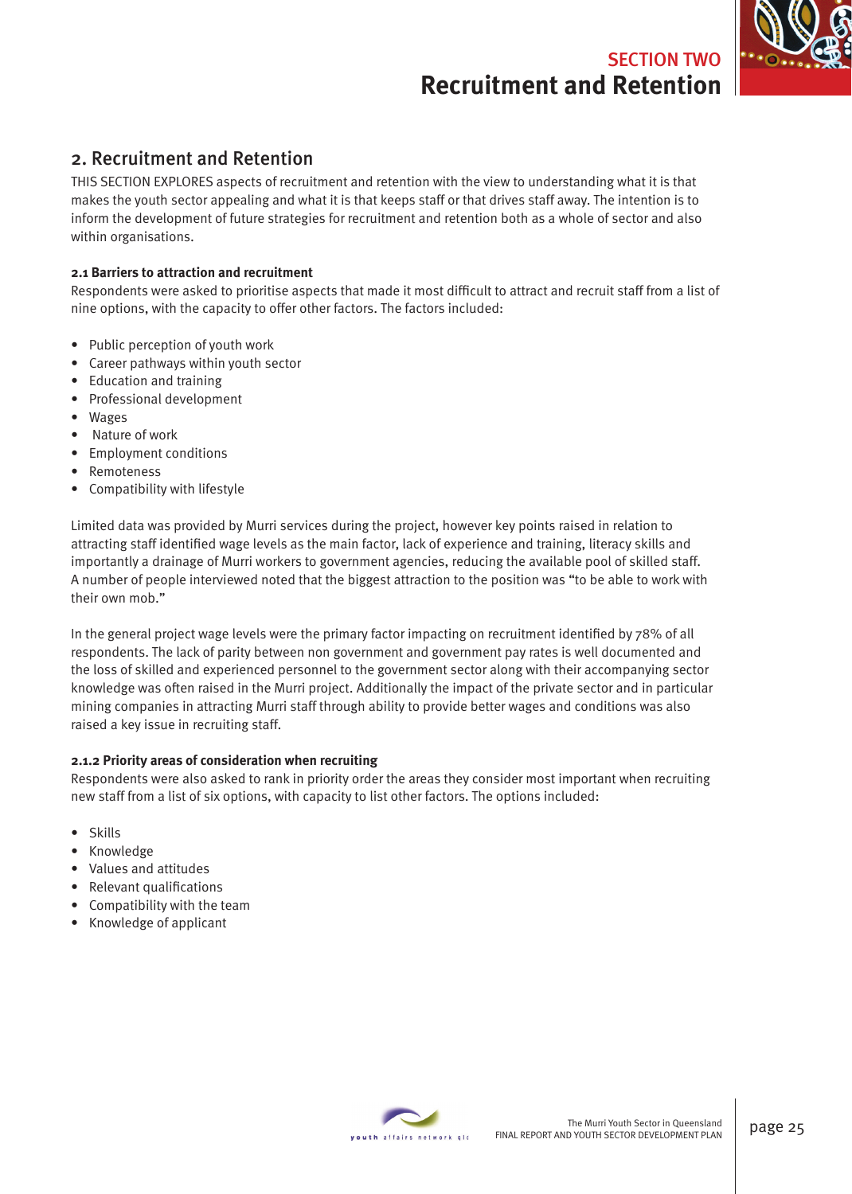## 2. Recruitment and Retention

THIS SECTION EXPLORES aspects of recruitment and retention with the view to understanding what it is that makes the youth sector appealing and what it is that keeps staff or that drives staff away. The intention is to inform the development of future strategies for recruitment and retention both as a whole of sector and also within organisations.

#### 2.1 Barriers to attraction and recruitment

Respondents were asked to prioritise aspects that made it most difficult to attract and recruit staff from a list of nine options, with the capacity to offer other factors. The factors included:

- Public perception of youth work
- Career pathways within youth sector
- Education and training
- Professional development
- Wages
- Nature of work
- Employment conditions
- Remoteness
- Compatibility with lifestyle

Limited data was provided by Murri services during the project, however key points raised in relation to attracting staff identified wage levels as the main factor, lack of experience and training, literacy skills and importantly a drainage of Murri workers to government agencies, reducing the available pool of skilled staff. A number of people interviewed noted that the biggest attraction to the position was "to be able to work with their own mob."

In the general project wage levels were the primary factor impacting on recruitment identified by 78% of all respondents. The lack of parity between non government and government pay rates is well documented and the loss of skilled and experienced personnel to the government sector along with their accompanying sector knowledge was often raised in the Murri project. Additionally the impact of the private sector and in particular mining companies in attracting Murri staff through ability to provide better wages and conditions was also raised a key issue in recruiting staff.

#### 2.1.2 Priority areas of consideration when recruiting

Respondents were also asked to rank in priority order the areas they consider most important when recruiting new staff from a list of six options, with capacity to list other factors. The options included:

- Skills
- Knowledge
- Values and attitudes
- Relevant qualifications
- Compatibility with the team
- Knowledge of applicant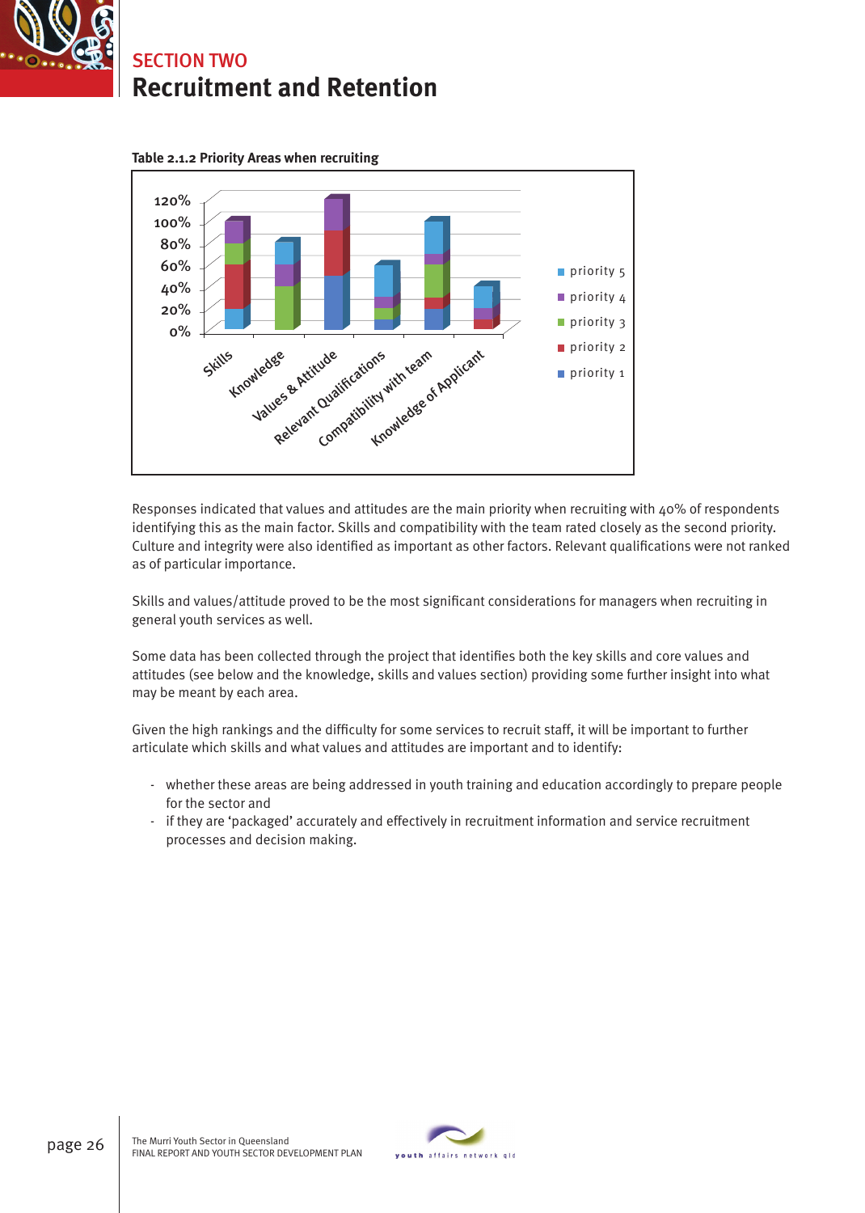## SECTION TWO

# Recruitment and Retention

**Table 2.1.2 Priority Areas when recruiting**

Responses indicated that values and attitudes are the main priority when recruiting with 40% of respondents identifying this as the main factor. Skills and compatibility with the team rated closely as the second priority. Culture and integrity were also identified as important as other factors. Relevant qualifications were not ranked as of particular importance.

Skills and values/attitude proved to be the most significant considerations for managers when recruiting in general youth services as well.

Some data has been collected through the project that identifies both the key skills and core values and attitudes (see below and the knowledge, skills and values section) providing some further insight into what may be meant by each area.

Given the high rankings and the difficulty for some services to recruit staff, it will be important to further articulate which skills and what values and attitudes are important and to identify:

- whether these areas are being addressed in youth training and education accordingly to prepare people for the sector and
- if they are 'packaged' accurately and effectively in recruitment information and service recruitment processes and decision making.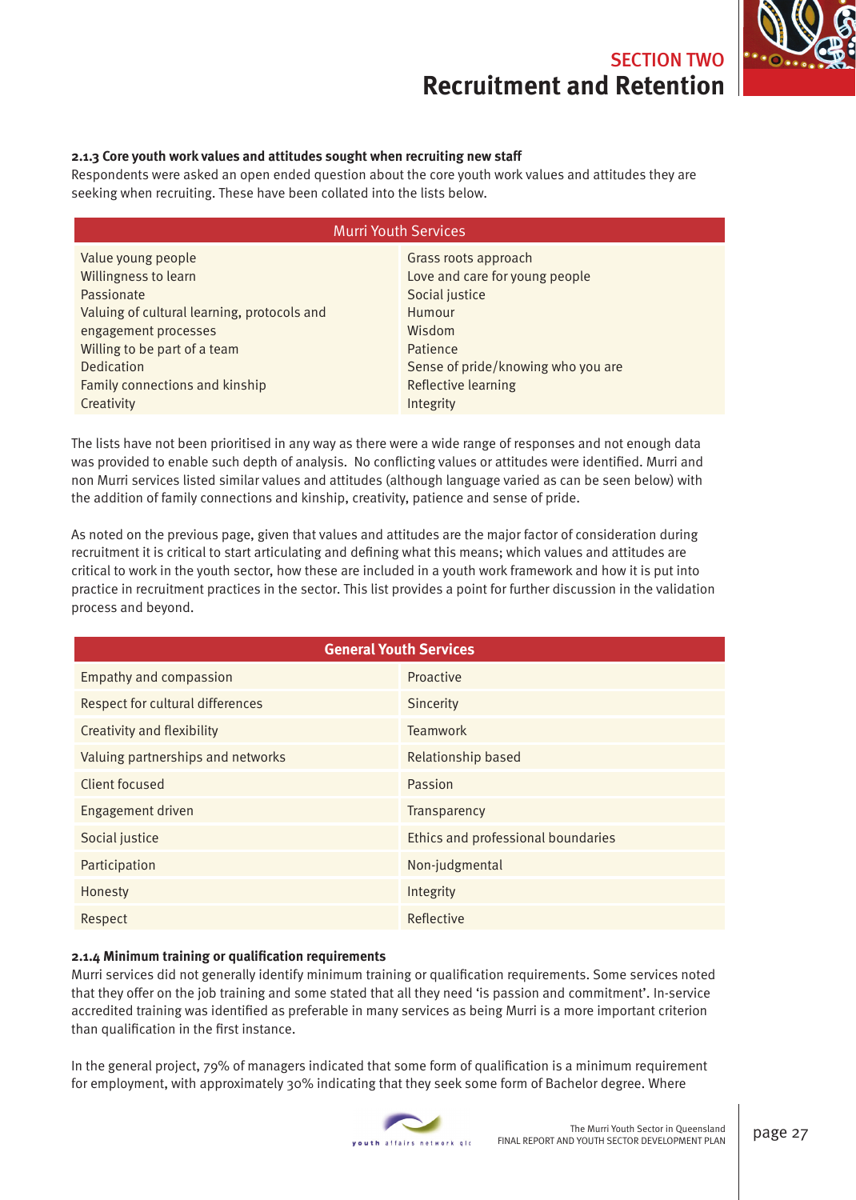#### 2.1.3 Core youth work values and attitudes sought when recruiting new staff

Respondents were asked an open ended question about the core youth work values and attitudes they are seeking when recruiting. These have been collated into the lists below.

| Murri Youth Services | |
|---|---|
| Value young people | Grass roots approach |
| Willingness to learn | Love and care for young people |
| Passionate | Social justice |
| Valuing of cultural learning, protocols and engagement processes | Humour |
| Willing to be part of a team | Wisdom |
| Dedication | Patience |
| Family connections and kinship | Sense of pride/knowing who you are |
| Creativity | Reflective learning |
| | Integrity |

The lists have not been prioritised in any way as there were a wide range of responses and not enough data was provided to enable such depth of analysis. No conflicting values or attitudes were identified. Murri and non Murri services listed similar values and attitudes (although language varied as can be seen below) with the addition of family connections and kinship, creativity, patience and sense of pride.

As noted on the previous page, given that values and attitudes are the major factor of consideration during recruitment it is critical to start articulating and defining what this means; which values and attitudes are critical to work in the youth sector, how these are included in a youth work framework and how it is put into practice in recruitment practices in the sector. This list provides a point for further discussion in the validation process and beyond.

| **General Youth Services** | |
|---|---|
| Empathy and compassion | Proactive |
| Respect for cultural differences | Sincerity |
| Creativity and flexibility | Teamwork |
| Valuing partnerships and networks | Relationship based |
| Client focused | Passion |
| Engagement driven | Transparency |
| Social justice | Ethics and professional boundaries |
| Participation | Non-judgmental |
| Honesty | Integrity |
| Respect | Reflective |

#### 2.1.4 Minimum training or qualification requirements

Murri services did not generally identify minimum training or qualification requirements. Some services noted that they offer on the job training and some stated that all they need 'is passion and commitment'. In-service accredited training was identified as preferable in many services as being Murri is a more important criterion than qualification in the first instance.

In the general project, 79% of managers indicated that some form of qualification is a minimum requirement for employment, with approximately 30% indicating that they seek some form of Bachelor degree. Where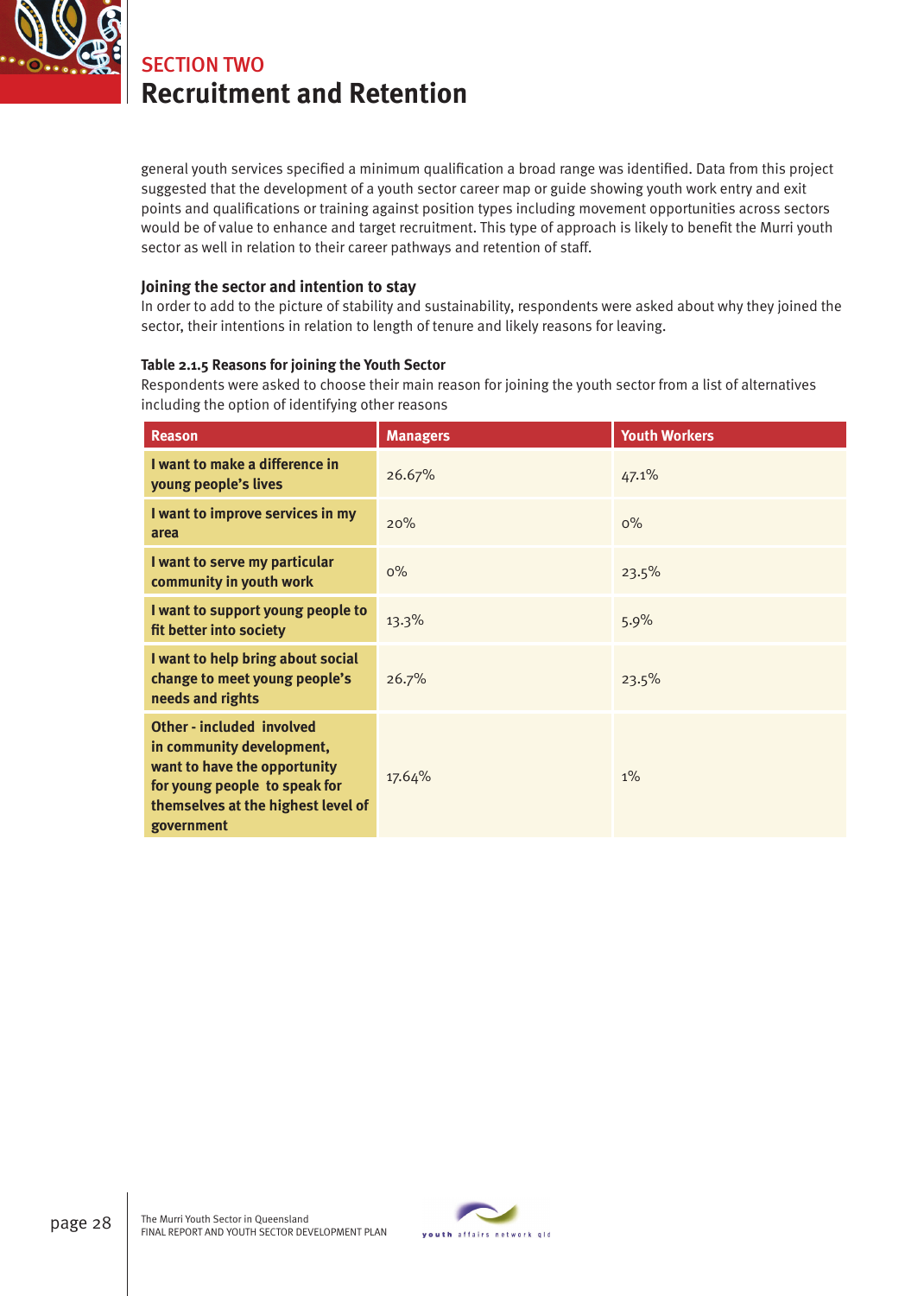general youth services specified a minimum qualification a broad range was identified. Data from this project suggested that the development of a youth sector career map or guide showing youth work entry and exit points and qualifications or training against position types including movement opportunities across sectors would be of value to enhance and target recruitment. This type of approach is likely to benefit the Murri youth sector as well in relation to their career pathways and retention of staff.

### Joining the sector and intention to stay

In order to add to the picture of stability and sustainability, respondents were asked about why they joined the sector, their intentions in relation to length of tenure and likely reasons for leaving.

**Table 2.1.5 Reasons for joining the Youth Sector**

Respondents were asked to choose their main reason for joining the youth sector from a list of alternatives including the option of identifying other reasons

| Reason | Managers | Youth Workers |
|---|---|---|
| **I want to make a difference in young people's lives** | 26.67% | 47.1% |
| **I want to improve services in my area** | 20% | 0% |
| **I want to serve my particular community in youth work** | 0% | 23.5% |
| **I want to support young people to fit better into society** | 13.3% | 5.9% |
| **I want to help bring about social change to meet young people's needs and rights** | 26.7% | 23.5% |
| **Other - included involved in community development, want to have the opportunity for young people to speak for themselves at the highest level of government** | 17.64% | 1% |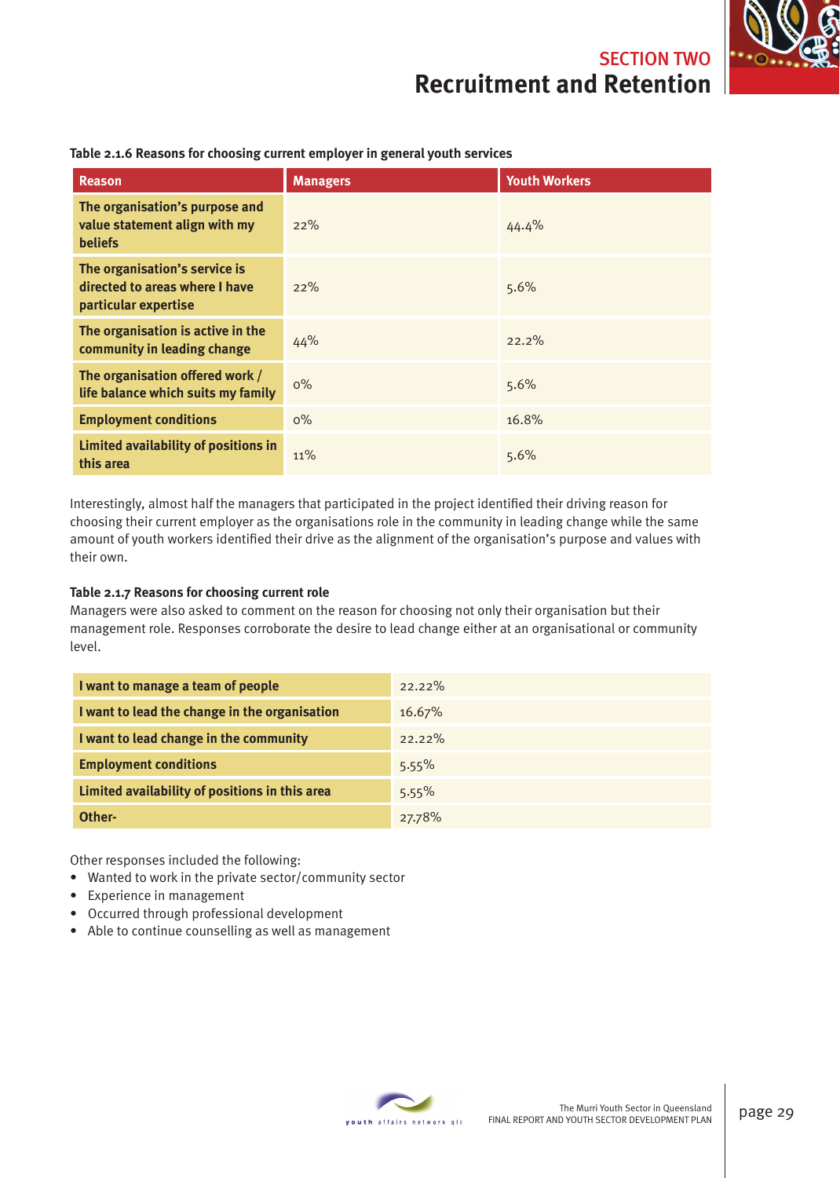**Table 2.1.6 Reasons for choosing current employer in general youth services**

| Reason | Managers | Youth Workers |
|---|---|---|
| The organisation's purpose and value statement align with my beliefs | 22% | 44.4% |
| The organisation's service is directed to areas where I have particular expertise | 22% | 5.6% |
| The organisation is active in the community in leading change | 44% | 22.2% |
| The organisation offered work / life balance which suits my family | 0% | 5.6% |
| Employment conditions | 0% | 16.8% |
| Limited availability of positions in this area | 11% | 5.6% |

Interestingly, almost half the managers that participated in the project identified their driving reason for choosing their current employer as the organisations role in the community in leading change while the same amount of youth workers identified their drive as the alignment of the organisation's purpose and values with their own.

**Table 2.1.7 Reasons for choosing current role**

Managers were also asked to comment on the reason for choosing not only their organisation but their management role. Responses corroborate the desire to lead change either at an organisational or community level.

| Reason | Percentage |
|---|---|
| I want to manage a team of people | 22.22% |
| I want to lead the change in the organisation | 16.67% |
| I want to lead change in the community | 22.22% |
| Employment conditions | 5.55% |
| Limited availability of positions in this area | 5.55% |
| Other- | 27.78% |

Other responses included the following:

- Wanted to work in the private sector/community sector
- Experience in management
- Occurred through professional development
- Able to continue counselling as well as management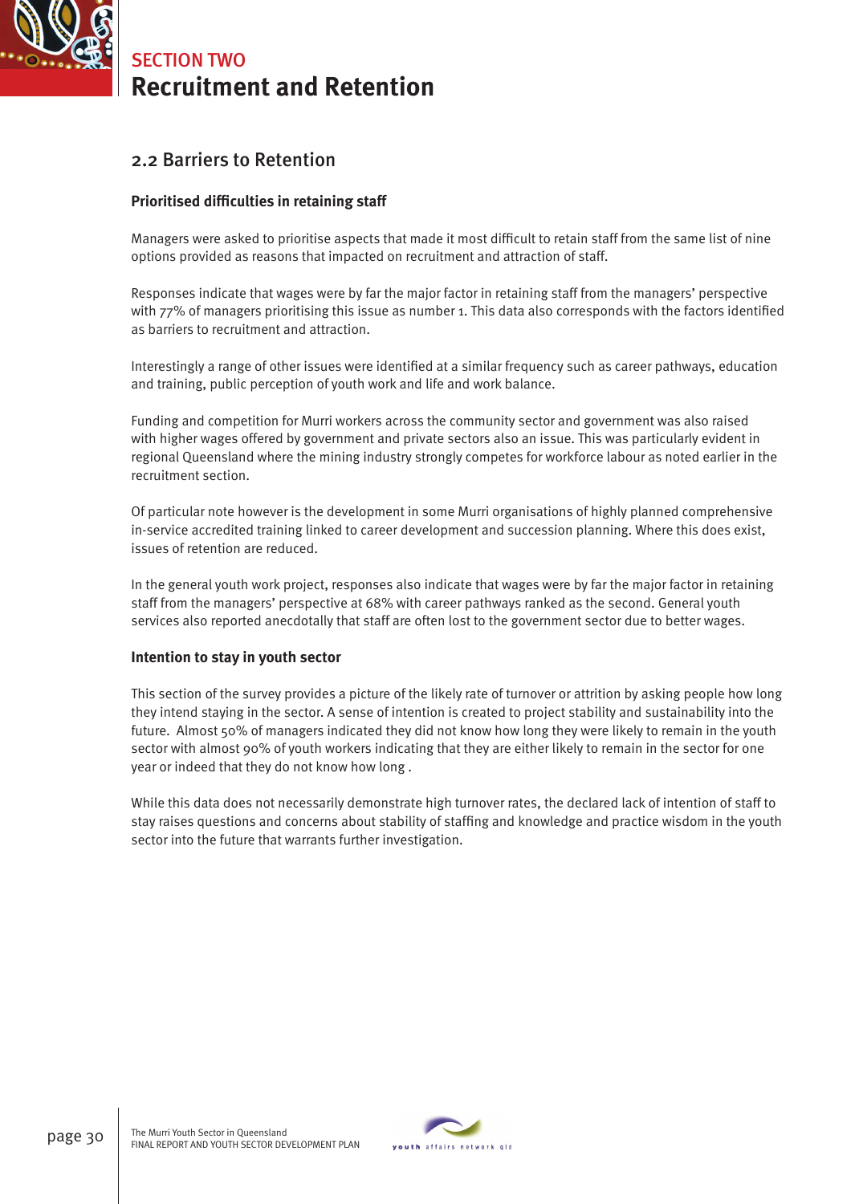## SECTION TWO
# Recruitment and Retention

## 2.2 Barriers to Retention

### Prioritised difficulties in retaining staff

Managers were asked to prioritise aspects that made it most difficult to retain staff from the same list of nine options provided as reasons that impacted on recruitment and attraction of staff.

Responses indicate that wages were by far the major factor in retaining staff from the managers' perspective with 77% of managers prioritising this issue as number 1. This data also corresponds with the factors identified as barriers to recruitment and attraction.

Interestingly a range of other issues were identified at a similar frequency such as career pathways, education and training, public perception of youth work and life and work balance.

Funding and competition for Murri workers across the community sector and government was also raised with higher wages offered by government and private sectors also an issue. This was particularly evident in regional Queensland where the mining industry strongly competes for workforce labour as noted earlier in the recruitment section.

Of particular note however is the development in some Murri organisations of highly planned comprehensive in-service accredited training linked to career development and succession planning. Where this does exist, issues of retention are reduced.

In the general youth work project, responses also indicate that wages were by far the major factor in retaining staff from the managers' perspective at 68% with career pathways ranked as the second. General youth services also reported anecdotally that staff are often lost to the government sector due to better wages.

### Intention to stay in youth sector

This section of the survey provides a picture of the likely rate of turnover or attrition by asking people how long they intend staying in the sector. A sense of intention is created to project stability and sustainability into the future. Almost 50% of managers indicated they did not know how long they were likely to remain in the youth sector with almost 90% of youth workers indicating that they are either likely to remain in the sector for one year or indeed that they do not know how long .

While this data does not necessarily demonstrate high turnover rates, the declared lack of intention of staff to stay raises questions and concerns about stability of staffing and knowledge and practice wisdom in the youth sector into the future that warrants further investigation.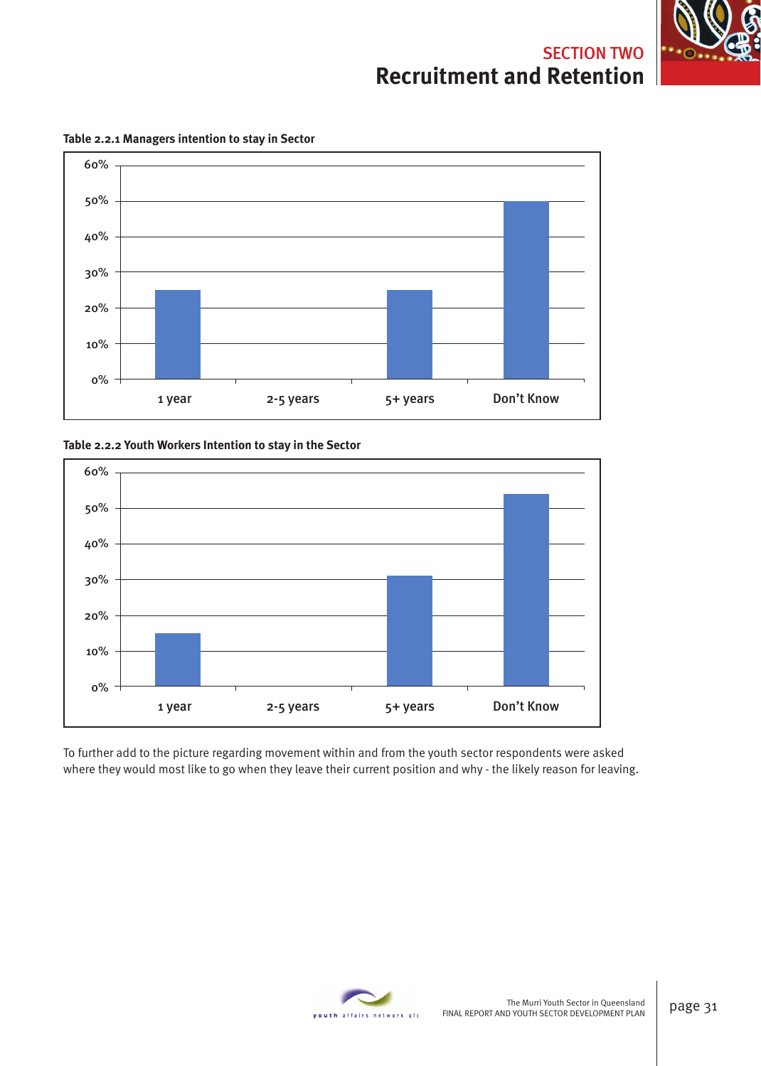Table 2.2.1 Managers intention to stay in Sector

Table 2.2.2 Youth Workers Intention to stay in the Sector

To further add to the picture regarding movement within and from the youth sector respondents were asked where they would most like to go when they leave their current position and why - the likely reason for leaving.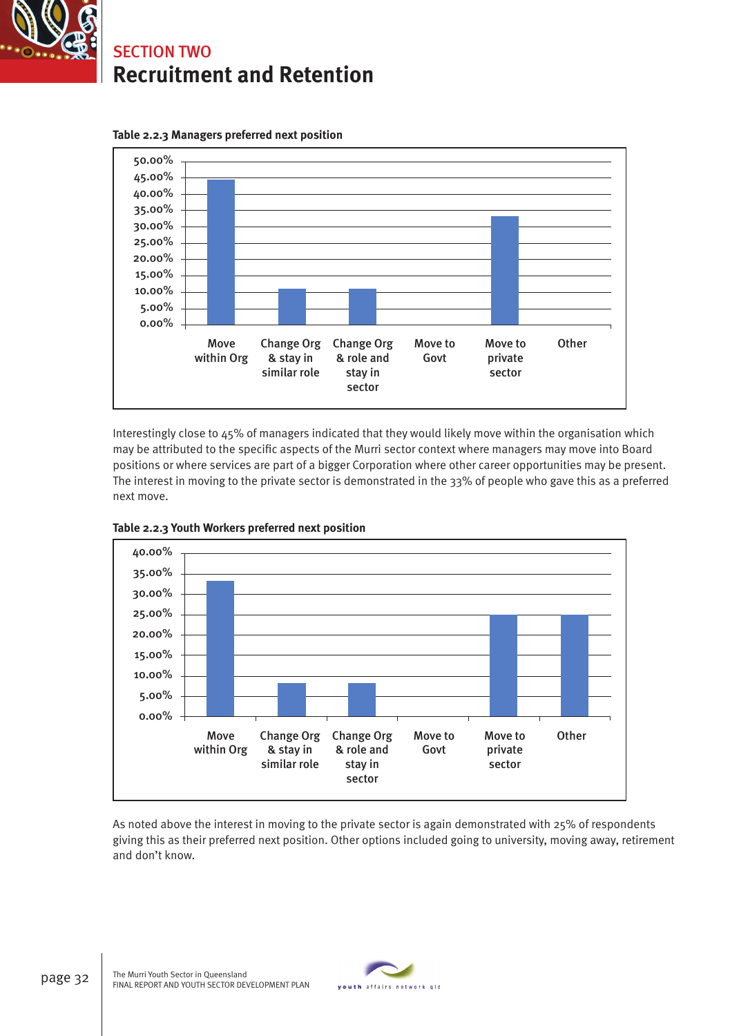# SECTION TWO
## Recruitment and Retention

**Table 2.2.3 Managers preferred next position**

| Move within Org | Change Org & stay in similar role | Change Org & role and stay in sector | Move to Govt | Move to private sector | Other |
|---|---|---|---|---|---|
| ~44.5% | ~11% | ~11% | 0% | ~33% | 0% |

Interestingly close to 45% of managers indicated that they would likely move within the organisation which may be attributed to the specific aspects of the Murri sector context where managers may move into Board positions or where services are part of a bigger Corporation where other career opportunities may be present. The interest in moving to the private sector is demonstrated in the 33% of people who gave this as a preferred next move.

**Table 2.2.3 Youth Workers preferred next position**

| Move within Org | Change Org & stay in similar role | Change Org & role and stay in sector | Move to Govt | Move to private sector | Other |
|---|---|---|---|---|---|
| ~33% | ~8% | ~8% | 0% | ~25% | ~25% |

As noted above the interest in moving to the private sector is again demonstrated with 25% of respondents giving this as their preferred next position. Other options included going to university, moving away, retirement and don't know.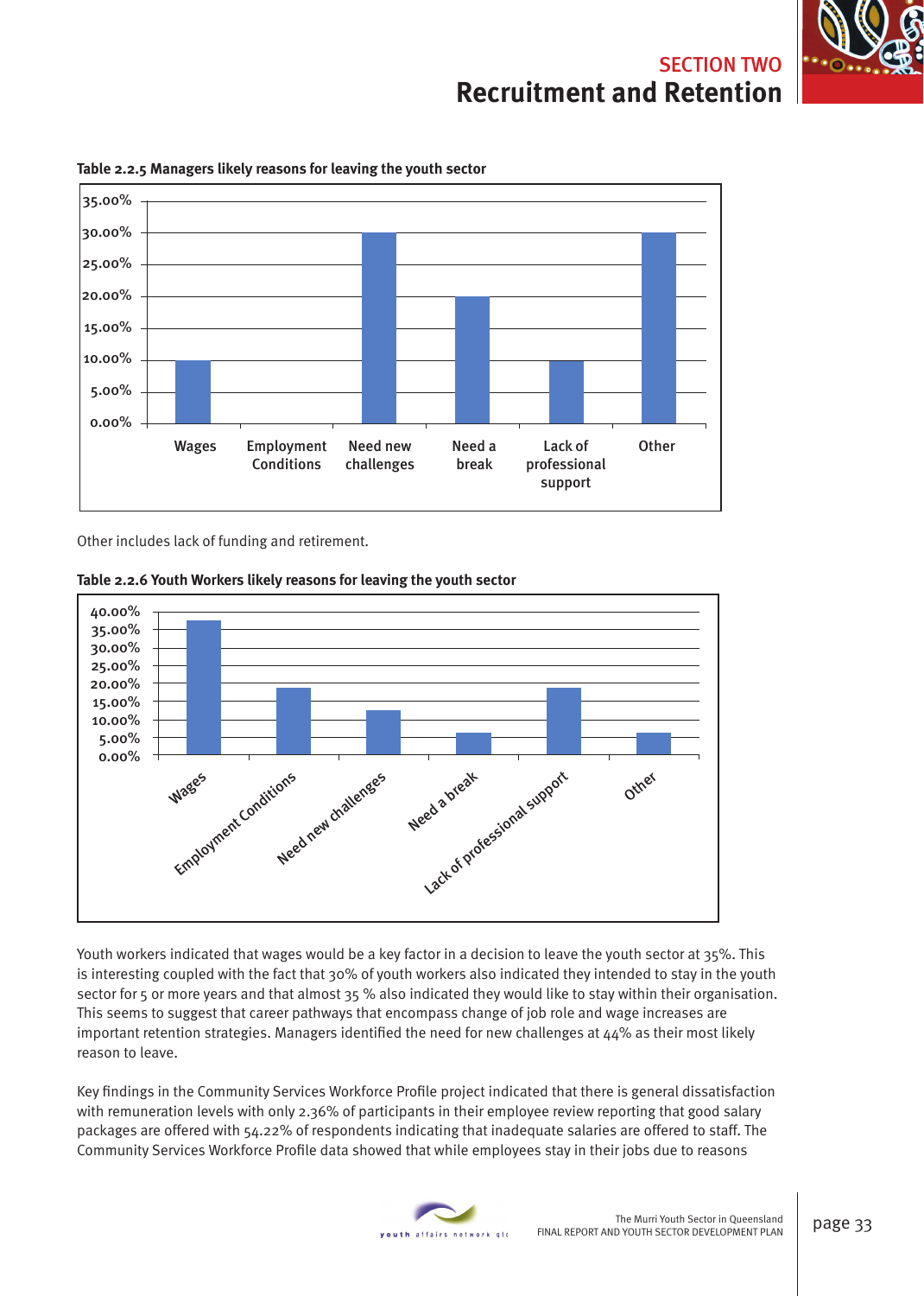### Table 2.2.5 Managers likely reasons for leaving the youth sector

| Reason | Percentage |
|---|---|
| Wages | 10.00% |
| Employment Conditions | 0.00% |
| Need new challenges | 30.00% |
| Need a break | 20.00% |
| Lack of professional support | 10.00% |
| Other | 30.00% |

Other includes lack of funding and retirement.

### Table 2.2.6 Youth Workers likely reasons for leaving the youth sector

| Reason | Percentage |
|---|---|
| Wages | ~37.5% |
| Employment Conditions | ~18.75% |
| Need new challenges | ~12.5% |
| Need a break | ~6.25% |
| Lack of professional support | ~18.75% |
| Other | ~6.25% |

Youth workers indicated that wages would be a key factor in a decision to leave the youth sector at 35%. This is interesting coupled with the fact that 30% of youth workers also indicated they intended to stay in the youth sector for 5 or more years and that almost 35 % also indicated they would like to stay within their organisation. This seems to suggest that career pathways that encompass change of job role and wage increases are important retention strategies. Managers identified the need for new challenges at 44% as their most likely reason to leave.

Key findings in the Community Services Workforce Profile project indicated that there is general dissatisfaction with remuneration levels with only 2.36% of participants in their employee review reporting that good salary packages are offered with 54.22% of respondents indicating that inadequate salaries are offered to staff. The Community Services Workforce Profile data showed that while employees stay in their jobs due to reasons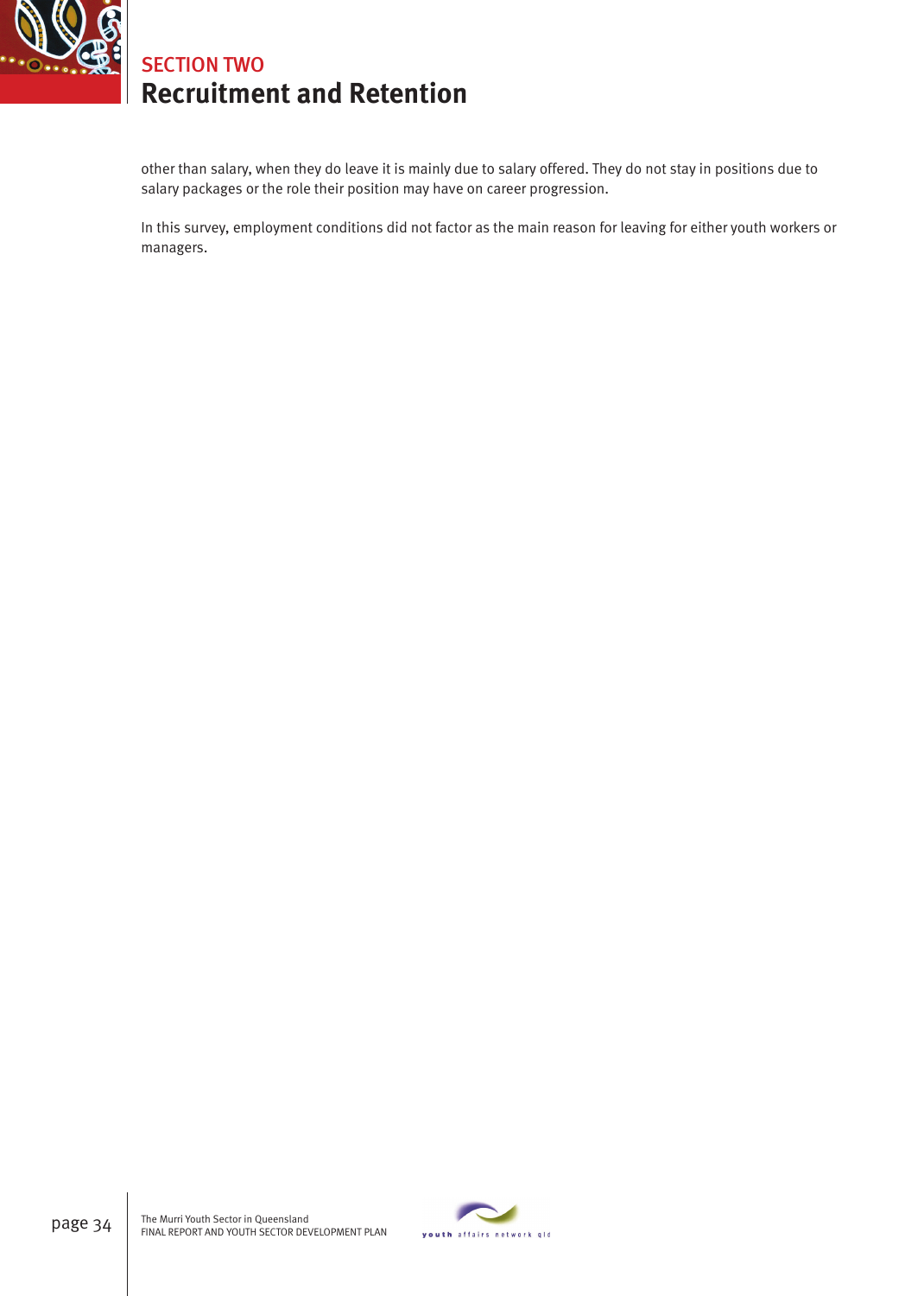other than salary, when they do leave it is mainly due to salary offered. They do not stay in positions due to salary packages or the role their position may have on career progression.

In this survey, employment conditions did not factor as the main reason for leaving for either youth workers or managers.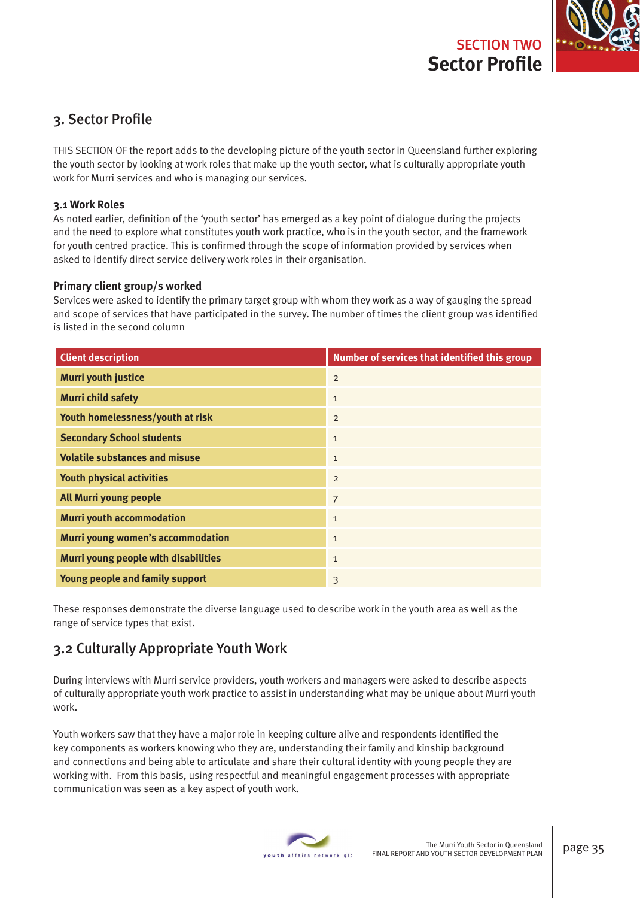# 3. Sector Profile

THIS SECTION OF the report adds to the developing picture of the youth sector in Queensland further exploring the youth sector by looking at work roles that make up the youth sector, what is culturally appropriate youth work for Murri services and who is managing our services.

### 3.1 Work Roles

As noted earlier, definition of the 'youth sector' has emerged as a key point of dialogue during the projects and the need to explore what constitutes youth work practice, who is in the youth sector, and the framework for youth centred practice. This is confirmed through the scope of information provided by services when asked to identify direct service delivery work roles in their organisation.

### Primary client group/s worked

Services were asked to identify the primary target group with whom they work as a way of gauging the spread and scope of services that have participated in the survey. The number of times the client group was identified is listed in the second column

| Client description | Number of services that identified this group |
|---|---|
| **Murri youth justice** | 2 |
| **Murri child safety** | 1 |
| **Youth homelessness/youth at risk** | 2 |
| **Secondary School students** | 1 |
| **Volatile substances and misuse** | 1 |
| **Youth physical activities** | 2 |
| **All Murri young people** | 7 |
| **Murri youth accommodation** | 1 |
| **Murri young women's accommodation** | 1 |
| **Murri young people with disabilities** | 1 |
| **Young people and family support** | 3 |

These responses demonstrate the diverse language used to describe work in the youth area as well as the range of service types that exist.

## 3.2 Culturally Appropriate Youth Work

During interviews with Murri service providers, youth workers and managers were asked to describe aspects of culturally appropriate youth work practice to assist in understanding what may be unique about Murri youth work.

Youth workers saw that they have a major role in keeping culture alive and respondents identified the key components as workers knowing who they are, understanding their family and kinship background and connections and being able to articulate and share their cultural identity with young people they are working with. From this basis, using respectful and meaningful engagement processes with appropriate communication was seen as a key aspect of youth work.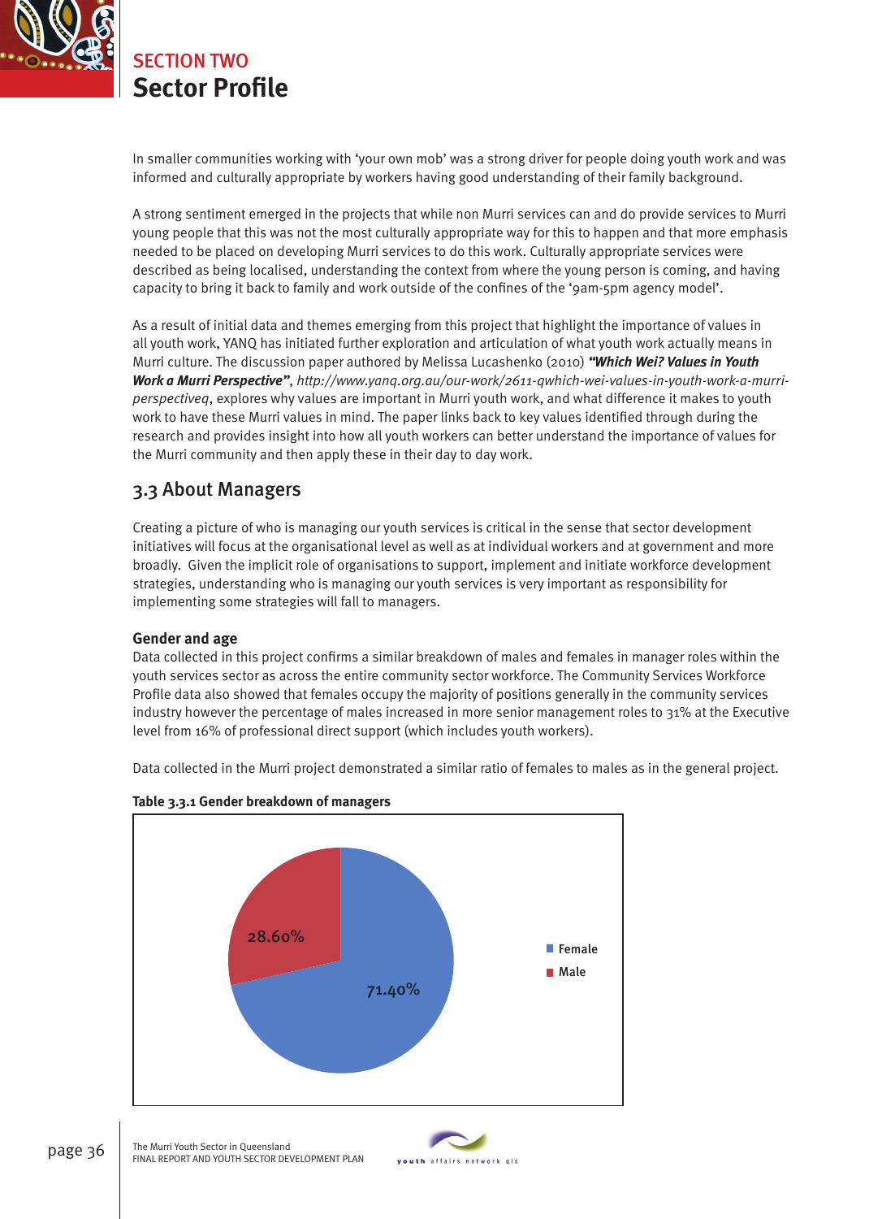## SECTION TWO
# Sector Profile

In smaller communities working with 'your own mob' was a strong driver for people doing youth work and was informed and culturally appropriate by workers having good understanding of their family background.

A strong sentiment emerged in the projects that while non Murri services can and do provide services to Murri young people that this was not the most culturally appropriate way for this to happen and that more emphasis needed to be placed on developing Murri services to do this work. Culturally appropriate services were described as being localised, understanding the context from where the young person is coming, and having capacity to bring it back to family and work outside of the confines of the '9am-5pm agency model'.

As a result of initial data and themes emerging from this project that highlight the importance of values in all youth work, YANQ has initiated further exploration and articulation of what youth work actually means in Murri culture. The discussion paper authored by Melissa Lucashenko (2010) ***"Which Wei? Values in Youth Work a Murri Perspective"***, *http://www.yanq.org.au/our-work/2611-qwhich-wei-values-in-youth-work-a-murri-perspectiveq*, explores why values are important in Murri youth work, and what difference it makes to youth work to have these Murri values in mind. The paper links back to key values identified through during the research and provides insight into how all youth workers can better understand the importance of values for the Murri community and then apply these in their day to day work.

## 3.3 About Managers

Creating a picture of who is managing our youth services is critical in the sense that sector development initiatives will focus at the organisational level as well as at individual workers and at government and more broadly. Given the implicit role of organisations to support, implement and initiate workforce development strategies, understanding who is managing our youth services is very important as responsibility for implementing some strategies will fall to managers.

### Gender and age

Data collected in this project confirms a similar breakdown of males and females in manager roles within the youth services sector as across the entire community sector workforce. The Community Services Workforce Profile data also showed that females occupy the majority of positions generally in the community services industry however the percentage of males increased in more senior management roles to 31% at the Executive level from 16% of professional direct support (which includes youth workers).

Data collected in the Murri project demonstrated a similar ratio of females to males as in the general project.

**Table 3.3.1 Gender breakdown of managers**

| Gender | Percentage |
|---|---|
| Female | 71.40% |
| Male | 28.60% |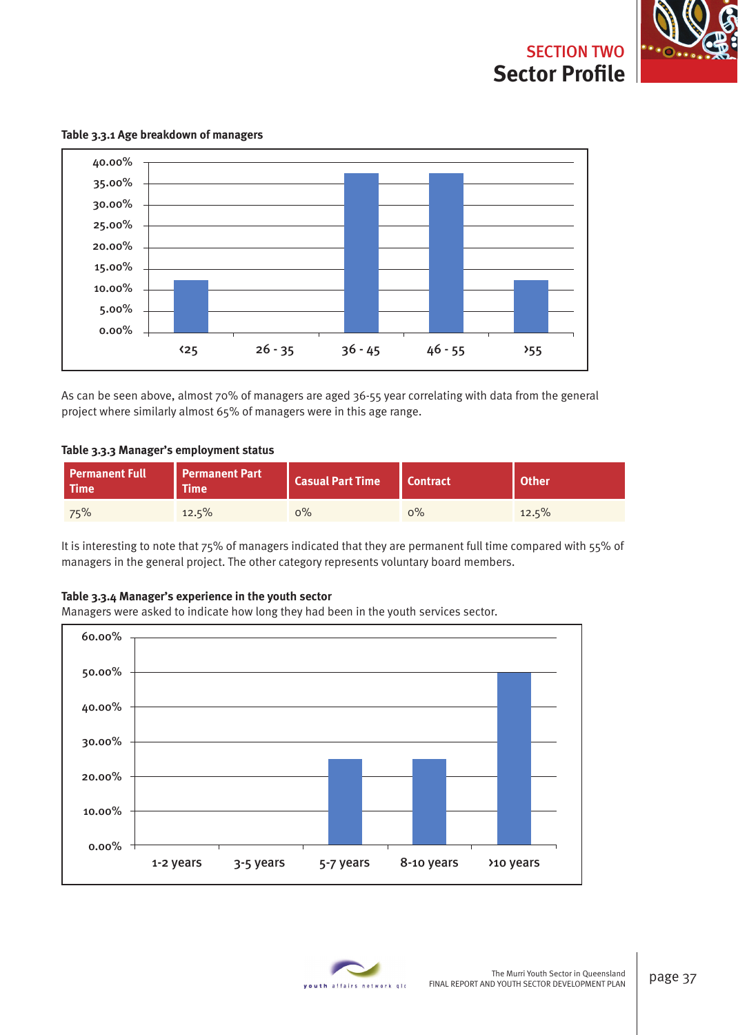**Table 3.3.1 Age breakdown of managers**

As can be seen above, almost 70% of managers are aged 36-55 year correlating with data from the general project where similarly almost 65% of managers were in this age range.

**Table 3.3.3 Manager's employment status**

| Permanent Full Time | Permanent Part Time | Casual Part Time | Contract | Other |
|---|---|---|---|---|
| 75% | 12.5% | 0% | 0% | 12.5% |

It is interesting to note that 75% of managers indicated that they are permanent full time compared with 55% of managers in the general project. The other category represents voluntary board members.

**Table 3.3.4 Manager's experience in the youth sector**

Managers were asked to indicate how long they had been in the youth services sector.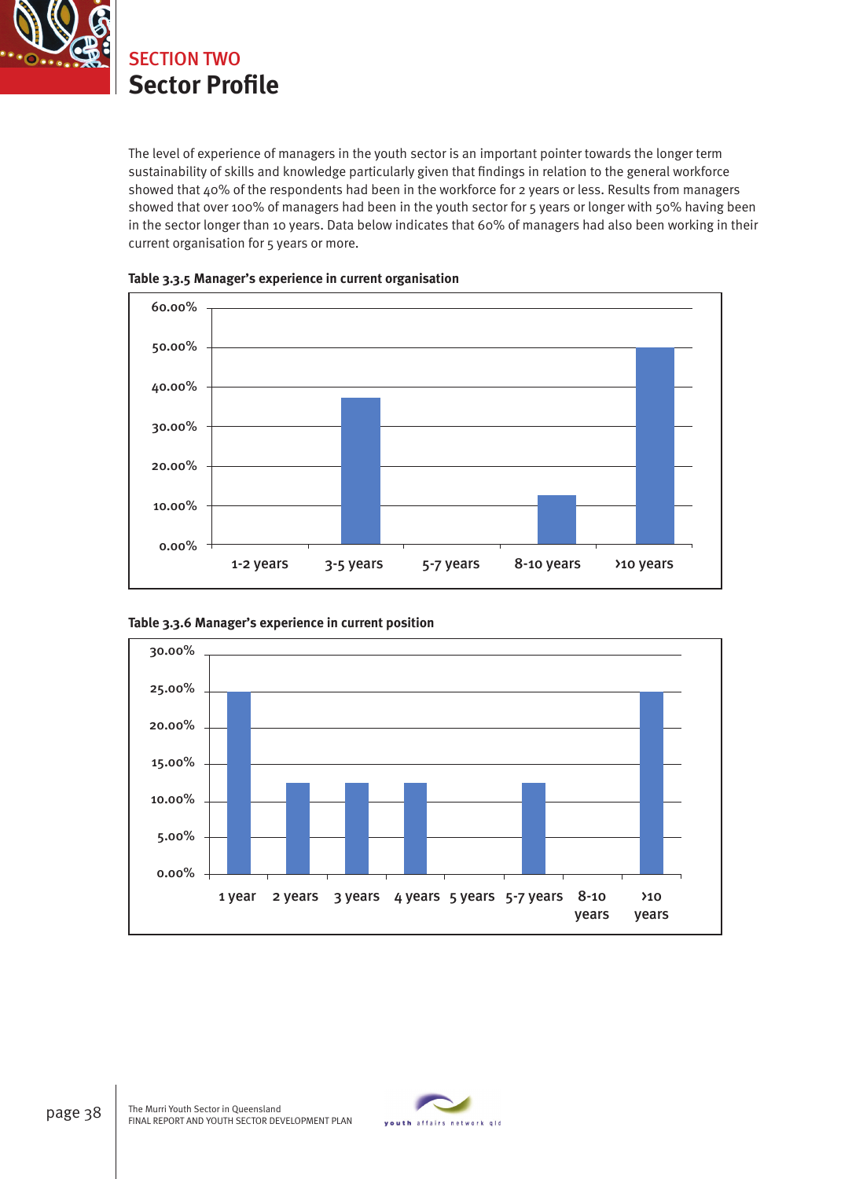## SECTION TWO

# Sector Profile

The level of experience of managers in the youth sector is an important pointer towards the longer term sustainability of skills and knowledge particularly given that findings in relation to the general workforce showed that 40% of the respondents had been in the workforce for 2 years or less. Results from managers showed that over 100% of managers had been in the youth sector for 5 years or longer with 50% having been in the sector longer than 10 years. Data below indicates that 60% of managers had also been working in their current organisation for 5 years or more.

**Table 3.3.5 Manager's experience in current organisation**

| Experience | Percentage (approx., read from chart) |
|---|---|
| 1-2 years | 0% |
| 3-5 years | 37.5% |
| 5-7 years | 0% |
| 8-10 years | 12.5% |
| >10 years | 50% |

**Table 3.3.6 Manager's experience in current position**

| Experience | Percentage (approx., read from chart) |
|---|---|
| 1 year | 25% |
| 2 years | 12.5% |
| 3 years | 12.5% |
| 4 years | 12.5% |
| 5 years | 0% |
| 5-7 years | 12.5% |
| 8-10 years | 0% |
| >10 years | 25% |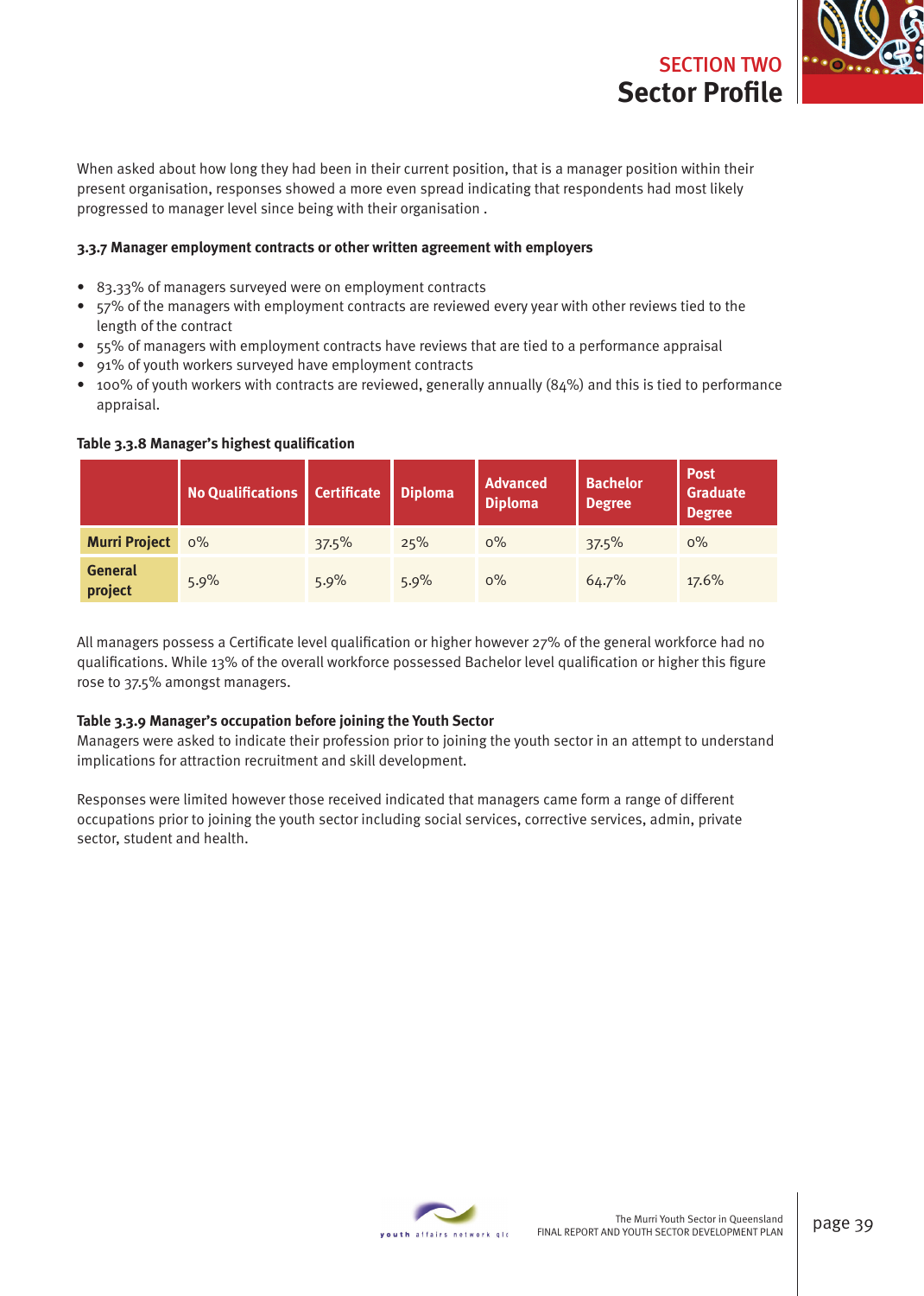When asked about how long they had been in their current position, that is a manager position within their present organisation, responses showed a more even spread indicating that respondents had most likely progressed to manager level since being with their organisation .

**3.3.7 Manager employment contracts or other written agreement with employers**

- 83.33% of managers surveyed were on employment contracts
- 57% of the managers with employment contracts are reviewed every year with other reviews tied to the length of the contract
- 55% of managers with employment contracts have reviews that are tied to a performance appraisal
- 91% of youth workers surveyed have employment contracts
- 100% of youth workers with contracts are reviewed, generally annually (84%) and this is tied to performance appraisal.

**Table 3.3.8 Manager's highest qualification**

| | No Qualifications | Certificate | Diploma | Advanced Diploma | Bachelor Degree | Post Graduate Degree |
|---|---|---|---|---|---|---|
| **Murri Project** | 0% | 37.5% | 25% | 0% | 37.5% | 0% |
| **General project** | 5.9% | 5.9% | 5.9% | 0% | 64.7% | 17.6% |

All managers possess a Certificate level qualification or higher however 27% of the general workforce had no qualifications. While 13% of the overall workforce possessed Bachelor level qualification or higher this figure rose to 37.5% amongst managers.

**Table 3.3.9 Manager's occupation before joining the Youth Sector**

Managers were asked to indicate their profession prior to joining the youth sector in an attempt to understand implications for attraction recruitment and skill development.

Responses were limited however those received indicated that managers came form a range of different occupations prior to joining the youth sector including social services, corrective services, admin, private sector, student and health.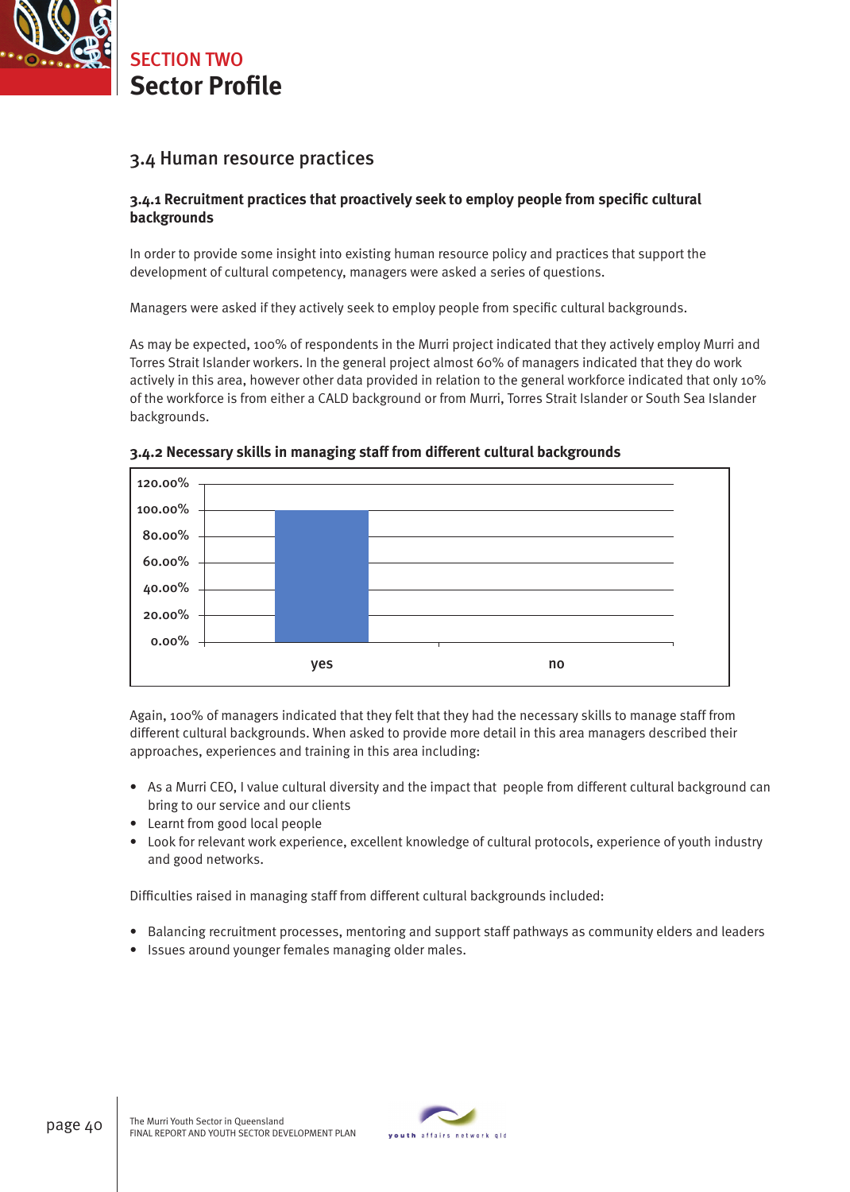## 3.4 Human resource practices

### 3.4.1 Recruitment practices that proactively seek to employ people from specific cultural backgrounds

In order to provide some insight into existing human resource policy and practices that support the development of cultural competency, managers were asked a series of questions.

Managers were asked if they actively seek to employ people from specific cultural backgrounds.

As may be expected, 100% of respondents in the Murri project indicated that they actively employ Murri and Torres Strait Islander workers. In the general project almost 60% of managers indicated that they do work actively in this area, however other data provided in relation to the general workforce indicated that only 10% of the workforce is from either a CALD background or from Murri, Torres Strait Islander or South Sea Islander backgrounds.

### 3.4.2 Necessary skills in managing staff from different cultural backgrounds

| Response | Percentage |
|---|---|
| yes | 100.00% |
| no | 0.00% |

Again, 100% of managers indicated that they felt that they had the necessary skills to manage staff from different cultural backgrounds. When asked to provide more detail in this area managers described their approaches, experiences and training in this area including:

- As a Murri CEO, I value cultural diversity and the impact that people from different cultural background can bring to our service and our clients
- Learnt from good local people
- Look for relevant work experience, excellent knowledge of cultural protocols, experience of youth industry and good networks.

Difficulties raised in managing staff from different cultural backgrounds included:

- Balancing recruitment processes, mentoring and support staff pathways as community elders and leaders
- Issues around younger females managing older males.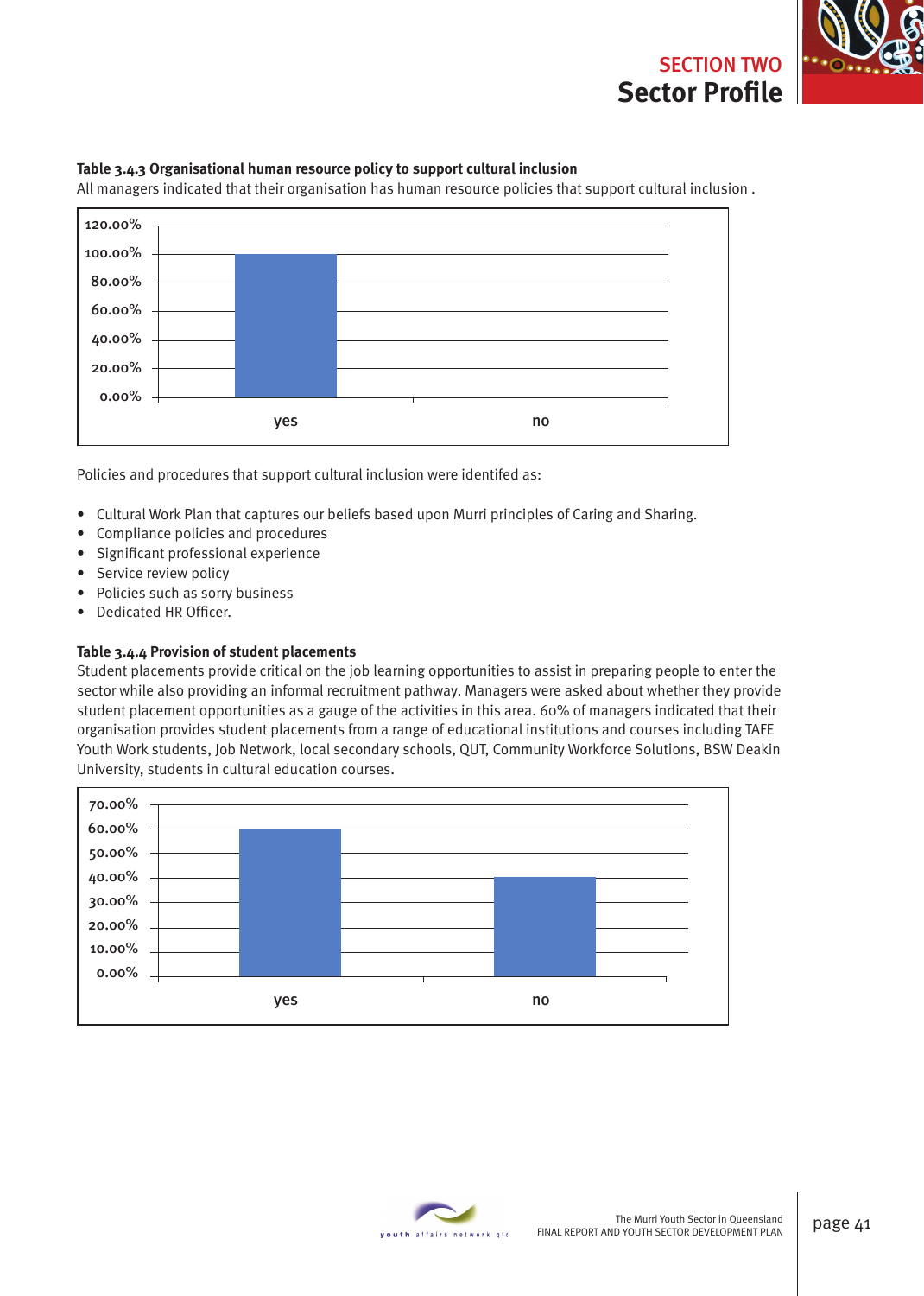**Table 3.4.3 Organisational human resource policy to support cultural inclusion**

All managers indicated that their organisation has human resource policies that support cultural inclusion .

Policies and procedures that support cultural inclusion were identifed as:

- Cultural Work Plan that captures our beliefs based upon Murri principles of Caring and Sharing.
- Compliance policies and procedures
- Significant professional experience
- Service review policy
- Policies such as sorry business
- Dedicated HR Officer.

**Table 3.4.4 Provision of student placements**

Student placements provide critical on the job learning opportunities to assist in preparing people to enter the sector while also providing an informal recruitment pathway. Managers were asked about whether they provide student placement opportunities as a gauge of the activities in this area. 60% of managers indicated that their organisation provides student placements from a range of educational institutions and courses including TAFE Youth Work students, Job Network, local secondary schools, QUT, Community Workforce Solutions, BSW Deakin University, students in cultural education courses.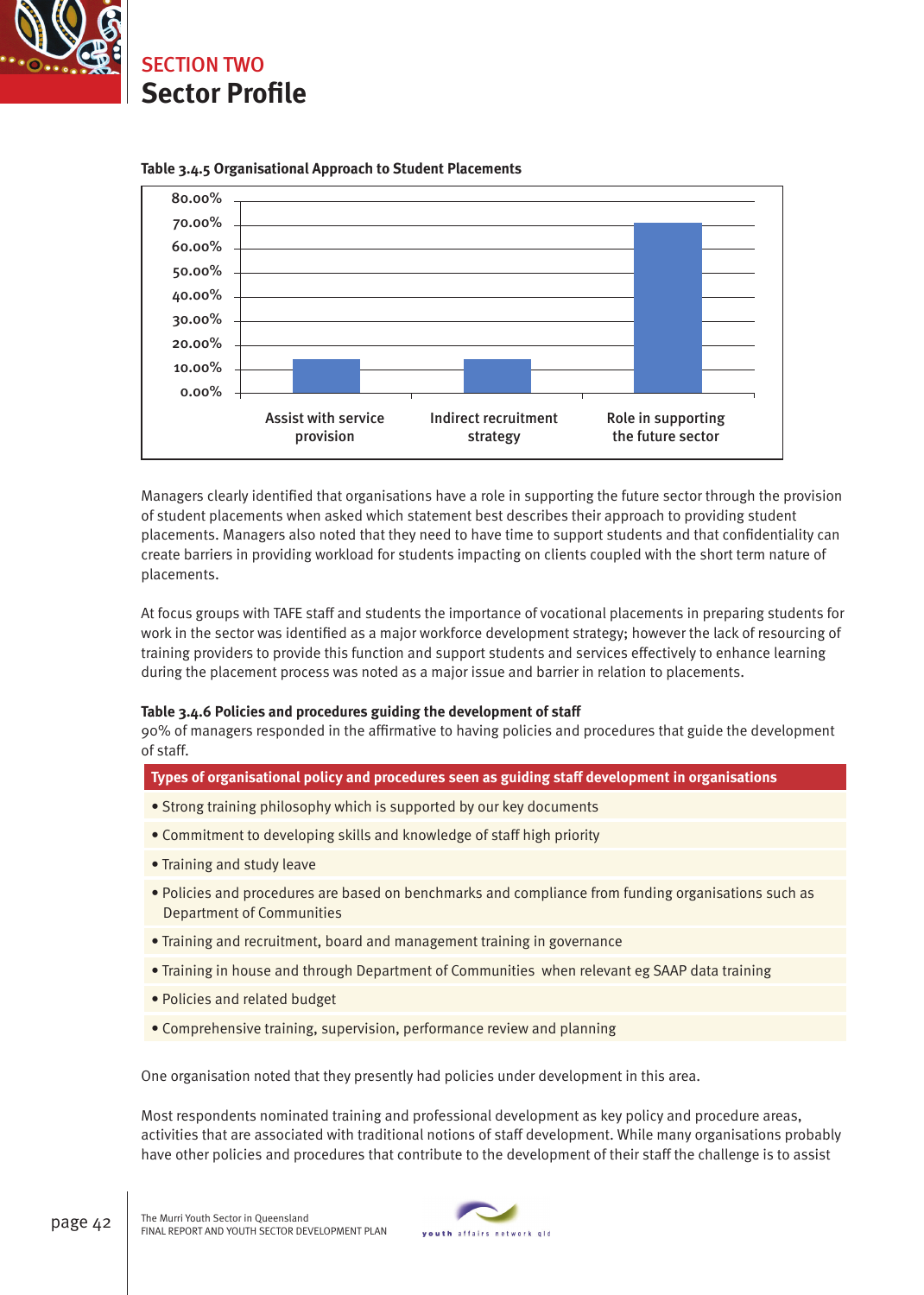# SECTION TWO
## Sector Profile

**Table 3.4.5 Organisational Approach to Student Placements**

| Approach | Percentage (approx.) |
|---|---|
| Assist with service provision | ~14% |
| Indirect recruitment strategy | ~14% |
| Role in supporting the future sector | ~70% |

Managers clearly identified that organisations have a role in supporting the future sector through the provision of student placements when asked which statement best describes their approach to providing student placements. Managers also noted that they need to have time to support students and that confidentiality can create barriers in providing workload for students impacting on clients coupled with the short term nature of placements.

At focus groups with TAFE staff and students the importance of vocational placements in preparing students for work in the sector was identified as a major workforce development strategy; however the lack of resourcing of training providers to provide this function and support students and services effectively to enhance learning during the placement process was noted as a major issue and barrier in relation to placements.

**Table 3.4.6 Policies and procedures guiding the development of staff**

90% of managers responded in the affirmative to having policies and procedures that guide the development of staff.

| Types of organisational policy and procedures seen as guiding staff development in organisations |
|---|
| • Strong training philosophy which is supported by our key documents |
| • Commitment to developing skills and knowledge of staff high priority |
| • Training and study leave |
| • Policies and procedures are based on benchmarks and compliance from funding organisations such as Department of Communities |
| • Training and recruitment, board and management training in governance |
| • Training in house and through Department of Communities when relevant eg SAAP data training |
| • Policies and related budget |
| • Comprehensive training, supervision, performance review and planning |

One organisation noted that they presently had policies under development in this area.

Most respondents nominated training and professional development as key policy and procedure areas, activities that are associated with traditional notions of staff development. While many organisations probably have other policies and procedures that contribute to the development of their staff the challenge is to assist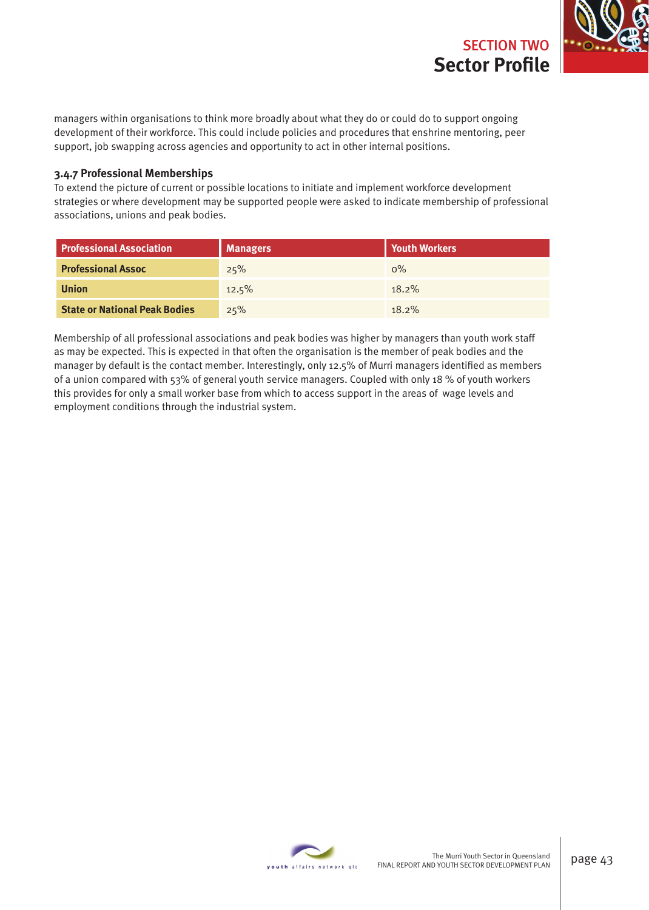managers within organisations to think more broadly about what they do or could do to support ongoing development of their workforce. This could include policies and procedures that enshrine mentoring, peer support, job swapping across agencies and opportunity to act in other internal positions.

### 3.4.7 Professional Memberships

To extend the picture of current or possible locations to initiate and implement workforce development strategies or where development may be supported people were asked to indicate membership of professional associations, unions and peak bodies.

| Professional Association | Managers | Youth Workers |
|---|---|---|
| **Professional Assoc** | 25% | 0% |
| **Union** | 12.5% | 18.2% |
| **State or National Peak Bodies** | 25% | 18.2% |

Membership of all professional associations and peak bodies was higher by managers than youth work staff as may be expected. This is expected in that often the organisation is the member of peak bodies and the manager by default is the contact member. Interestingly, only 12.5% of Murri managers identified as members of a union compared with 53% of general youth service managers. Coupled with only 18 % of youth workers this provides for only a small worker base from which to access support in the areas of wage levels and employment conditions through the industrial system.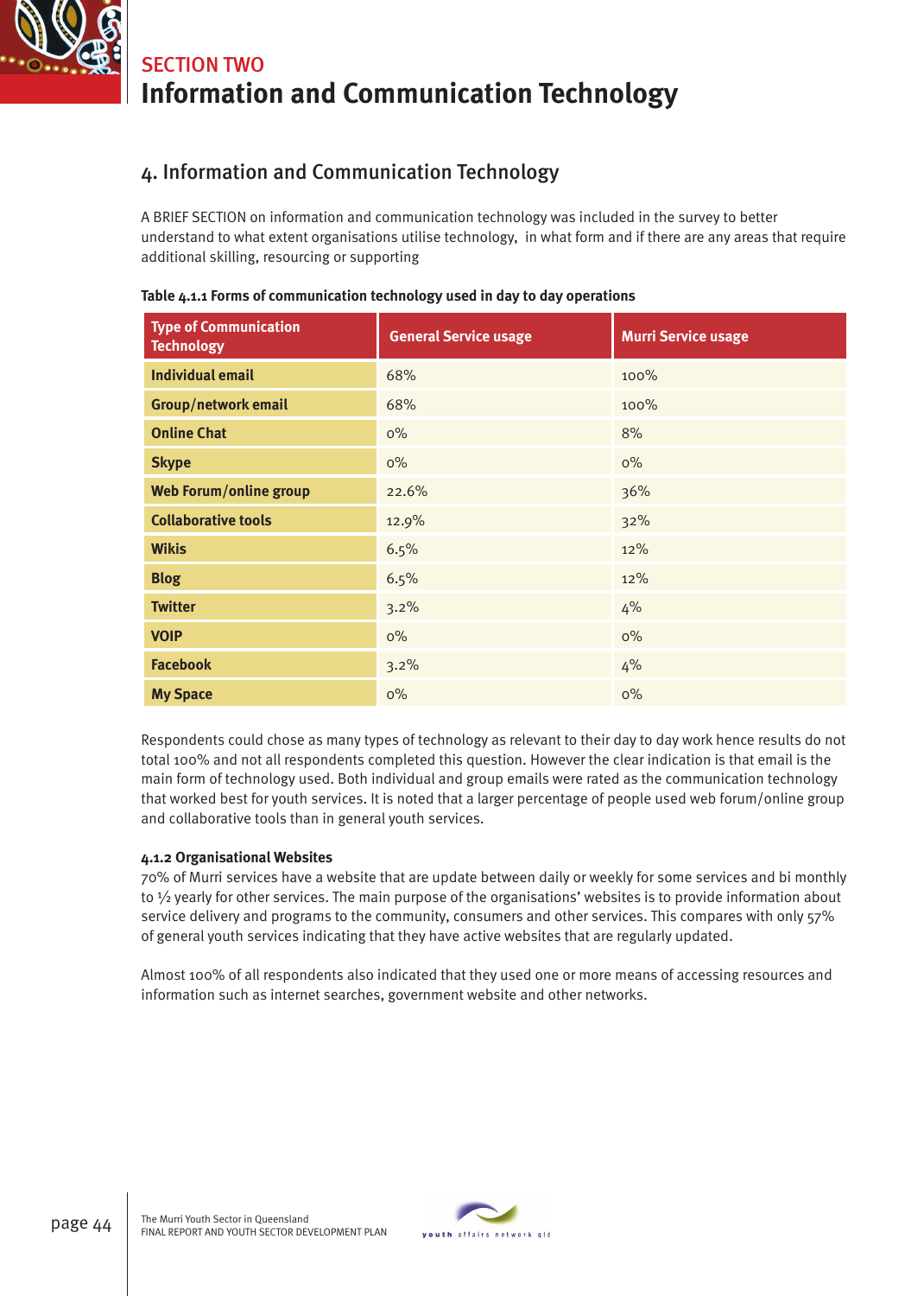# SECTION TWO
# Information and Communication Technology

## 4. Information and Communication Technology

A BRIEF SECTION on information and communication technology was included in the survey to better understand to what extent organisations utilise technology, in what form and if there are any areas that require additional skilling, resourcing or supporting

**Table 4.1.1 Forms of communication technology used in day to day operations**

| Type of Communication Technology | General Service usage | Murri Service usage |
|---|---|---|
| **Individual email** | 68% | 100% |
| **Group/network email** | 68% | 100% |
| **Online Chat** | 0% | 8% |
| **Skype** | 0% | 0% |
| **Web Forum/online group** | 22.6% | 36% |
| **Collaborative tools** | 12.9% | 32% |
| **Wikis** | 6.5% | 12% |
| **Blog** | 6.5% | 12% |
| **Twitter** | 3.2% | 4% |
| **VOIP** | 0% | 0% |
| **Facebook** | 3.2% | 4% |
| **My Space** | 0% | 0% |

Respondents could chose as many types of technology as relevant to their day to day work hence results do not total 100% and not all respondents completed this question. However the clear indication is that email is the main form of technology used. Both individual and group emails were rated as the communication technology that worked best for youth services. It is noted that a larger percentage of people used web forum/online group and collaborative tools than in general youth services.

#### 4.1.2 Organisational Websites

70% of Murri services have a website that are update between daily or weekly for some services and bi monthly to ½ yearly for other services. The main purpose of the organisations' websites is to provide information about service delivery and programs to the community, consumers and other services. This compares with only 57% of general youth services indicating that they have active websites that are regularly updated.

Almost 100% of all respondents also indicated that they used one or more means of accessing resources and information such as internet searches, government website and other networks.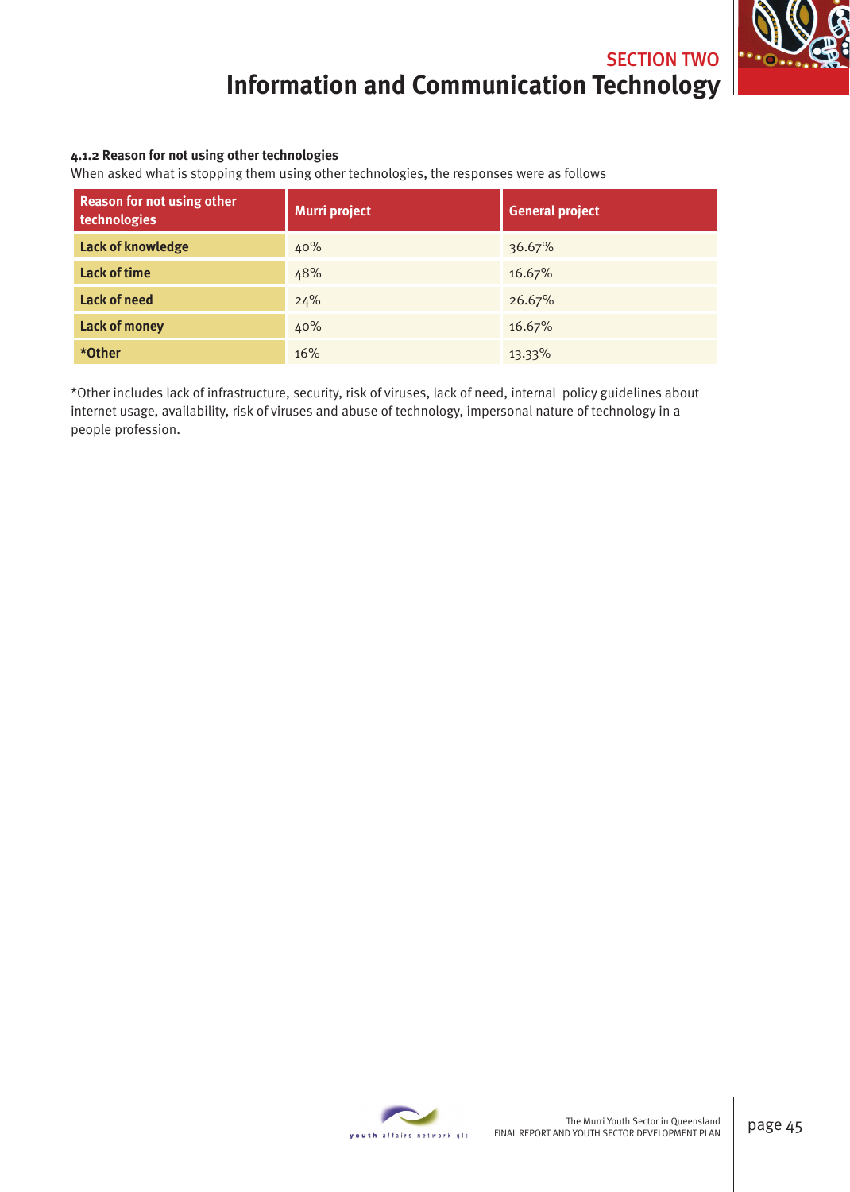#### 4.1.2 Reason for not using other technologies

When asked what is stopping them using other technologies, the responses were as follows

| Reason for not using other technologies | Murri project | General project |
|---|---|---|
| **Lack of knowledge** | 40% | 36.67% |
| **Lack of time** | 48% | 16.67% |
| **Lack of need** | 24% | 26.67% |
| **Lack of money** | 40% | 16.67% |
| ***Other** | 16% | 13.33% |

*Other includes lack of infrastructure, security, risk of viruses, lack of need, internal policy guidelines about internet usage, availability, risk of viruses and abuse of technology, impersonal nature of technology in a people profession.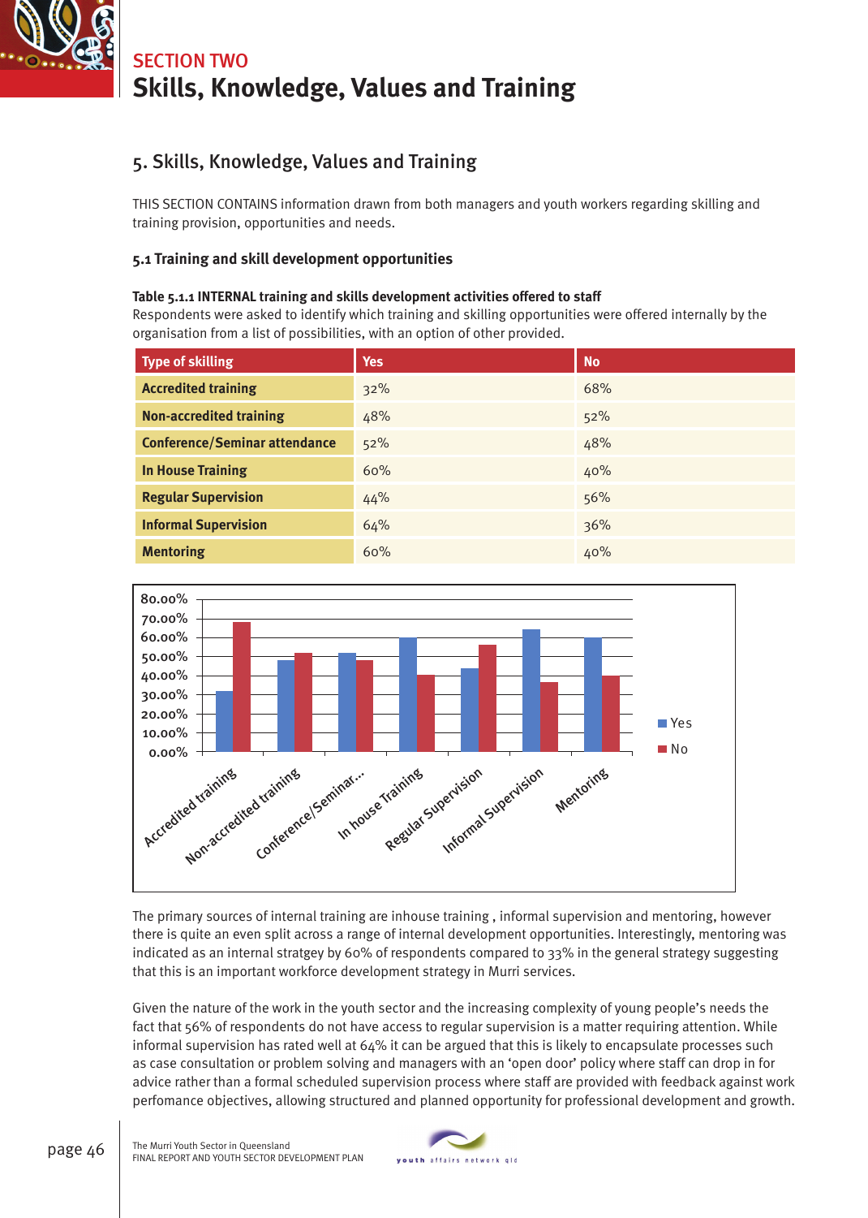SECTION TWO

# Skills, Knowledge, Values and Training

## 5. Skills, Knowledge, Values and Training

THIS SECTION CONTAINS information drawn from both managers and youth workers regarding skilling and training provision, opportunities and needs.

### 5.1 Training and skill development opportunities

**Table 5.1.1 INTERNAL training and skills development activities offered to staff**

Respondents were asked to identify which training and skilling opportunities were offered internally by the organisation from a list of possibilities, with an option of other provided.

| Type of skilling | Yes | No |
|---|---|---|
| Accredited training | 32% | 68% |
| Non-accredited training | 48% | 52% |
| Conference/Seminar attendance | 52% | 48% |
| In House Training | 60% | 40% |
| Regular Supervision | 44% | 56% |
| Informal Supervision | 64% | 36% |
| Mentoring | 60% | 40% |

The primary sources of internal training are inhouse training , informal supervision and mentoring, however there is quite an even split across a range of internal development opportunities. Interestingly, mentoring was indicated as an internal stratgey by 60% of respondents compared to 33% in the general strategy suggesting that this is an important workforce development strategy in Murri services.

Given the nature of the work in the youth sector and the increasing complexity of young people's needs the fact that 56% of respondents do not have access to regular supervision is a matter requiring attention. While informal supervision has rated well at 64% it can be argued that this is likely to encapsulate processes such as case consultation or problem solving and managers with an 'open door' policy where staff can drop in for advice rather than a formal scheduled supervision process where staff are provided with feedback against work perfomance objectives, allowing structured and planned opportunity for professional development and growth.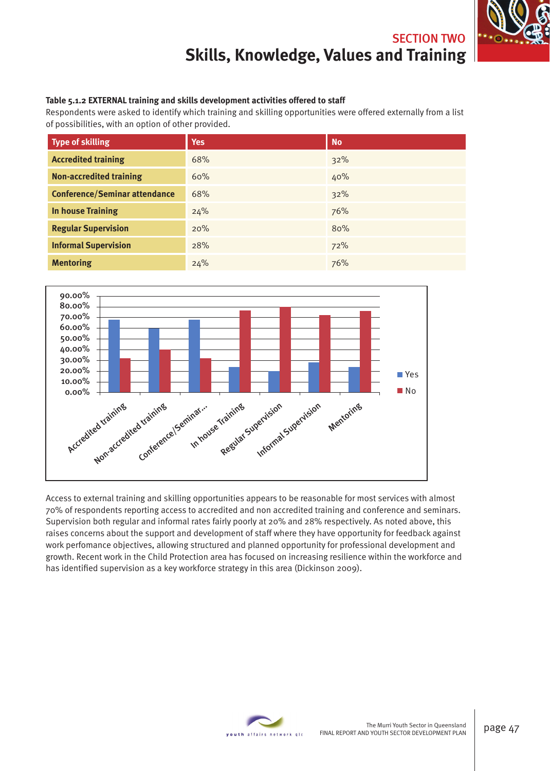## SECTION TWO
# Skills, Knowledge, Values and Training

**Table 5.1.2 EXTERNAL training and skills development activities offered to staff**

Respondents were asked to identify which training and skilling opportunities were offered externally from a list of possibilities, with an option of other provided.

| Type of skilling | Yes | No |
|---|---|---|
| **Accredited training** | 68% | 32% |
| **Non-accredited training** | 60% | 40% |
| **Conference/Seminar attendance** | 68% | 32% |
| **In house Training** | 24% | 76% |
| **Regular Supervision** | 20% | 80% |
| **Informal Supervision** | 28% | 72% |
| **Mentoring** | 24% | 76% |

Access to external training and skilling opportunities appears to be reasonable for most services with almost 70% of respondents reporting access to accredited and non accredited training and conference and seminars. Supervision both regular and informal rates fairly poorly at 20% and 28% respectively. As noted above, this raises concerns about the support and development of staff where they have opportunity for feedback against work perfomance objectives, allowing structured and planned opportunity for professional development and growth. Recent work in the Child Protection area has focused on increasing resilience within the workforce and has identified supervision as a key workforce strategy in this area (Dickinson 2009).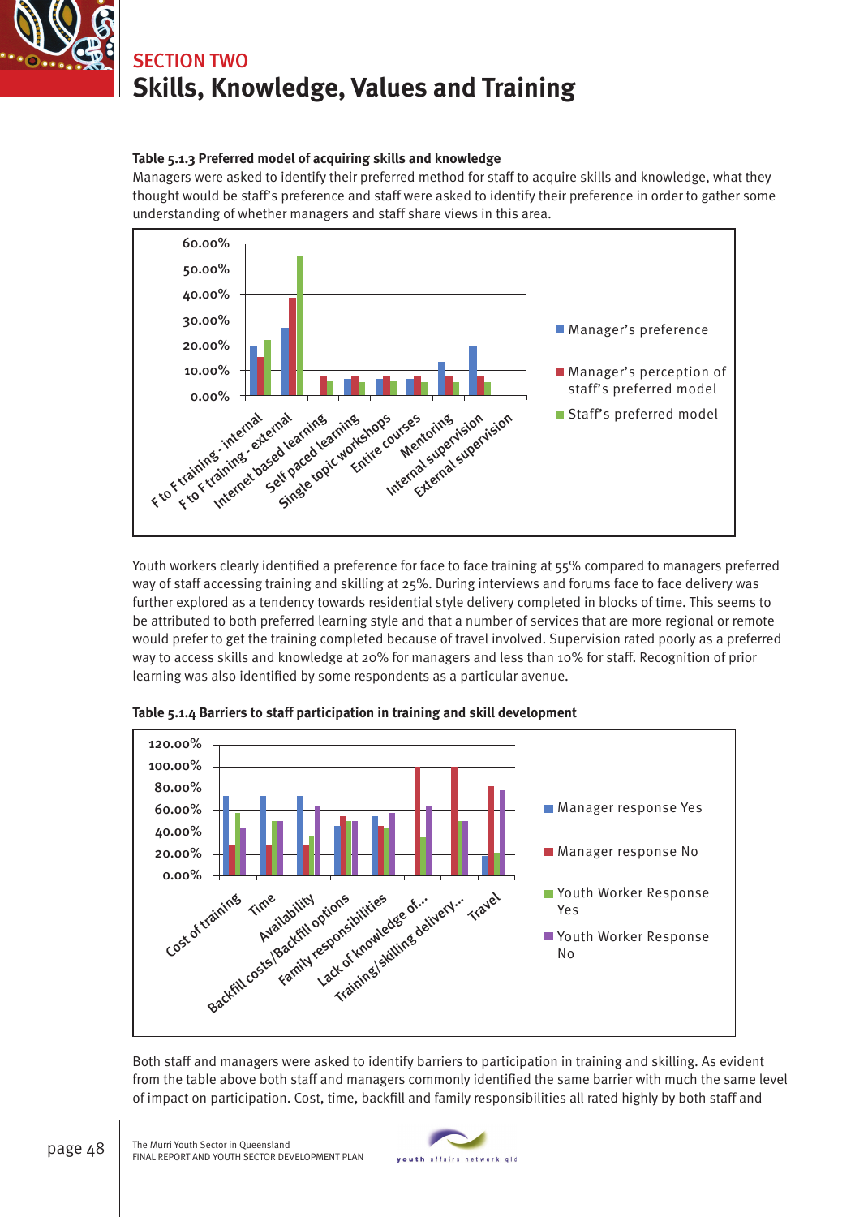## SECTION TWO

# Skills, Knowledge, Values and Training

**Table 5.1.3 Preferred model of acquiring skills and knowledge**

Managers were asked to identify their preferred method for staff to acquire skills and knowledge, what they thought would be staff's preference and staff were asked to identify their preference in order to gather some understanding of whether managers and staff share views in this area.

Youth workers clearly identified a preference for face to face training at 55% compared to managers preferred way of staff accessing training and skilling at 25%. During interviews and forums face to face delivery was further explored as a tendency towards residential style delivery completed in blocks of time. This seems to be attributed to both preferred learning style and that a number of services that are more regional or remote would prefer to get the training completed because of travel involved. Supervision rated poorly as a preferred way to access skills and knowledge at 20% for managers and less than 10% for staff. Recognition of prior learning was also identified by some respondents as a particular avenue.

**Table 5.1.4 Barriers to staff participation in training and skill development**

Both staff and managers were asked to identify barriers to participation in training and skilling. As evident from the table above both staff and managers commonly identified the same barrier with much the same level of impact on participation. Cost, time, backfill and family responsibilities all rated highly by both staff and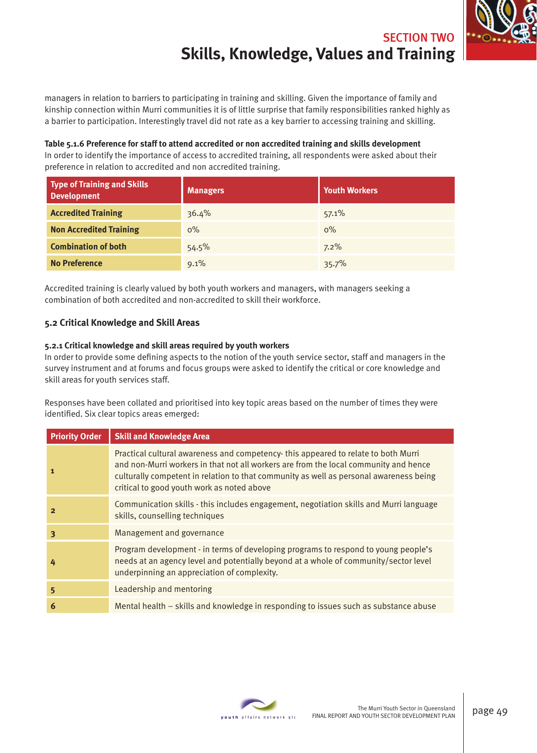managers in relation to barriers to participating in training and skilling. Given the importance of family and kinship connection within Murri communities it is of little surprise that family responsibilities ranked highly as a barrier to participation. Interestingly travel did not rate as a key barrier to accessing training and skilling.

**Table 5.1.6 Preference for staff to attend accredited or non accredited training and skills development**

In order to identify the importance of access to accredited training, all respondents were asked about their preference in relation to accredited and non accredited training.

| Type of Training and Skills Development | Managers | Youth Workers |
|---|---|---|
| Accredited Training | 36.4% | 57.1% |
| Non Accredited Training | 0% | 0% |
| Combination of both | 54.5% | 7.2% |
| No Preference | 9.1% | 35.7% |

Accredited training is clearly valued by both youth workers and managers, with managers seeking a combination of both accredited and non-accredited to skill their workforce.

## 5.2 Critical Knowledge and Skill Areas

### 5.2.1 Critical knowledge and skill areas required by youth workers

In order to provide some defining aspects to the notion of the youth service sector, staff and managers in the survey instrument and at forums and focus groups were asked to identify the critical or core knowledge and skill areas for youth services staff.

Responses have been collated and prioritised into key topic areas based on the number of times they were identified. Six clear topics areas emerged:

| Priority Order | Skill and Knowledge Area |
|---|---|
| 1 | Practical cultural awareness and competency- this appeared to relate to both Murri and non-Murri workers in that not all workers are from the local community and hence culturally competent in relation to that community as well as personal awareness being critical to good youth work as noted above |
| 2 | Communication skills - this includes engagement, negotiation skills and Murri language skills, counselling techniques |
| 3 | Management and governance |
| 4 | Program development - in terms of developing programs to respond to young people's needs at an agency level and potentially beyond at a whole of community/sector level underpinning an appreciation of complexity. |
| 5 | Leadership and mentoring |
| 6 | Mental health – skills and knowledge in responding to issues such as substance abuse |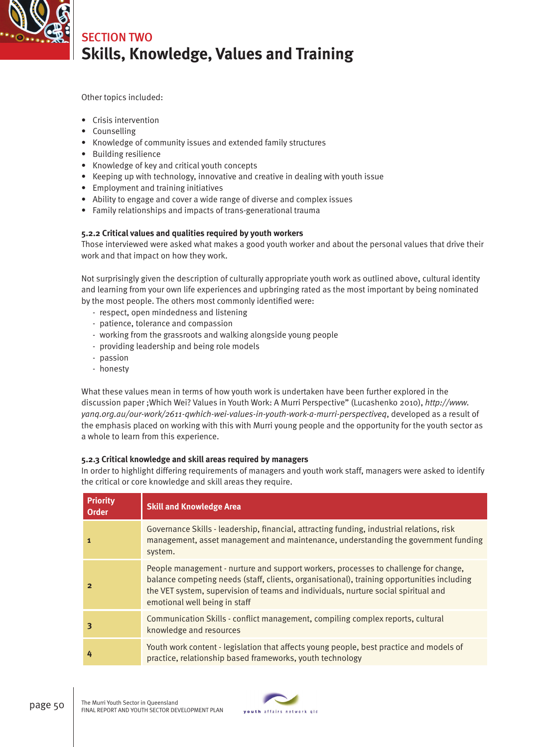Other topics included:

- Crisis intervention
- Counselling
- Knowledge of community issues and extended family structures
- Building resilience
- Knowledge of key and critical youth concepts
- Keeping up with technology, innovative and creative in dealing with youth issue
- Employment and training initiatives
- Ability to engage and cover a wide range of diverse and complex issues
- Family relationships and impacts of trans-generational trauma

#### 5.2.2 Critical values and qualities required by youth workers

Those interviewed were asked what makes a good youth worker and about the personal values that drive their work and that impact on how they work.

Not surprisingly given the description of culturally appropriate youth work as outlined above, cultural identity and learning from your own life experiences and upbringing rated as the most important by being nominated by the most people. The others most commonly identified were:

- respect, open mindedness and listening
- patience, tolerance and compassion
- working from the grassroots and walking alongside young people
- providing leadership and being role models
- passion
- honesty

What these values mean in terms of how youth work is undertaken have been further explored in the discussion paper ;Which Wei? Values in Youth Work: A Murri Perspective" (Lucashenko 2010), *http://www.yanq.org.au/our-work/2611-qwhich-wei-values-in-youth-work-a-murri-perspectiveq*, developed as a result of the emphasis placed on working with this with Murri young people and the opportunity for the youth sector as a whole to learn from this experience.

#### 5.2.3 Critical knowledge and skill areas required by managers

In order to highlight differing requirements of managers and youth work staff, managers were asked to identify the critical or core knowledge and skill areas they require.

| Priority Order | Skill and Knowledge Area |
|---|---|
| 1 | Governance Skills - leadership, financial, attracting funding, industrial relations, risk management, asset management and maintenance, understanding the government funding system. |
| 2 | People management - nurture and support workers, processes to challenge for change, balance competing needs (staff, clients, organisational), training opportunities including the VET system, supervision of teams and individuals, nurture social spiritual and emotional well being in staff |
| 3 | Communication Skills - conflict management, compiling complex reports, cultural knowledge and resources |
| 4 | Youth work content - legislation that affects young people, best practice and models of practice, relationship based frameworks, youth technology |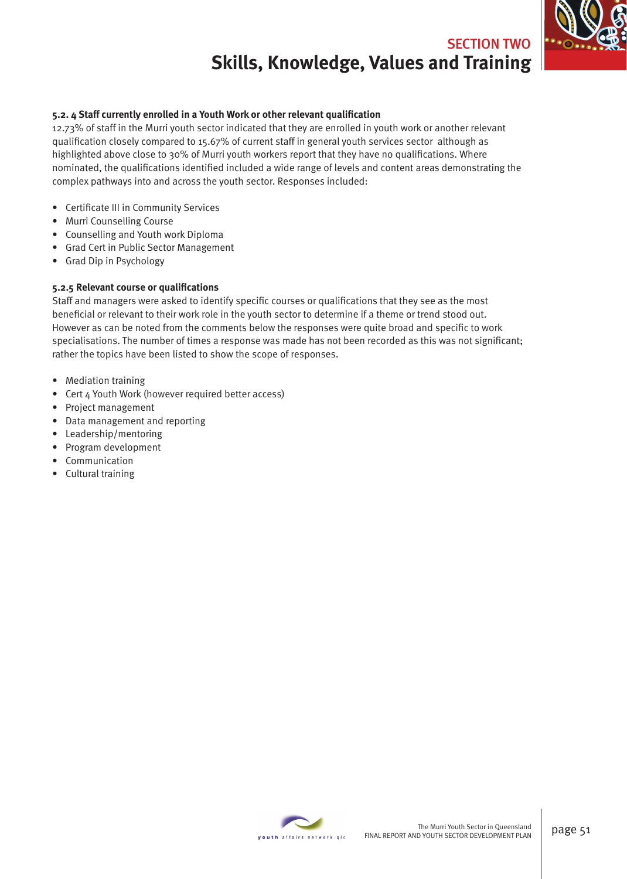#### 5.2. 4 Staff currently enrolled in a Youth Work or other relevant qualification

12.73% of staff in the Murri youth sector indicated that they are enrolled in youth work or another relevant qualification closely compared to 15.67% of current staff in general youth services sector although as highlighted above close to 30% of Murri youth workers report that they have no qualifications. Where nominated, the qualifications identified included a wide range of levels and content areas demonstrating the complex pathways into and across the youth sector. Responses included:

- Certificate III in Community Services
- Murri Counselling Course
- Counselling and Youth work Diploma
- Grad Cert in Public Sector Management
- Grad Dip in Psychology

#### 5.2.5 Relevant course or qualifications

Staff and managers were asked to identify specific courses or qualifications that they see as the most beneficial or relevant to their work role in the youth sector to determine if a theme or trend stood out. However as can be noted from the comments below the responses were quite broad and specific to work specialisations. The number of times a response was made has not been recorded as this was not significant; rather the topics have been listed to show the scope of responses.

- Mediation training
- Cert 4 Youth Work (however required better access)
- Project management
- Data management and reporting
- Leadership/mentoring
- Program development
- Communication
- Cultural training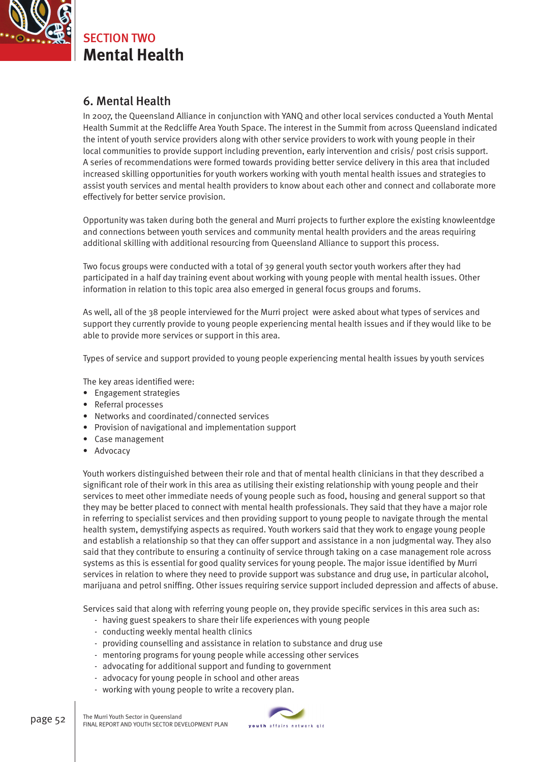# SECTION TWO
# Mental Health

## 6. Mental Health

In 2007, the Queensland Alliance in conjunction with YANQ and other local services conducted a Youth Mental Health Summit at the Redcliffe Area Youth Space. The interest in the Summit from across Queensland indicated the intent of youth service providers along with other service providers to work with young people in their local communities to provide support including prevention, early intervention and crisis/ post crisis support. A series of recommendations were formed towards providing better service delivery in this area that included increased skilling opportunities for youth workers working with youth mental health issues and strategies to assist youth services and mental health providers to know about each other and connect and collaborate more effectively for better service provision.

Opportunity was taken during both the general and Murri projects to further explore the existing knowleentdge and connections between youth services and community mental health providers and the areas requiring additional skilling with additional resourcing from Queensland Alliance to support this process.

Two focus groups were conducted with a total of 39 general youth sector youth workers after they had participated in a half day training event about working with young people with mental health issues. Other information in relation to this topic area also emerged in general focus groups and forums.

As well, all of the 38 people interviewed for the Murri project were asked about what types of services and support they currently provide to young people experiencing mental health issues and if they would like to be able to provide more services or support in this area.

Types of service and support provided to young people experiencing mental health issues by youth services

The key areas identified were:

- Engagement strategies
- Referral processes
- Networks and coordinated/connected services
- Provision of navigational and implementation support
- Case management
- Advocacy

Youth workers distinguished between their role and that of mental health clinicians in that they described a significant role of their work in this area as utilising their existing relationship with young people and their services to meet other immediate needs of young people such as food, housing and general support so that they may be better placed to connect with mental health professionals. They said that they have a major role in referring to specialist services and then providing support to young people to navigate through the mental health system, demystifying aspects as required. Youth workers said that they work to engage young people and establish a relationship so that they can offer support and assistance in a non judgmental way. They also said that they contribute to ensuring a continuity of service through taking on a case management role across systems as this is essential for good quality services for young people. The major issue identified by Murri services in relation to where they need to provide support was substance and drug use, in particular alcohol, marijuana and petrol sniffing. Other issues requiring service support included depression and affects of abuse.

Services said that along with referring young people on, they provide specific services in this area such as:

- having guest speakers to share their life experiences with young people
- conducting weekly mental health clinics
- providing counselling and assistance in relation to substance and drug use
- mentoring programs for young people while accessing other services
- advocating for additional support and funding to government
- advocacy for young people in school and other areas
- working with young people to write a recovery plan.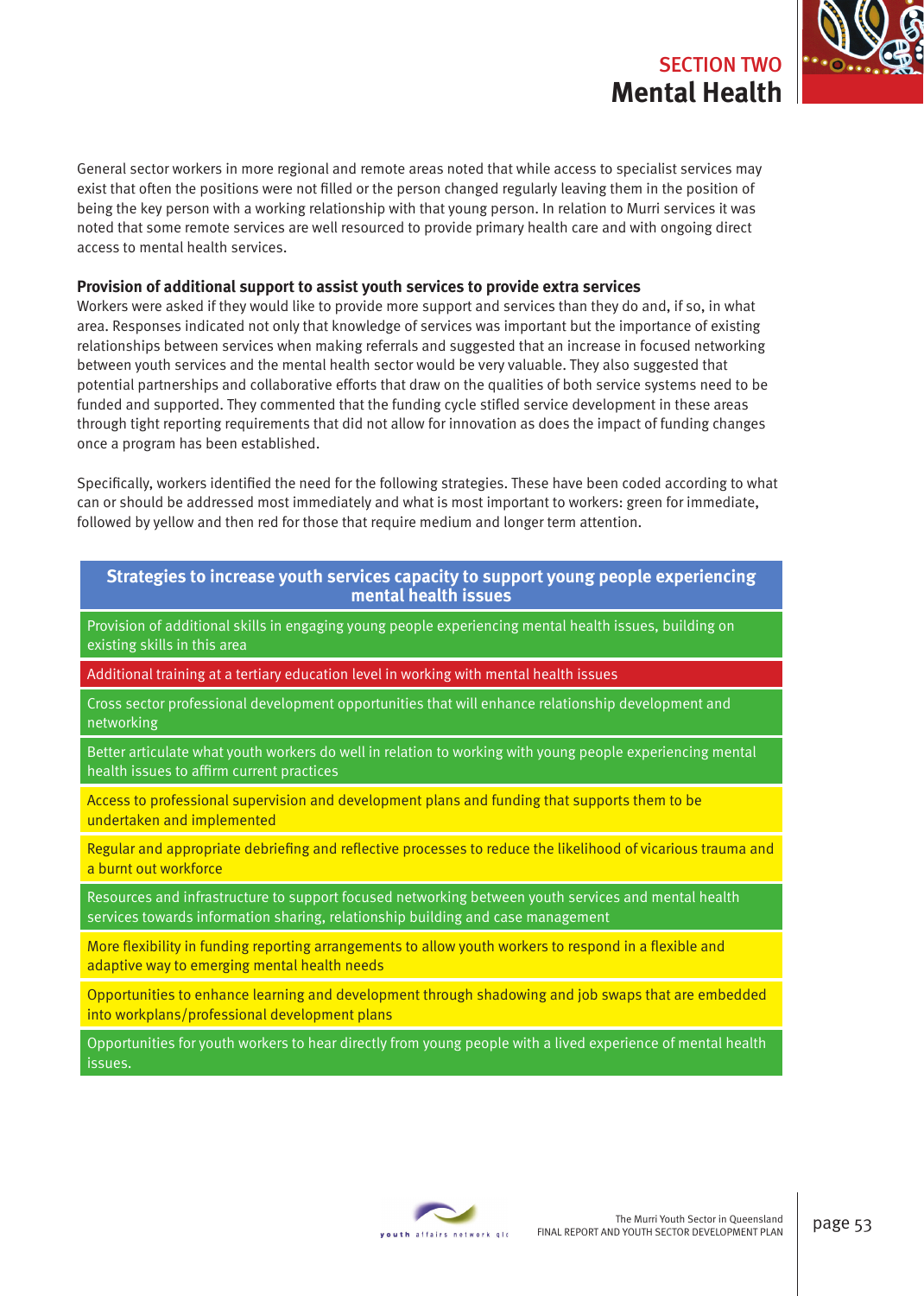General sector workers in more regional and remote areas noted that while access to specialist services may exist that often the positions were not filled or the person changed regularly leaving them in the position of being the key person with a working relationship with that young person. In relation to Murri services it was noted that some remote services are well resourced to provide primary health care and with ongoing direct access to mental health services.

**Provision of additional support to assist youth services to provide extra services**

Workers were asked if they would like to provide more support and services than they do and, if so, in what area. Responses indicated not only that knowledge of services was important but the importance of existing relationships between services when making referrals and suggested that an increase in focused networking between youth services and the mental health sector would be very valuable. They also suggested that potential partnerships and collaborative efforts that draw on the qualities of both service systems need to be funded and supported. They commented that the funding cycle stifled service development in these areas through tight reporting requirements that did not allow for innovation as does the impact of funding changes once a program has been established.

Specifically, workers identified the need for the following strategies. These have been coded according to what can or should be addressed most immediately and what is most important to workers: green for immediate, followed by yellow and then red for those that require medium and longer term attention.

| Strategies to increase youth services capacity to support young people experiencing mental health issues |
|---|
| Provision of additional skills in engaging young people experiencing mental health issues, building on existing skills in this area |
| Additional training at a tertiary education level in working with mental health issues |
| Cross sector professional development opportunities that will enhance relationship development and networking |
| Better articulate what youth workers do well in relation to working with young people experiencing mental health issues to affirm current practices |
| Access to professional supervision and development plans and funding that supports them to be undertaken and implemented |
| Regular and appropriate debriefing and reflective processes to reduce the likelihood of vicarious trauma and a burnt out workforce |
| Resources and infrastructure to support focused networking between youth services and mental health services towards information sharing, relationship building and case management |
| More flexibility in funding reporting arrangements to allow youth workers to respond in a flexible and adaptive way to emerging mental health needs |
| Opportunities to enhance learning and development through shadowing and job swaps that are embedded into workplans/professional development plans |
| Opportunities for youth workers to hear directly from young people with a lived experience of mental health issues. |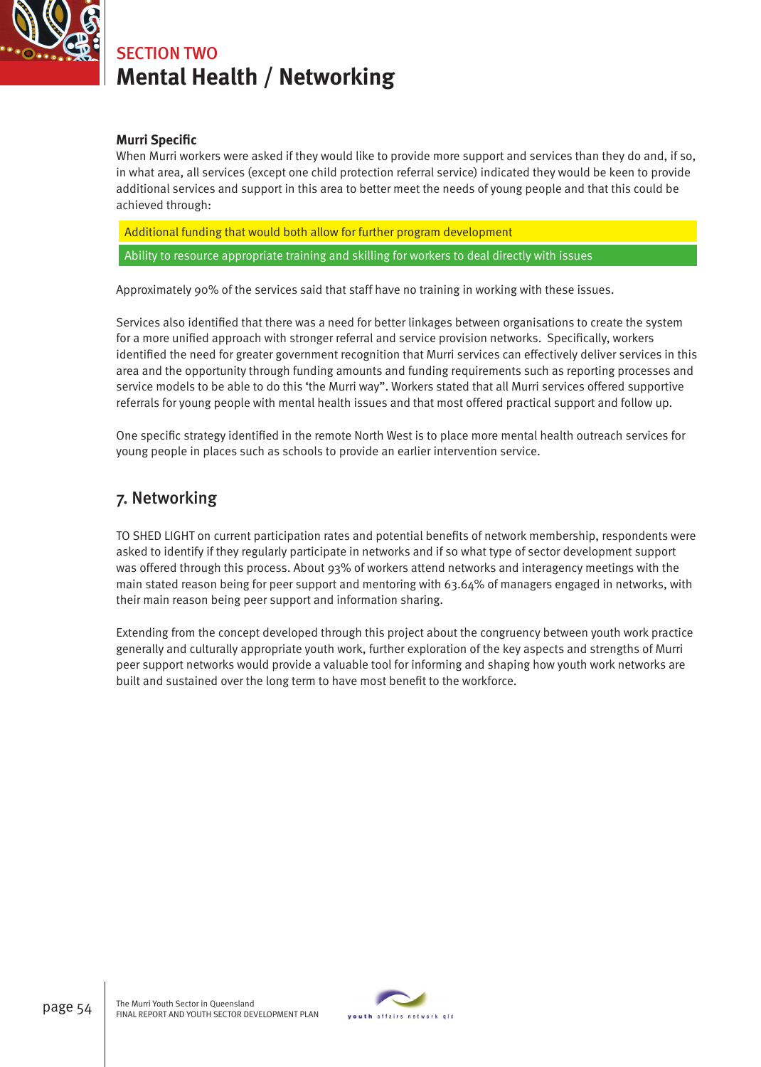## SECTION TWO

# Mental Health / Networking

### Murri Specific

When Murri workers were asked if they would like to provide more support and services than they do and, if so, in what area, all services (except one child protection referral service) indicated they would be keen to provide additional services and support in this area to better meet the needs of young people and that this could be achieved through:

- Additional funding that would both allow for further program development
- Ability to resource appropriate training and skilling for workers to deal directly with issues

Approximately 90% of the services said that staff have no training in working with these issues.

Services also identified that there was a need for better linkages between organisations to create the system for a more unified approach with stronger referral and service provision networks. Specifically, workers identified the need for greater government recognition that Murri services can effectively deliver services in this area and the opportunity through funding amounts and funding requirements such as reporting processes and service models to be able to do this 'the Murri way". Workers stated that all Murri services offered supportive referrals for young people with mental health issues and that most offered practical support and follow up.

One specific strategy identified in the remote North West is to place more mental health outreach services for young people in places such as schools to provide an earlier intervention service.

## 7. Networking

TO SHED LIGHT on current participation rates and potential benefits of network membership, respondents were asked to identify if they regularly participate in networks and if so what type of sector development support was offered through this process. About 93% of workers attend networks and interagency meetings with the main stated reason being for peer support and mentoring with 63.64% of managers engaged in networks, with their main reason being peer support and information sharing.

Extending from the concept developed through this project about the congruency between youth work practice generally and culturally appropriate youth work, further exploration of the key aspects and strengths of Murri peer support networks would provide a valuable tool for informing and shaping how youth work networks are built and sustained over the long term to have most benefit to the workforce.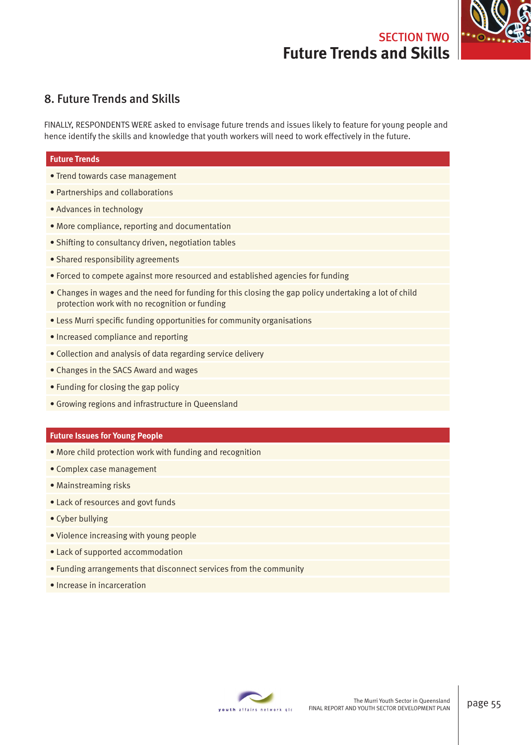## 8. Future Trends and Skills

FINALLY, RESPONDENTS WERE asked to envisage future trends and issues likely to feature for young people and hence identify the skills and knowledge that youth workers will need to work effectively in the future.

| Future Trends |
| --- |
| • Trend towards case management |
| • Partnerships and collaborations |
| • Advances in technology |
| • More compliance, reporting and documentation |
| • Shifting to consultancy driven, negotiation tables |
| • Shared responsibility agreements |
| • Forced to compete against more resourced and established agencies for funding |
| • Changes in wages and the need for funding for this closing the gap policy undertaking a lot of child protection work with no recognition or funding |
| • Less Murri specific funding opportunities for community organisations |
| • Increased compliance and reporting |
| • Collection and analysis of data regarding service delivery |
| • Changes in the SACS Award and wages |
| • Funding for closing the gap policy |
| • Growing regions and infrastructure in Queensland |

| Future Issues for Young People |
| --- |
| • More child protection work with funding and recognition |
| • Complex case management |
| • Mainstreaming risks |
| • Lack of resources and govt funds |
| • Cyber bullying |
| • Violence increasing with young people |
| • Lack of supported accommodation |
| • Funding arrangements that disconnect services from the community |
| • Increase in incarceration |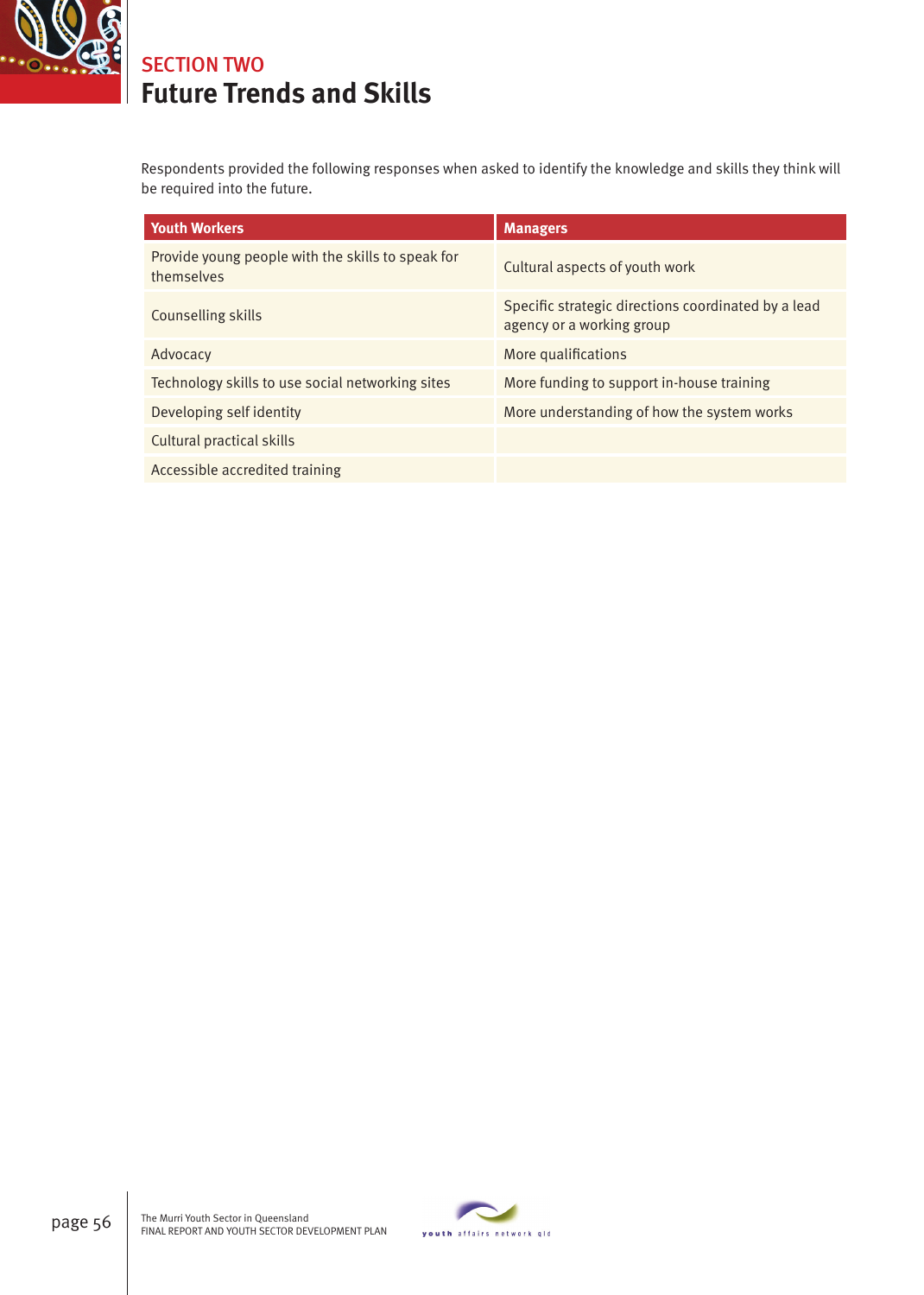SECTION TWO

# Future Trends and Skills

Respondents provided the following responses when asked to identify the knowledge and skills they think will be required into the future.

| Youth Workers | Managers |
|---|---|
| Provide young people with the skills to speak for themselves | Cultural aspects of youth work |
| Counselling skills | Specific strategic directions coordinated by a lead agency or a working group |
| Advocacy | More qualifications |
| Technology skills to use social networking sites | More funding to support in-house training |
| Developing self identity | More understanding of how the system works |
| Cultural practical skills | |
| Accessible accredited training | |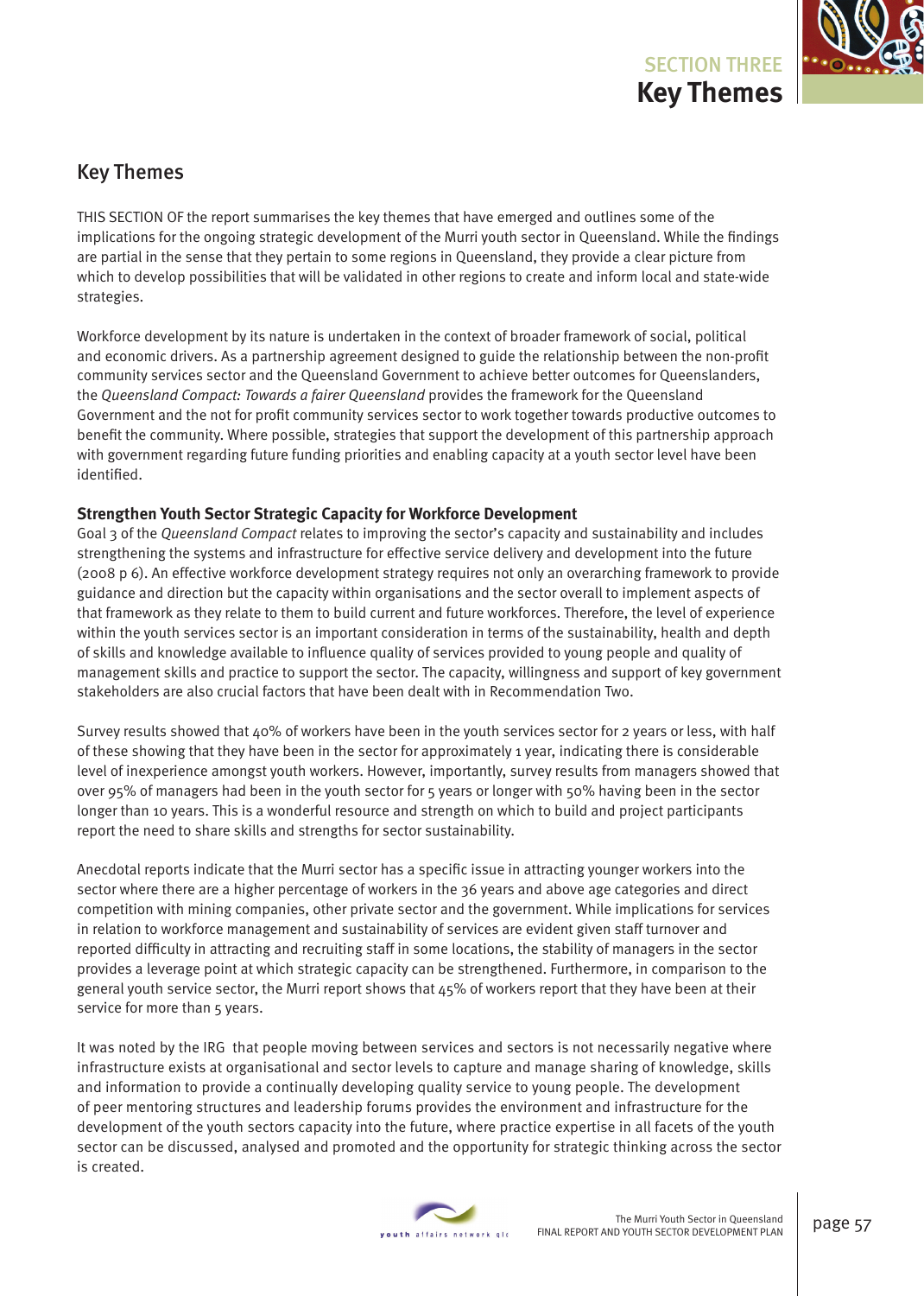## Key Themes

THIS SECTION OF the report summarises the key themes that have emerged and outlines some of the implications for the ongoing strategic development of the Murri youth sector in Queensland. While the findings are partial in the sense that they pertain to some regions in Queensland, they provide a clear picture from which to develop possibilities that will be validated in other regions to create and inform local and state-wide strategies.

Workforce development by its nature is undertaken in the context of broader framework of social, political and economic drivers. As a partnership agreement designed to guide the relationship between the non-profit community services sector and the Queensland Government to achieve better outcomes for Queenslanders, the *Queensland Compact: Towards a fairer Queensland* provides the framework for the Queensland Government and the not for profit community services sector to work together towards productive outcomes to benefit the community. Where possible, strategies that support the development of this partnership approach with government regarding future funding priorities and enabling capacity at a youth sector level have been identified.

### Strengthen Youth Sector Strategic Capacity for Workforce Development

Goal 3 of the *Queensland Compact* relates to improving the sector's capacity and sustainability and includes strengthening the systems and infrastructure for effective service delivery and development into the future (2008 p 6). An effective workforce development strategy requires not only an overarching framework to provide guidance and direction but the capacity within organisations and the sector overall to implement aspects of that framework as they relate to them to build current and future workforces. Therefore, the level of experience within the youth services sector is an important consideration in terms of the sustainability, health and depth of skills and knowledge available to influence quality of services provided to young people and quality of management skills and practice to support the sector. The capacity, willingness and support of key government stakeholders are also crucial factors that have been dealt with in Recommendation Two.

Survey results showed that 40% of workers have been in the youth services sector for 2 years or less, with half of these showing that they have been in the sector for approximately 1 year, indicating there is considerable level of inexperience amongst youth workers. However, importantly, survey results from managers showed that over 95% of managers had been in the youth sector for 5 years or longer with 50% having been in the sector longer than 10 years. This is a wonderful resource and strength on which to build and project participants report the need to share skills and strengths for sector sustainability.

Anecdotal reports indicate that the Murri sector has a specific issue in attracting younger workers into the sector where there are a higher percentage of workers in the 36 years and above age categories and direct competition with mining companies, other private sector and the government. While implications for services in relation to workforce management and sustainability of services are evident given staff turnover and reported difficulty in attracting and recruiting staff in some locations, the stability of managers in the sector provides a leverage point at which strategic capacity can be strengthened. Furthermore, in comparison to the general youth service sector, the Murri report shows that 45% of workers report that they have been at their service for more than 5 years.

It was noted by the IRG that people moving between services and sectors is not necessarily negative where infrastructure exists at organisational and sector levels to capture and manage sharing of knowledge, skills and information to provide a continually developing quality service to young people. The development of peer mentoring structures and leadership forums provides the environment and infrastructure for the development of the youth sectors capacity into the future, where practice expertise in all facets of the youth sector can be discussed, analysed and promoted and the opportunity for strategic thinking across the sector is created.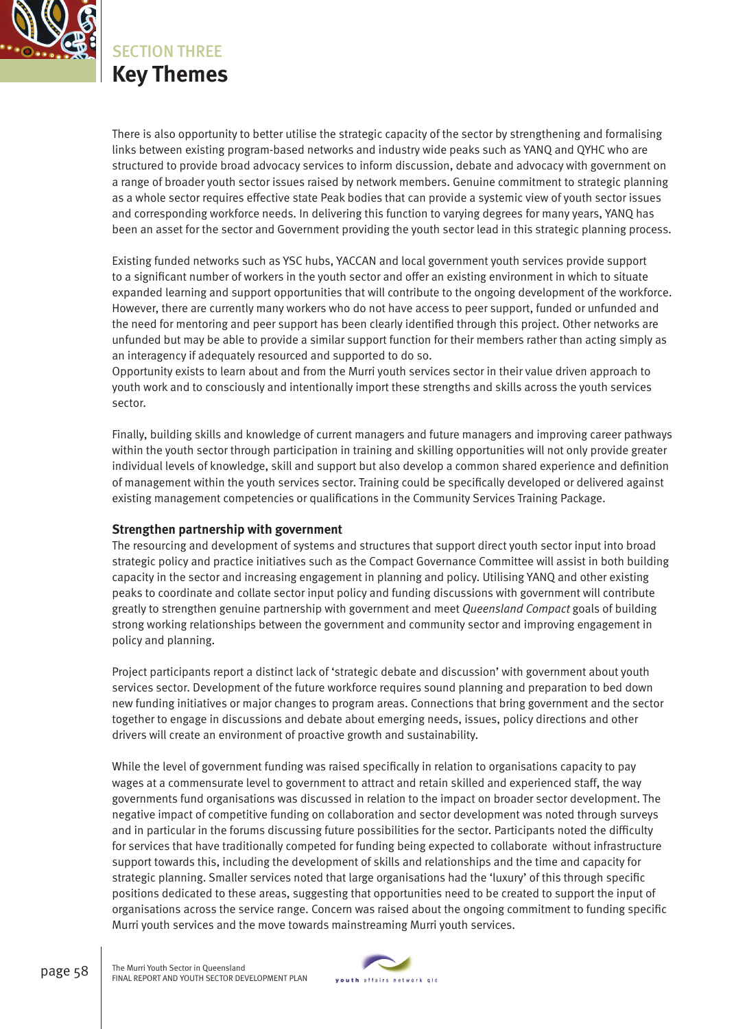## SECTION THREE
# Key Themes

There is also opportunity to better utilise the strategic capacity of the sector by strengthening and formalising links between existing program-based networks and industry wide peaks such as YANQ and QYHC who are structured to provide broad advocacy services to inform discussion, debate and advocacy with government on a range of broader youth sector issues raised by network members. Genuine commitment to strategic planning as a whole sector requires effective state Peak bodies that can provide a systemic view of youth sector issues and corresponding workforce needs. In delivering this function to varying degrees for many years, YANQ has been an asset for the sector and Government providing the youth sector lead in this strategic planning process.

Existing funded networks such as YSC hubs, YACCAN and local government youth services provide support to a significant number of workers in the youth sector and offer an existing environment in which to situate expanded learning and support opportunities that will contribute to the ongoing development of the workforce. However, there are currently many workers who do not have access to peer support, funded or unfunded and the need for mentoring and peer support has been clearly identified through this project. Other networks are unfunded but may be able to provide a similar support function for their members rather than acting simply as an interagency if adequately resourced and supported to do so.
Opportunity exists to learn about and from the Murri youth services sector in their value driven approach to youth work and to consciously and intentionally import these strengths and skills across the youth services sector.

Finally, building skills and knowledge of current managers and future managers and improving career pathways within the youth sector through participation in training and skilling opportunities will not only provide greater individual levels of knowledge, skill and support but also develop a common shared experience and definition of management within the youth services sector. Training could be specifically developed or delivered against existing management competencies or qualifications in the Community Services Training Package.

### Strengthen partnership with government

The resourcing and development of systems and structures that support direct youth sector input into broad strategic policy and practice initiatives such as the Compact Governance Committee will assist in both building capacity in the sector and increasing engagement in planning and policy. Utilising YANQ and other existing peaks to coordinate and collate sector input policy and funding discussions with government will contribute greatly to strengthen genuine partnership with government and meet *Queensland Compact* goals of building strong working relationships between the government and community sector and improving engagement in policy and planning.

Project participants report a distinct lack of 'strategic debate and discussion' with government about youth services sector. Development of the future workforce requires sound planning and preparation to bed down new funding initiatives or major changes to program areas. Connections that bring government and the sector together to engage in discussions and debate about emerging needs, issues, policy directions and other drivers will create an environment of proactive growth and sustainability.

While the level of government funding was raised specifically in relation to organisations capacity to pay wages at a commensurate level to government to attract and retain skilled and experienced staff, the way governments fund organisations was discussed in relation to the impact on broader sector development. The negative impact of competitive funding on collaboration and sector development was noted through surveys and in particular in the forums discussing future possibilities for the sector. Participants noted the difficulty for services that have traditionally competed for funding being expected to collaborate without infrastructure support towards this, including the development of skills and relationships and the time and capacity for strategic planning. Smaller services noted that large organisations had the 'luxury' of this through specific positions dedicated to these areas, suggesting that opportunities need to be created to support the input of organisations across the service range. Concern was raised about the ongoing commitment to funding specific Murri youth services and the move towards mainstreaming Murri youth services.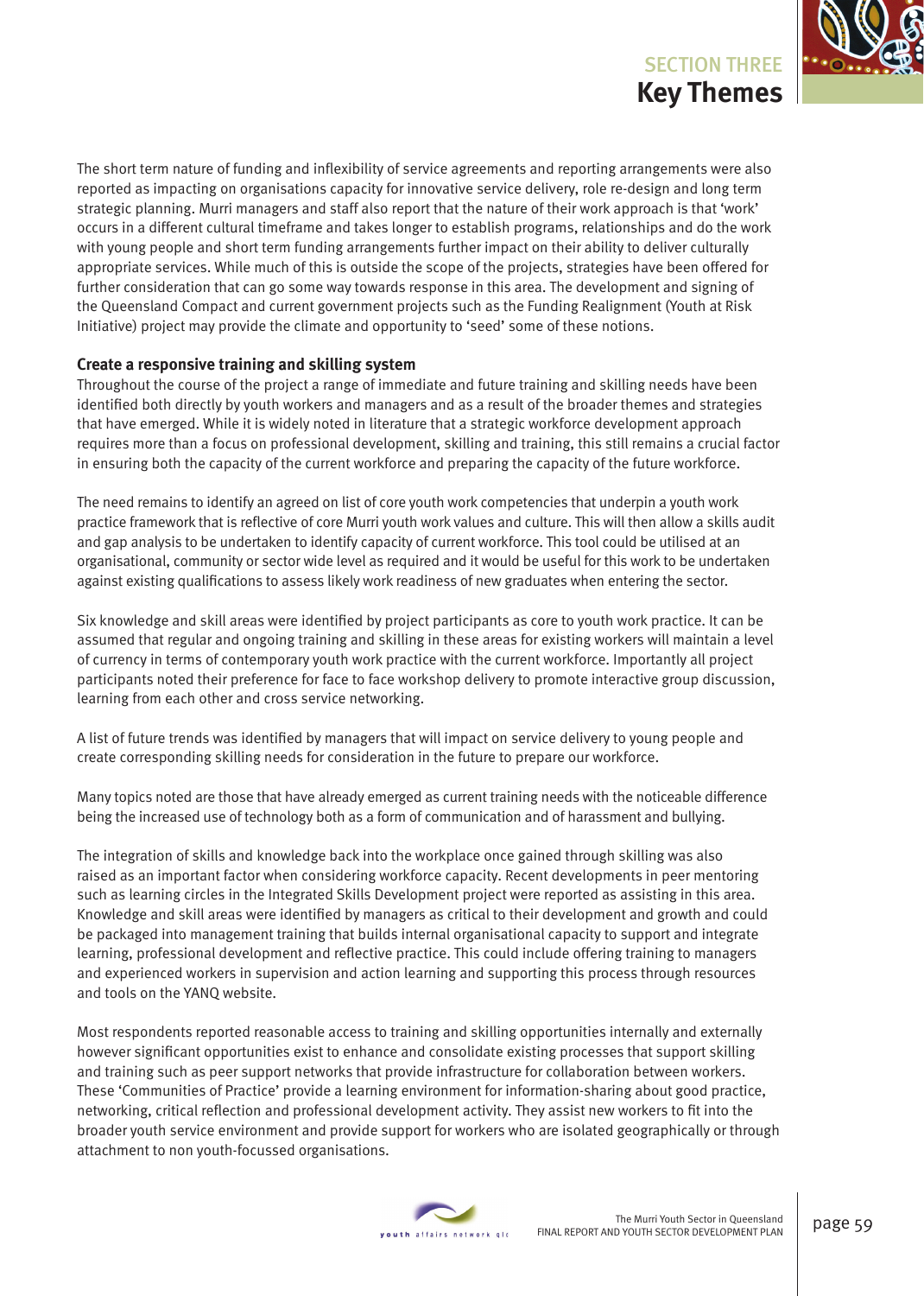The short term nature of funding and inflexibility of service agreements and reporting arrangements were also reported as impacting on organisations capacity for innovative service delivery, role re-design and long term strategic planning. Murri managers and staff also report that the nature of their work approach is that 'work' occurs in a different cultural timeframe and takes longer to establish programs, relationships and do the work with young people and short term funding arrangements further impact on their ability to deliver culturally appropriate services. While much of this is outside the scope of the projects, strategies have been offered for further consideration that can go some way towards response in this area. The development and signing of the Queensland Compact and current government projects such as the Funding Realignment (Youth at Risk Initiative) project may provide the climate and opportunity to 'seed' some of these notions.

### Create a responsive training and skilling system

Throughout the course of the project a range of immediate and future training and skilling needs have been identified both directly by youth workers and managers and as a result of the broader themes and strategies that have emerged. While it is widely noted in literature that a strategic workforce development approach requires more than a focus on professional development, skilling and training, this still remains a crucial factor in ensuring both the capacity of the current workforce and preparing the capacity of the future workforce.

The need remains to identify an agreed on list of core youth work competencies that underpin a youth work practice framework that is reflective of core Murri youth work values and culture. This will then allow a skills audit and gap analysis to be undertaken to identify capacity of current workforce. This tool could be utilised at an organisational, community or sector wide level as required and it would be useful for this work to be undertaken against existing qualifications to assess likely work readiness of new graduates when entering the sector.

Six knowledge and skill areas were identified by project participants as core to youth work practice. It can be assumed that regular and ongoing training and skilling in these areas for existing workers will maintain a level of currency in terms of contemporary youth work practice with the current workforce. Importantly all project participants noted their preference for face to face workshop delivery to promote interactive group discussion, learning from each other and cross service networking.

A list of future trends was identified by managers that will impact on service delivery to young people and create corresponding skilling needs for consideration in the future to prepare our workforce.

Many topics noted are those that have already emerged as current training needs with the noticeable difference being the increased use of technology both as a form of communication and of harassment and bullying.

The integration of skills and knowledge back into the workplace once gained through skilling was also raised as an important factor when considering workforce capacity. Recent developments in peer mentoring such as learning circles in the Integrated Skills Development project were reported as assisting in this area. Knowledge and skill areas were identified by managers as critical to their development and growth and could be packaged into management training that builds internal organisational capacity to support and integrate learning, professional development and reflective practice. This could include offering training to managers and experienced workers in supervision and action learning and supporting this process through resources and tools on the YANQ website.

Most respondents reported reasonable access to training and skilling opportunities internally and externally however significant opportunities exist to enhance and consolidate existing processes that support skilling and training such as peer support networks that provide infrastructure for collaboration between workers. These 'Communities of Practice' provide a learning environment for information-sharing about good practice, networking, critical reflection and professional development activity. They assist new workers to fit into the broader youth service environment and provide support for workers who are isolated geographically or through attachment to non youth-focussed organisations.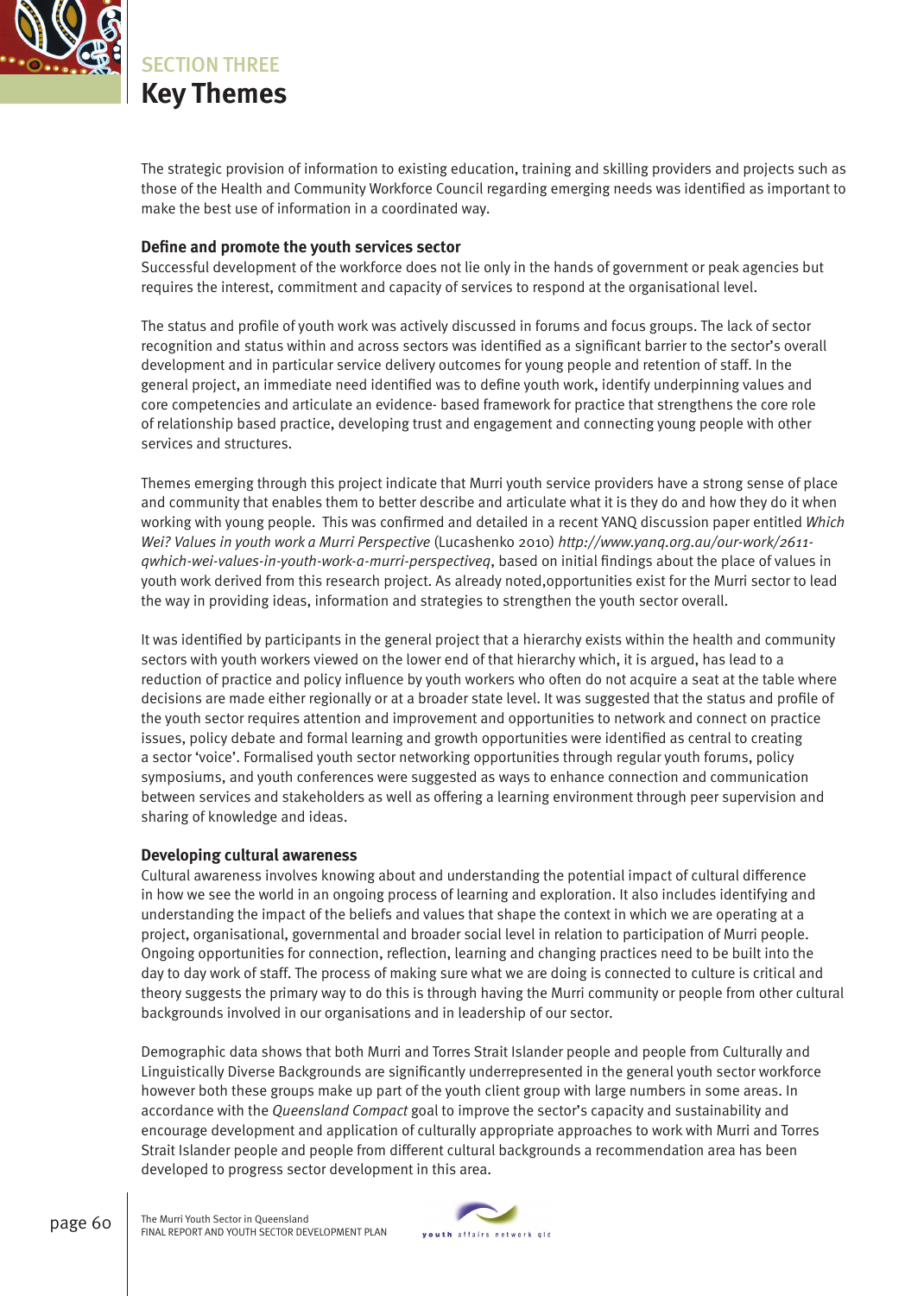The strategic provision of information to existing education, training and skilling providers and projects such as those of the Health and Community Workforce Council regarding emerging needs was identified as important to make the best use of information in a coordinated way.

**Define and promote the youth services sector**

Successful development of the workforce does not lie only in the hands of government or peak agencies but requires the interest, commitment and capacity of services to respond at the organisational level.

The status and profile of youth work was actively discussed in forums and focus groups. The lack of sector recognition and status within and across sectors was identified as a significant barrier to the sector's overall development and in particular service delivery outcomes for young people and retention of staff. In the general project, an immediate need identified was to define youth work, identify underpinning values and core competencies and articulate an evidence- based framework for practice that strengthens the core role of relationship based practice, developing trust and engagement and connecting young people with other services and structures.

Themes emerging through this project indicate that Murri youth service providers have a strong sense of place and community that enables them to better describe and articulate what it is they do and how they do it when working with young people. This was confirmed and detailed in a recent YANQ discussion paper entitled *Which Wei? Values in youth work a Murri Perspective* (Lucashenko 2010) *http://www.yanq.org.au/our-work/2611-qwhich-wei-values-in-youth-work-a-murri-perspectiveq*, based on initial findings about the place of values in youth work derived from this research project. As already noted,opportunities exist for the Murri sector to lead the way in providing ideas, information and strategies to strengthen the youth sector overall.

It was identified by participants in the general project that a hierarchy exists within the health and community sectors with youth workers viewed on the lower end of that hierarchy which, it is argued, has lead to a reduction of practice and policy influence by youth workers who often do not acquire a seat at the table where decisions are made either regionally or at a broader state level. It was suggested that the status and profile of the youth sector requires attention and improvement and opportunities to network and connect on practice issues, policy debate and formal learning and growth opportunities were identified as central to creating a sector 'voice'. Formalised youth sector networking opportunities through regular youth forums, policy symposiums, and youth conferences were suggested as ways to enhance connection and communication between services and stakeholders as well as offering a learning environment through peer supervision and sharing of knowledge and ideas.

**Developing cultural awareness**

Cultural awareness involves knowing about and understanding the potential impact of cultural difference in how we see the world in an ongoing process of learning and exploration. It also includes identifying and understanding the impact of the beliefs and values that shape the context in which we are operating at a project, organisational, governmental and broader social level in relation to participation of Murri people. Ongoing opportunities for connection, reflection, learning and changing practices need to be built into the day to day work of staff. The process of making sure what we are doing is connected to culture is critical and theory suggests the primary way to do this is through having the Murri community or people from other cultural backgrounds involved in our organisations and in leadership of our sector.

Demographic data shows that both Murri and Torres Strait Islander people and people from Culturally and Linguistically Diverse Backgrounds are significantly underrepresented in the general youth sector workforce however both these groups make up part of the youth client group with large numbers in some areas. In accordance with the *Queensland Compact* goal to improve the sector's capacity and sustainability and encourage development and application of culturally appropriate approaches to work with Murri and Torres Strait Islander people and people from different cultural backgrounds a recommendation area has been developed to progress sector development in this area.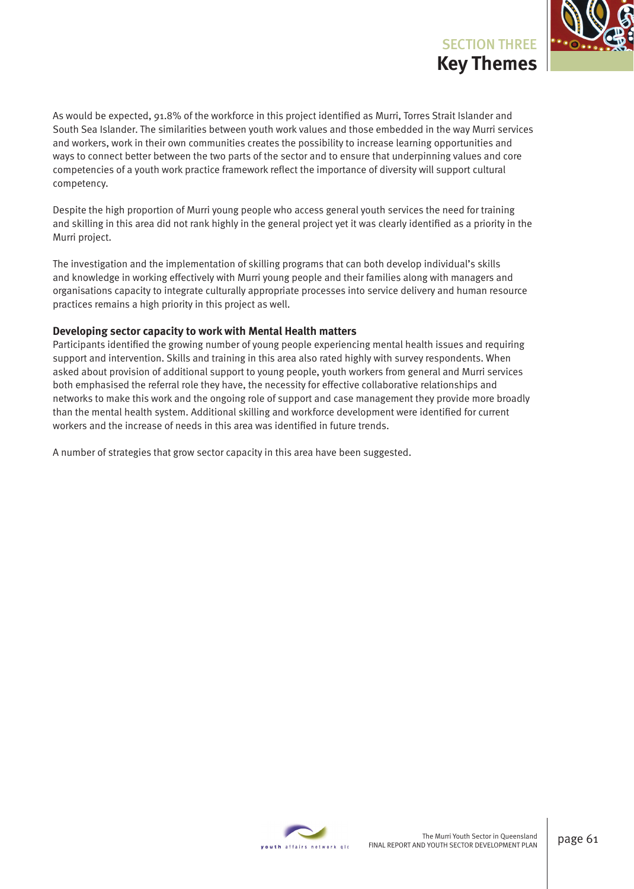As would be expected, 91.8% of the workforce in this project identified as Murri, Torres Strait Islander and South Sea Islander. The similarities between youth work values and those embedded in the way Murri services and workers, work in their own communities creates the possibility to increase learning opportunities and ways to connect better between the two parts of the sector and to ensure that underpinning values and core competencies of a youth work practice framework reflect the importance of diversity will support cultural competency.

Despite the high proportion of Murri young people who access general youth services the need for training and skilling in this area did not rank highly in the general project yet it was clearly identified as a priority in the Murri project.

The investigation and the implementation of skilling programs that can both develop individual's skills and knowledge in working effectively with Murri young people and their families along with managers and organisations capacity to integrate culturally appropriate processes into service delivery and human resource practices remains a high priority in this project as well.

**Developing sector capacity to work with Mental Health matters**

Participants identified the growing number of young people experiencing mental health issues and requiring support and intervention. Skills and training in this area also rated highly with survey respondents. When asked about provision of additional support to young people, youth workers from general and Murri services both emphasised the referral role they have, the necessity for effective collaborative relationships and networks to make this work and the ongoing role of support and case management they provide more broadly than the mental health system. Additional skilling and workforce development were identified for current workers and the increase of needs in this area was identified in future trends.

A number of strategies that grow sector capacity in this area have been suggested.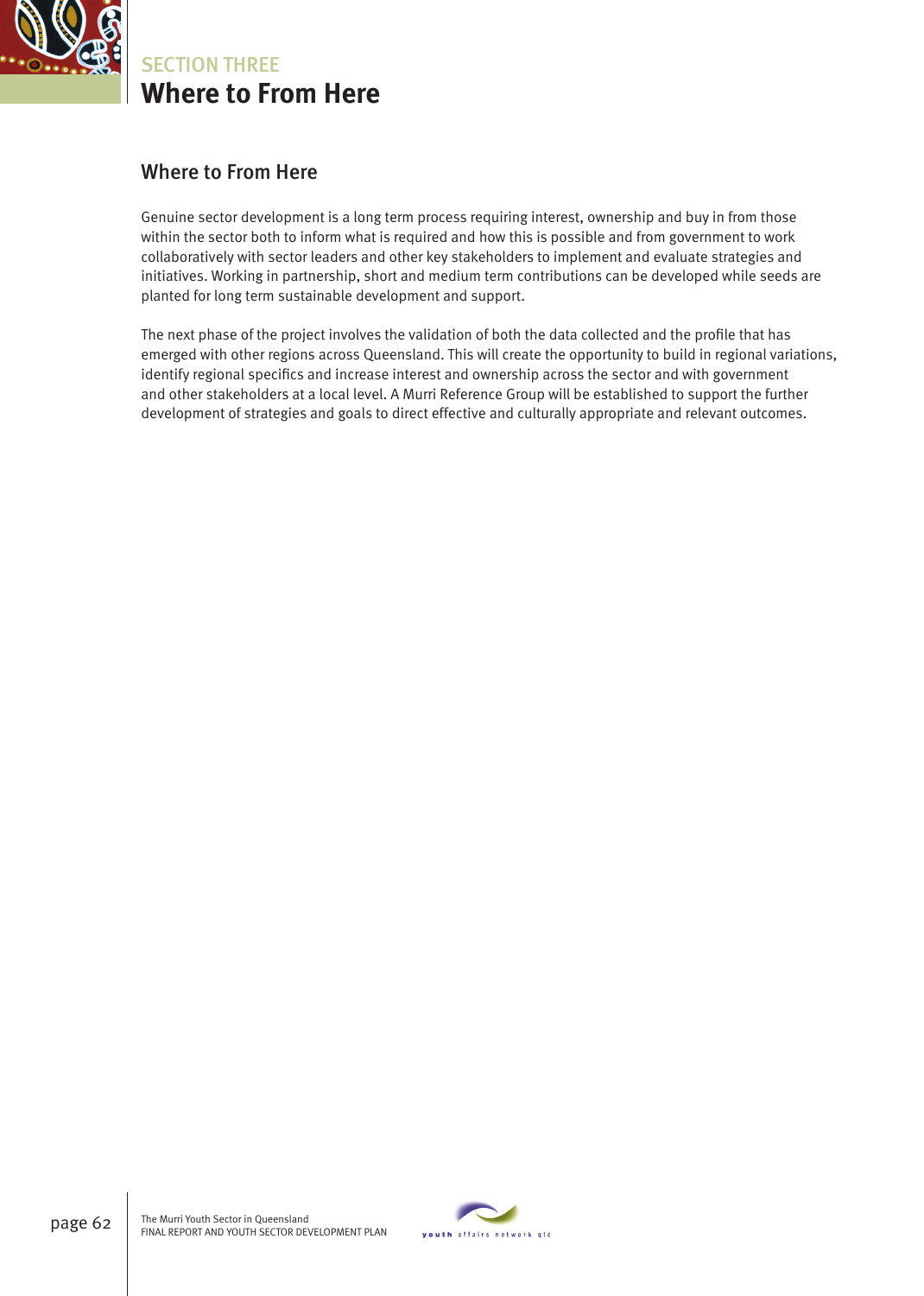# SECTION THREE
# Where to From Here

## Where to From Here

Genuine sector development is a long term process requiring interest, ownership and buy in from those within the sector both to inform what is required and how this is possible and from government to work collaboratively with sector leaders and other key stakeholders to implement and evaluate strategies and initiatives. Working in partnership, short and medium term contributions can be developed while seeds are planted for long term sustainable development and support.

The next phase of the project involves the validation of both the data collected and the profile that has emerged with other regions across Queensland. This will create the opportunity to build in regional variations, identify regional specifics and increase interest and ownership across the sector and with government and other stakeholders at a local level. A Murri Reference Group will be established to support the further development of strategies and goals to direct effective and culturally appropriate and relevant outcomes.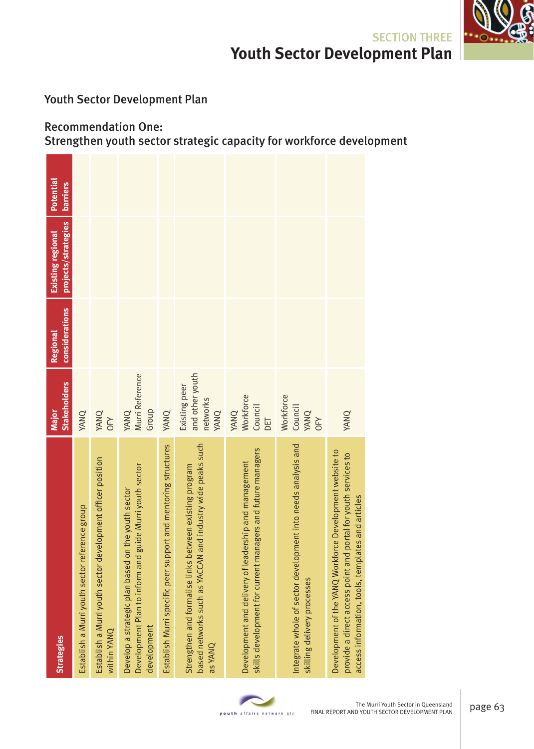## Youth Sector Development Plan

### Recommendation One:
### Strengthen youth sector strategic capacity for workforce development

| Strategies | Major Stakeholders | Regional considerations | Existing regional projects/strategies | Potential barriers |
|---|---|---|---|---|
| Establish a Murri youth sector reference group | YANQ | | | |
| Establish a Murri youth sector development officer position within YANQ | YANQ<br>OFY | | | |
| Develop a strategic plan based on the youth sector Development Plan to inform and guide Murri youth sector development | YANQ<br>Murri Reference Group | | | |
| Establish Murri specific peer support and mentoring structures | YANQ | | | |
| Strengthen and formalise links between existing program based networks such as YACCAN and industry wide peaks such as YANQ | Existing peer and other youth networks<br>YANQ | | | |
| Development and delivery of leadership and management skills development for current managers and future managers | YANQ<br>Workforce Council<br>DET | | | |
| Integrate whole of sector development into needs analysis and skilling delivery processes | Workforce Council<br>YANQ<br>OFY | | | |
| Development of the YANQ Workforce Development website to provide a direct access point and portal for youth services to access information, tools, templates and articles | YANQ | | | |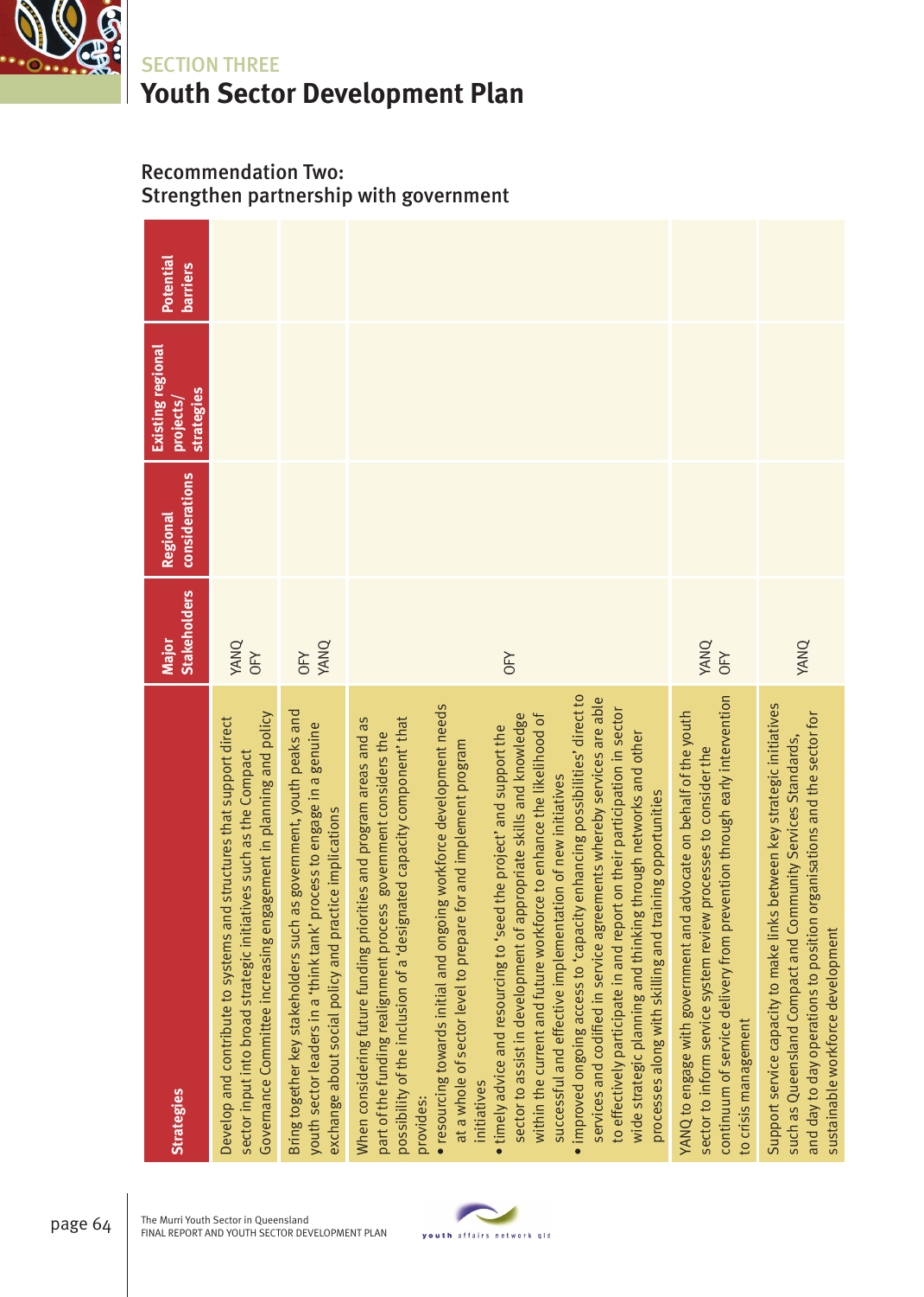SECTION THREE

# Youth Sector Development Plan

## Recommendation Two: Strengthen partnership with government

| Strategies | Major Stakeholders | Regional considerations | Existing regional projects/ strategies | Potential barriers |
|---|---|---|---|---|
| Develop and contribute to systems and structures that support direct sector input into broad strategic initiatives such as the Compact Governance Committee increasing engagement in planning and policy | YANQ<br>OFY | | | |
| Bring together key stakeholders such as government, youth peaks and youth sector leaders in a 'think tank' process to engage in a genuine exchange about social policy and practice implications | OFY<br>YANQ | | | |
| When considering future funding priorities and program areas and as part of the funding realignment process government considers the possibility of the inclusion of a 'designated capacity component' that provides:<br>• resourcing towards initial and ongoing workforce development needs at a whole of sector level to prepare for and implement program initiatives<br>• timely advice and resourcing to 'seed the project' and support the sector to assist in development of appropriate skills and knowledge within the current and future workforce to enhance the likelihood of successful and effective implementation of new initiatives<br>• improved ongoing access to 'capacity enhancing possibilities' direct to services and codified in service agreements whereby services are able to effectively participate in and report on their participation in sector wide strategic planning and thinking through networks and other processes along with skilling and training opportunities | OFY | | | |
| YANQ to engage with government and advocate on behalf of the youth sector to inform service system review processes to consider the continuum of service delivery from prevention through early intervention to crisis management | YANQ<br>OFY | | | |
| Support service capacity to make links between key strategic initiatives such as Queensland Compact and Community Services Standards, and day to day operations to position organisations and the sector for sustainable workforce development | YANQ | | | |

The Murri Youth Sector in Queensland
FINAL REPORT AND YOUTH SECTOR DEVELOPMENT PLAN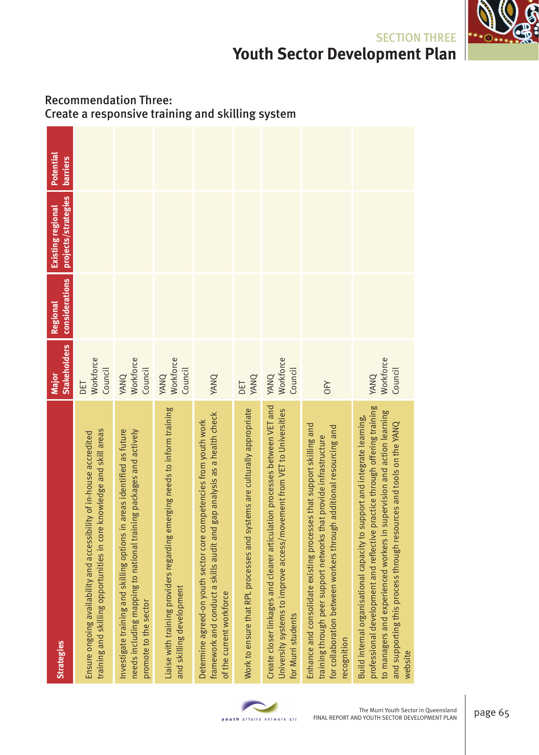## SECTION THREE

# Youth Sector Development Plan

## Recommendation Three:
## Create a responsive training and skilling system

| Strategies | Major Stakeholders | Regional considerations | Existing regional projects/strategies | Potential barriers |
|---|---|---|---|---|
| Ensure ongoing availability and accessibility of in-house accredited training and skilling opportunities in core knowledge and skill areas | DET Workforce Council | | | |
| Investigate training and skilling options in areas identified as future needs including mapping to national training packages and actively promote to the sector | YANQ Workforce Council | | | |
| Liaise with training providers regarding emerging needs to inform training and skilling development | YANQ Workforce Council | | | |
| Determine agreed-on youth sector core competencies from youth work framework and conduct a skills audit and gap analysis as a health check of the current workforce | YANQ | | | |
| Work to ensure that RPL processes and systems are culturally appropriate | DET YANQ | | | |
| Create closer linkages and clearer articulation processes between VET and University systems to improve access/movement from VET to Universities for Murri students | YANQ Workforce Council | | | |
| Enhance and consolidate existing processes that support skilling and training through peer support networks that provide infrastructure for collaboration between workers through additional resourcing and recognition | OFY | | | |
| Build internal organisational capacity to support and integrate learning, professional development and reflective practice through offering training to managers and experienced workers in supervision and action learning and supporting this process through resources and tools on the YANQ website | YANQ Workforce Council | | | |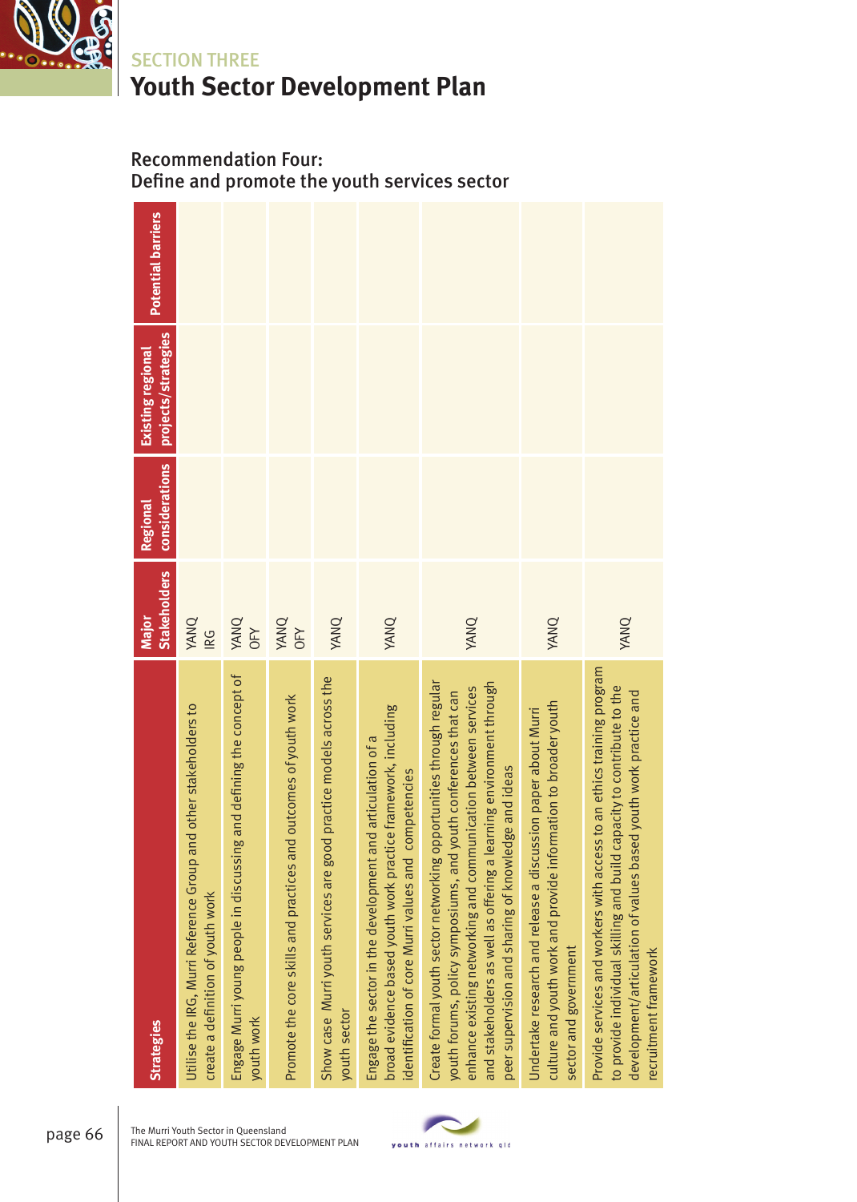## SECTION THREE

# Youth Sector Development Plan

### Recommendation Four: Define and promote the youth services sector

| Strategies | Major Stakeholders | Regional considerations | Existing regional projects/strategies | Potential barriers |
|---|---|---|---|---|
| Utilise the IRG, Murri Reference Group and other stakeholders to create a definition of youth work | YANQ IRG | | | |
| Engage Murri young people in discussing and defining the concept of youth work | YANQ OFY | | | |
| Promote the core skills and practices and outcomes of youth work | YANQ OFY | | | |
| Show case Murri youth services are good practice models across the youth sector | YANQ | | | |
| Engage the sector in the development and articulation of a broad evidence based youth work practice framework, including identification of core Murri values and competencies | YANQ | | | |
| Create formal youth sector networking opportunities through regular youth forums, policy symposiums, and youth conferences that can enhance existing networking and communication between services and stakeholders as well as offering a learning environment through peer supervision and sharing of knowledge and ideas | YANQ | | | |
| Undertake research and release a discussion paper about Murri culture and youth work and provide information to broader youth sector and government | YANQ | | | |
| Provide services and workers with access to an ethics training program to provide individual skilling and build capacity to contribute to the development/articulation of values based youth work practice and recruitment framework | YANQ | | | |

The Murri Youth Sector in Queensland
FINAL REPORT AND YOUTH SECTOR DEVELOPMENT PLAN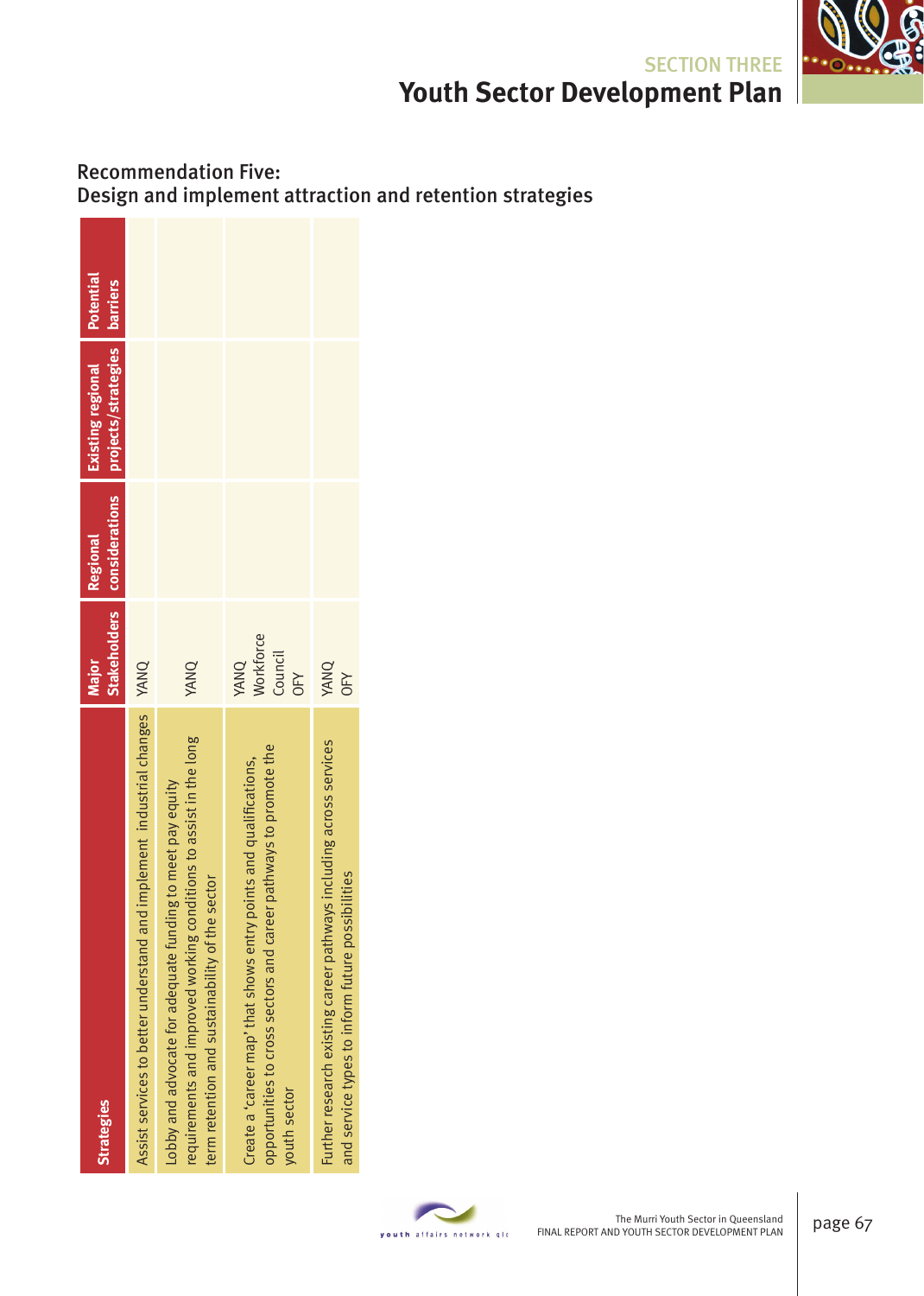## Recommendation Five:
## Design and implement attraction and retention strategies

| Strategies | Major Stakeholders | Regional considerations | Existing regional projects/strategies | Potential barriers |
|---|---|---|---|---|
| Assist services to better understand and implement industrial changes | YANQ | | | |
| Lobby and advocate for adequate funding to meet pay equity requirements and improved working conditions to assist in the long term retention and sustainability of the sector | YANQ | | | |
| Create a 'career map' that shows entry points and qualifications, opportunities to cross sectors and career pathways to promote the youth sector | YANQ Workforce Council OFY | | | |
| Further research existing career pathways including across services and service types to inform future possibilities | YANQ OFY | | | |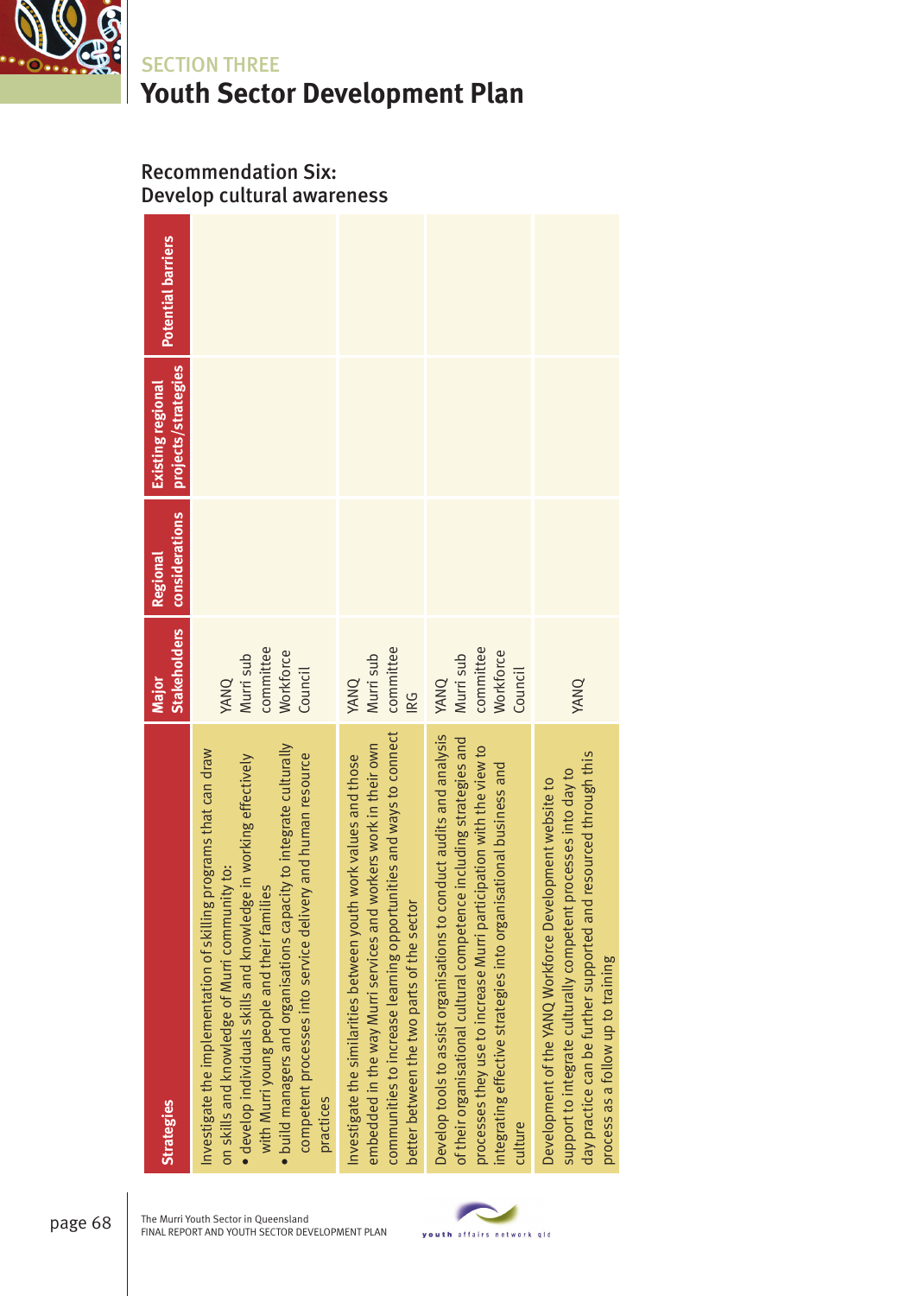## SECTION THREE

# Youth Sector Development Plan

### Recommendation Six: Develop cultural awareness

| Strategies | Major Stakeholders | Regional considerations | Existing regional projects/strategies | Potential barriers |
|---|---|---|---|---|
| Investigate the implementation of skilling programs that can draw on skills and knowledge of Murri community to: • develop individuals skills and knowledge in working effectively with Murri young people and their families • build managers and organisations capacity to integrate culturally competent processes into service delivery and human resource practices | YANQ Murri sub committee Workforce Council | | | |
| Investigate the similarities between youth work values and those embedded in the way Murri services and workers work in their own communities to increase learning opportunities and ways to connect better between the two parts of the sector | YANQ Murri sub committee IRG | | | |
| Develop tools to assist organisations to conduct audits and analysis of their organisational cultural competence including strategies and processes they use to increase Murri participation with the view to integrating effective strategies into organisational business and culture | YANQ Murri sub committee Workforce Council | | | |
| Development of the YANQ Workforce Development website to support to integrate culturally competent processes into day to day practice can be further supported and resourced through this process as a follow up to training | YANQ | | | |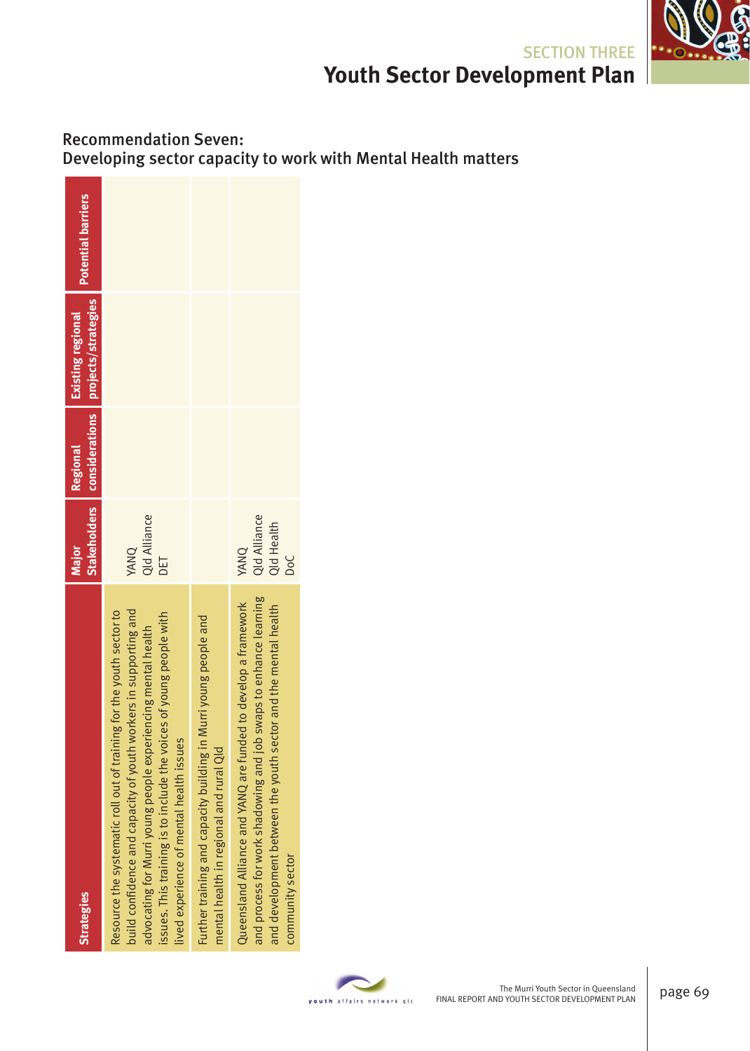## Recommendation Seven: Developing sector capacity to work with Mental Health matters

| Strategies | Major Stakeholders | Regional considerations | Existing regional projects/strategies | Potential barriers |
|---|---|---|---|---|
| Resource the systematic roll out of training for the youth sector to build confidence and capacity of youth workers in supporting and advocating for Murri young people experiencing mental health issues. This training is to include the voices of young people with lived experience of mental health issues | YANQ<br>Qld Alliance<br>DET | | | |
| Further training and capacity building in Murri young people and mental health in regional and rural Qld | | | | |
| Queensland Alliance and YANQ are funded to develop a framework and process for work shadowing and job swaps to enhance learning and development between the youth sector and the mental health community sector | YANQ<br>Qld Alliance<br>Qld Health<br>DoC | | | |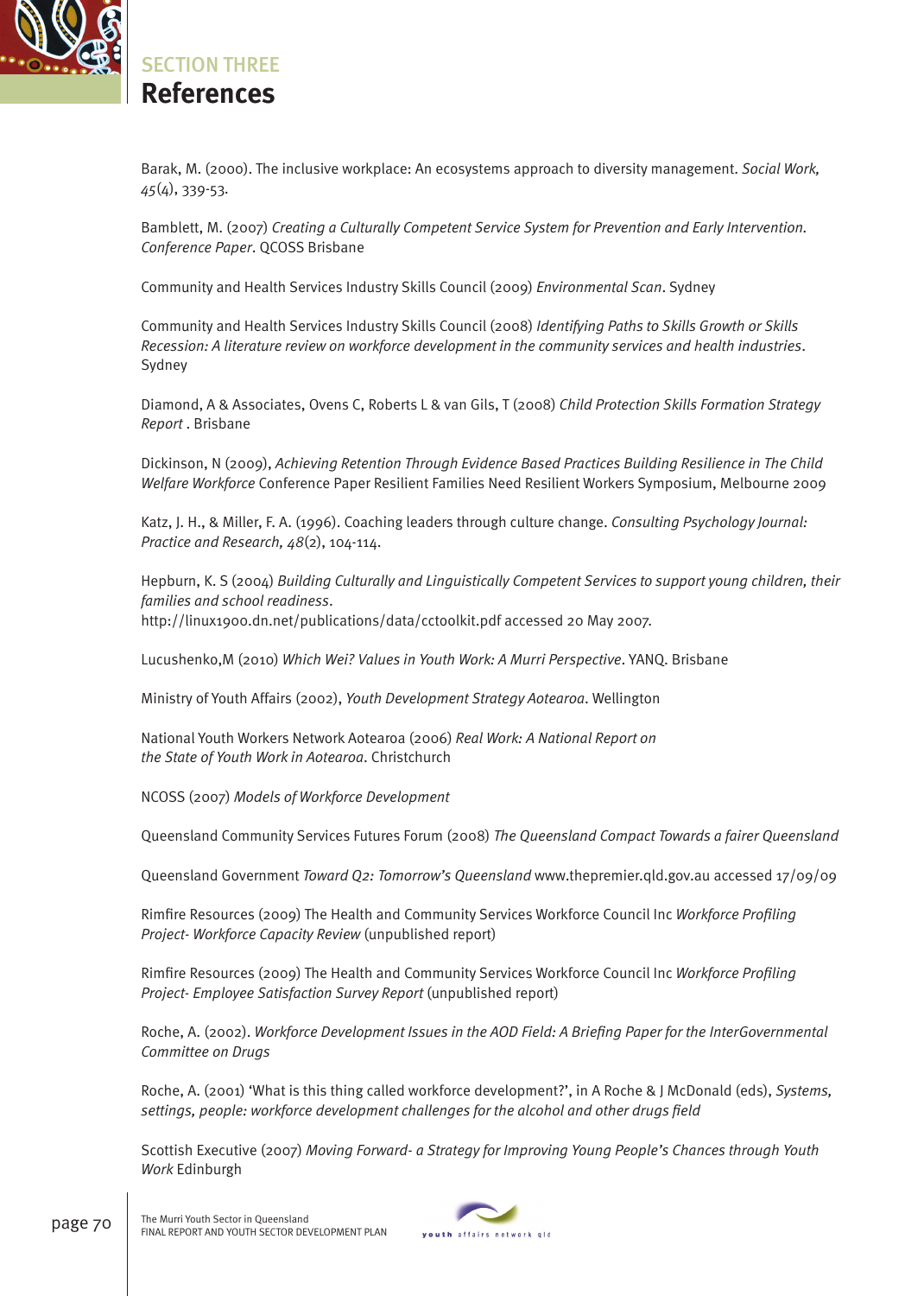SECTION THREE

# References

Barak, M. (2000). The inclusive workplace: An ecosystems approach to diversity management. *Social Work, 45*(4), 339-53.

Bamblett, M. (2007) *Creating a Culturally Competent Service System for Prevention and Early Intervention. Conference Paper*. QCOSS Brisbane

Community and Health Services Industry Skills Council (2009) *Environmental Scan*. Sydney

Community and Health Services Industry Skills Council (2008) *Identifying Paths to Skills Growth or Skills Recession: A literature review on workforce development in the community services and health industries*. Sydney

Diamond, A & Associates, Ovens C, Roberts L & van Gils, T (2008) *Child Protection Skills Formation Strategy Report* . Brisbane

Dickinson, N (2009), *Achieving Retention Through Evidence Based Practices Building Resilience in The Child Welfare Workforce* Conference Paper Resilient Families Need Resilient Workers Symposium, Melbourne 2009

Katz, J. H., & Miller, F. A. (1996). Coaching leaders through culture change. *Consulting Psychology Journal: Practice and Research, 48*(2), 104-114.

Hepburn, K. S (2004) *Building Culturally and Linguistically Competent Services to support young children, their families and school readiness*. http://linux1900.dn.net/publications/data/cctoolkit.pdf accessed 20 May 2007.

Lucushenko,M (2010) *Which Wei? Values in Youth Work: A Murri Perspective*. YANQ. Brisbane

Ministry of Youth Affairs (2002), *Youth Development Strategy Aotearoa*. Wellington

National Youth Workers Network Aotearoa (2006) *Real Work: A National Report on the State of Youth Work in Aotearoa*. Christchurch

NCOSS (2007) *Models of Workforce Development*

Queensland Community Services Futures Forum (2008) *The Queensland Compact Towards a fairer Queensland*

Queensland Government *Toward Q2: Tomorrow's Queensland* www.thepremier.qld.gov.au accessed 17/09/09

Rimfire Resources (2009) The Health and Community Services Workforce Council Inc *Workforce Profiling Project- Workforce Capacity Review* (unpublished report)

Rimfire Resources (2009) The Health and Community Services Workforce Council Inc *Workforce Profiling Project- Employee Satisfaction Survey Report* (unpublished report)

Roche, A. (2002). *Workforce Development Issues in the AOD Field: A Briefing Paper for the InterGovernmental Committee on Drugs*

Roche, A. (2001) 'What is this thing called workforce development?', in A Roche & J McDonald (eds), *Systems, settings, people: workforce development challenges for the alcohol and other drugs field*

Scottish Executive (2007) *Moving Forward- a Strategy for Improving Young People's Chances through Youth Work* Edinburgh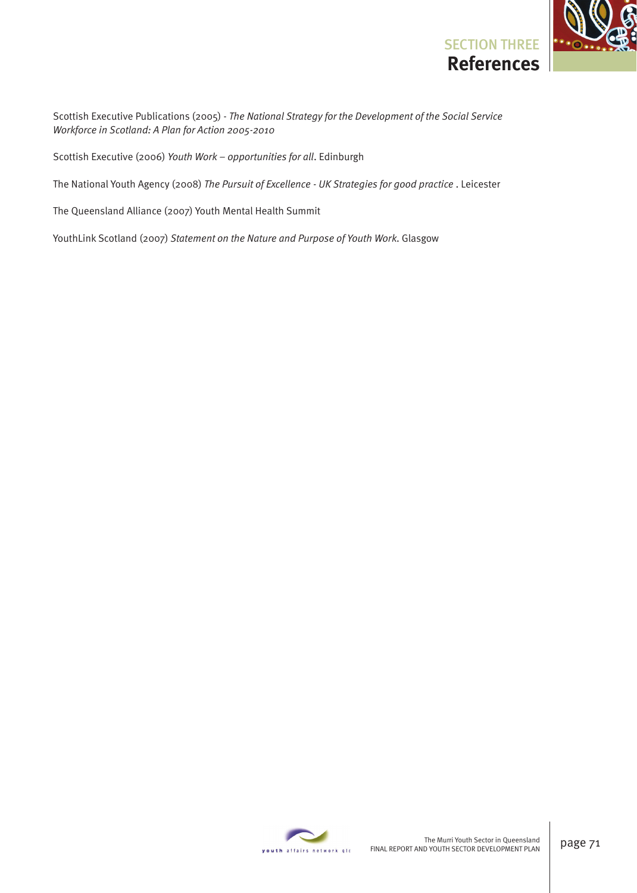# SECTION THREE
## References

Scottish Executive Publications (2005) - *The National Strategy for the Development of the Social Service Workforce in Scotland: A Plan for Action 2005-2010*

Scottish Executive (2006) *Youth Work – opportunities for all*. Edinburgh

The National Youth Agency (2008) *The Pursuit of Excellence - UK Strategies for good practice* . Leicester

The Queensland Alliance (2007) Youth Mental Health Summit

YouthLink Scotland (2007) *Statement on the Nature and Purpose of Youth Work*. Glasgow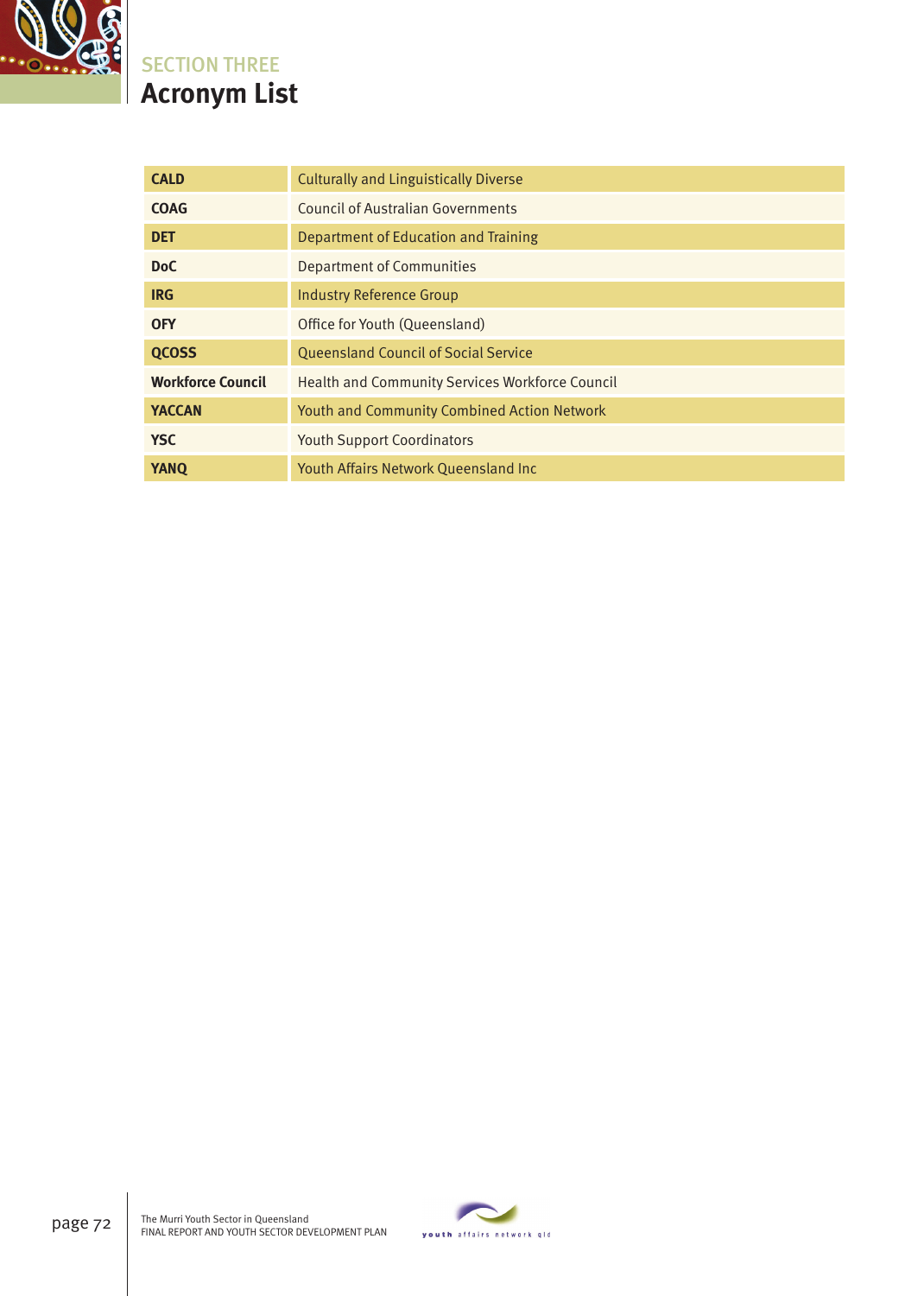SECTION THREE

# Acronym List

| | |
|---|---|
| **CALD** | Culturally and Linguistically Diverse |
| **COAG** | Council of Australian Governments |
| **DET** | Department of Education and Training |
| **DoC** | Department of Communities |
| **IRG** | Industry Reference Group |
| **OFY** | Office for Youth (Queensland) |
| **QCOSS** | Queensland Council of Social Service |
| **Workforce Council** | Health and Community Services Workforce Council |
| **YACCAN** | Youth and Community Combined Action Network |
| **YSC** | Youth Support Coordinators |
| **YANQ** | Youth Affairs Network Queensland Inc |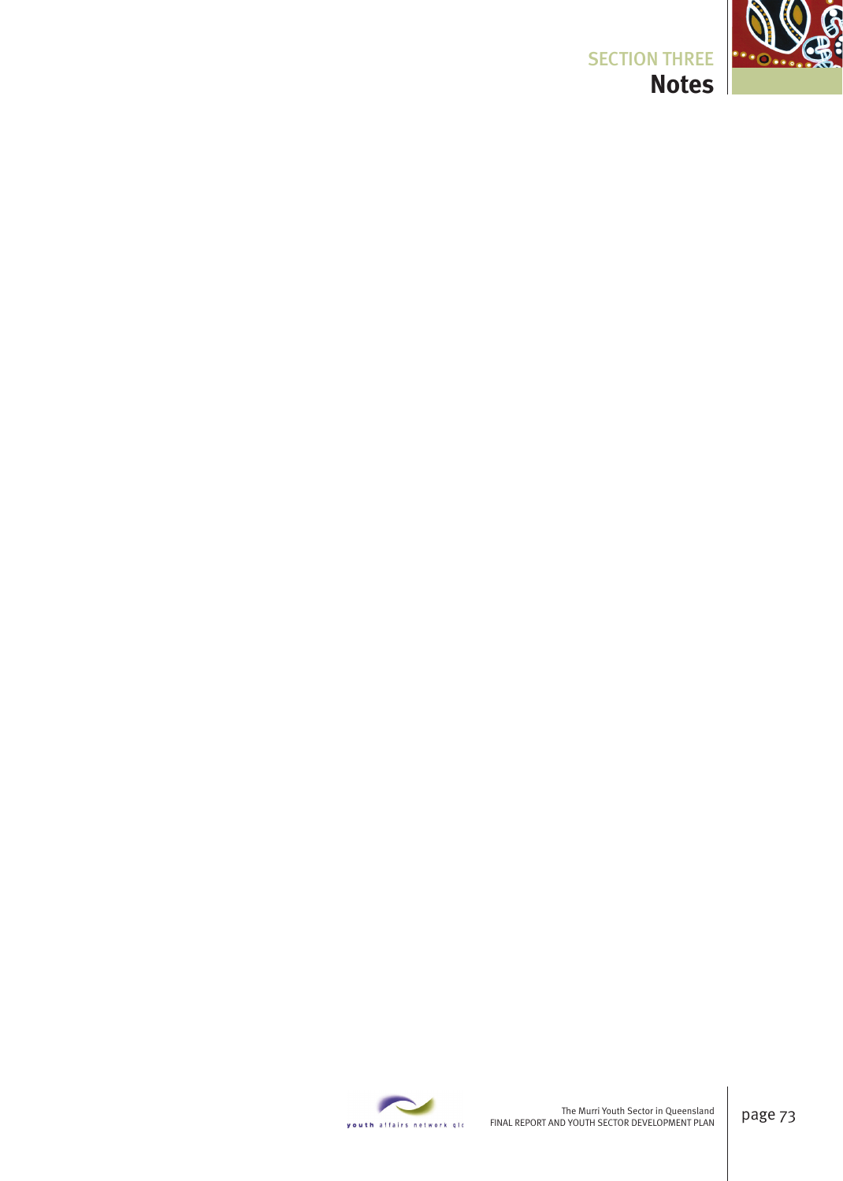SECTION THREE

# Notes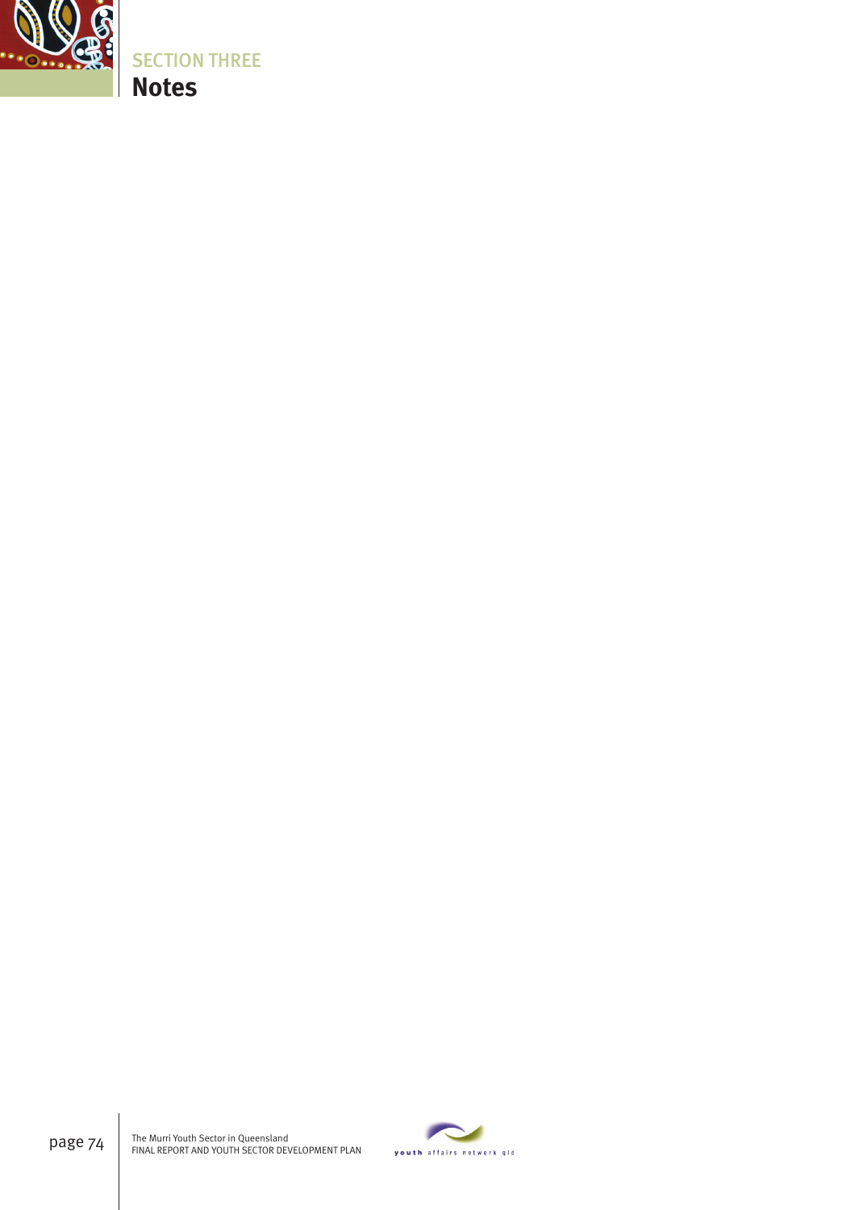SECTION THREE

# Notes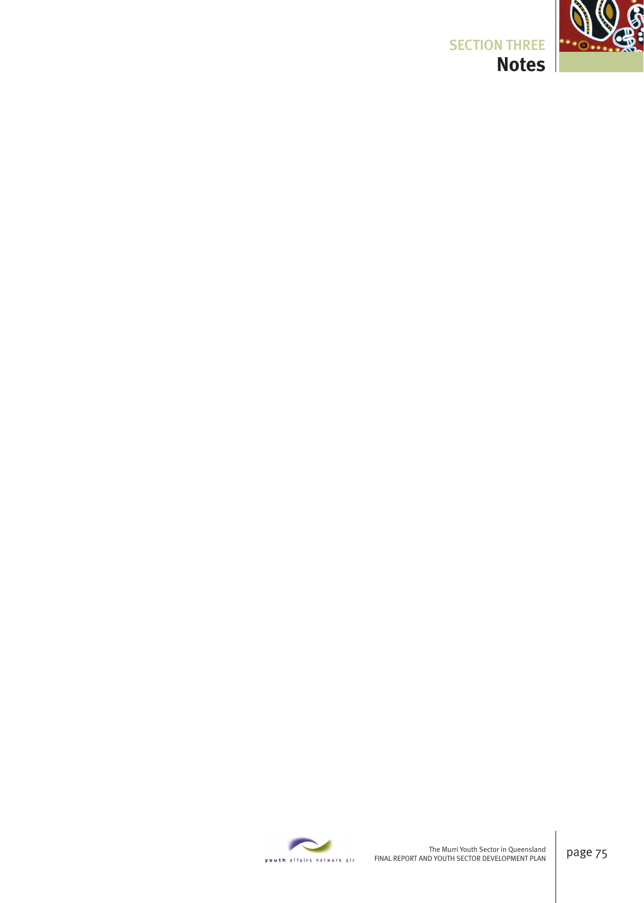# Notes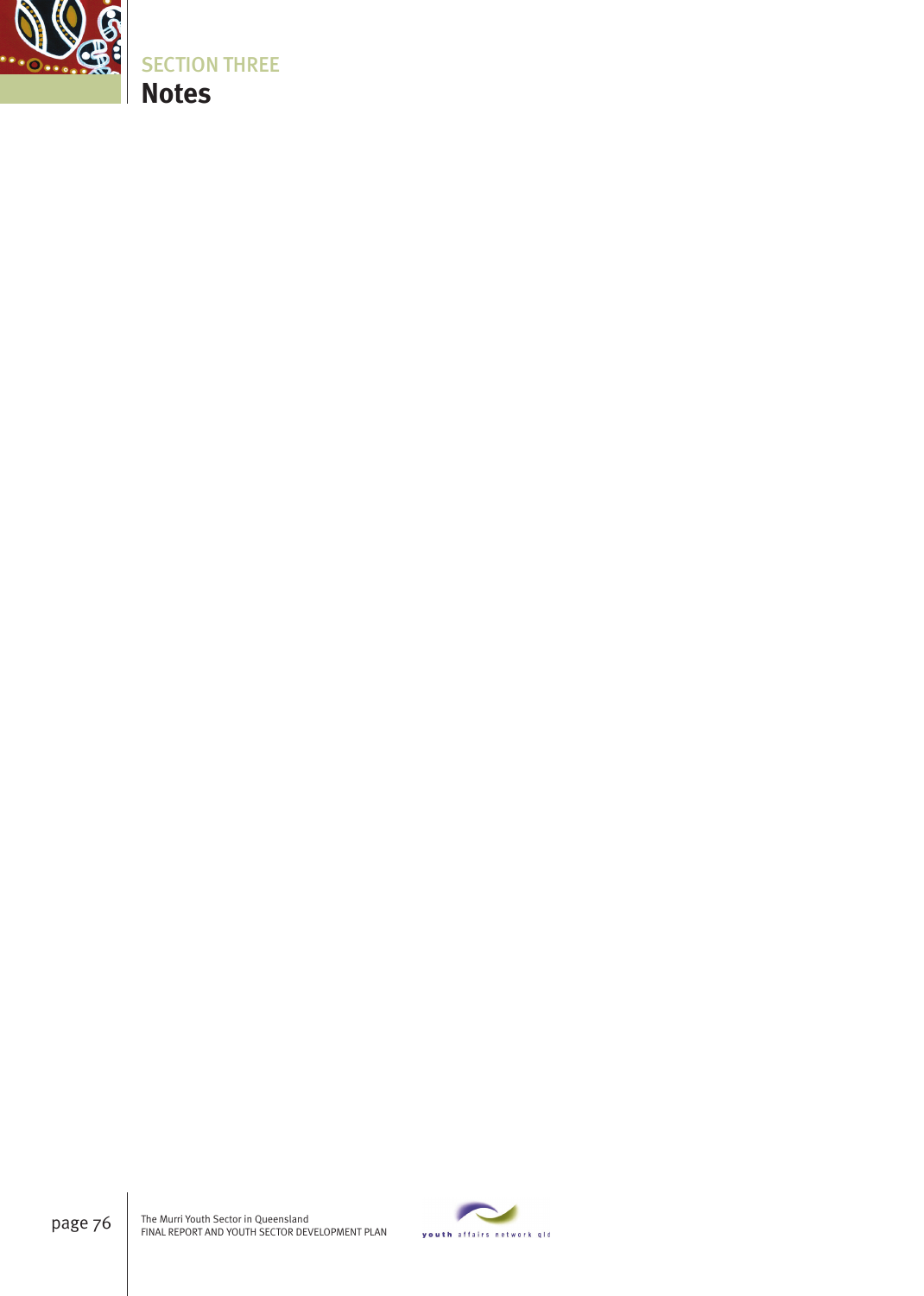SECTION THREE

# Notes